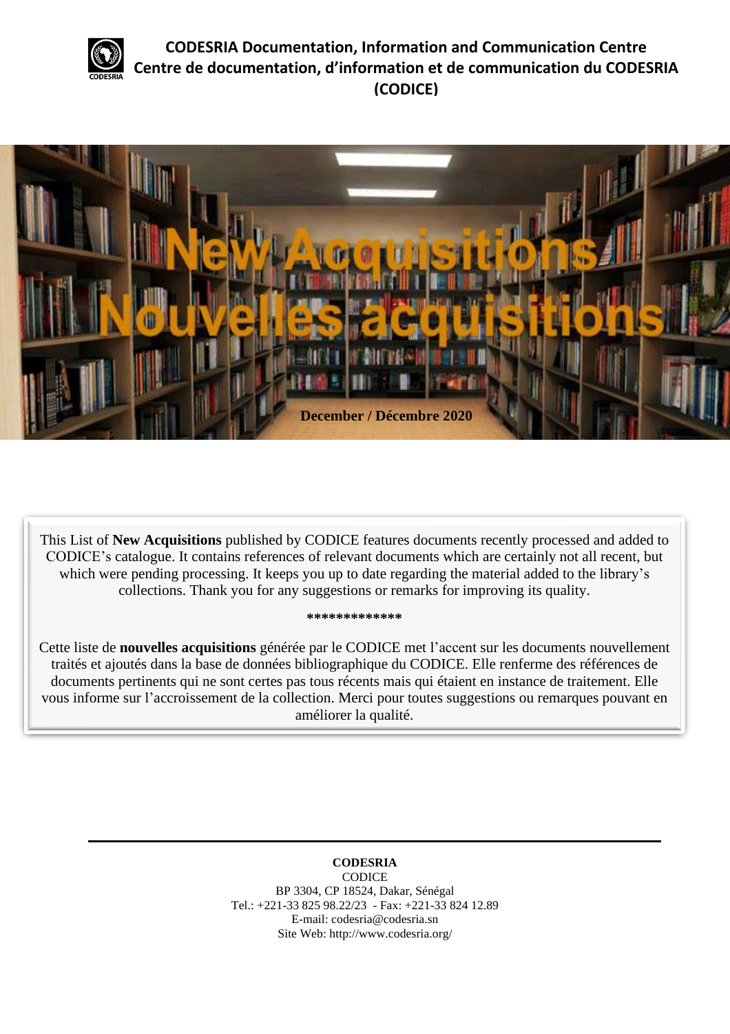# CODESRIA Documentation, Information and Communication Centre
# Centre de documentation, d'information et de communication du CODESRIA (CODICE)

## New Acquisitions
## Nouvelles acquisitions

**December / Décembre 2020**

This List of **New Acquisitions** published by CODICE features documents recently processed and added to CODICE's catalogue. It contains references of relevant documents which are certainly not all recent, but which were pending processing. It keeps you up to date regarding the material added to the library's collections. Thank you for any suggestions or remarks for improving its quality.

*************

Cette liste de **nouvelles acquisitions** générée par le CODICE met l'accent sur les documents nouvellement traités et ajoutés dans la base de données bibliographique du CODICE. Elle renferme des références de documents pertinents qui ne sont certes pas tous récents mais qui étaient en instance de traitement. Elle vous informe sur l'accroissement de la collection. Merci pour toutes suggestions ou remarques pouvant en améliorer la qualité.

---

**CODESRIA**
CODICE
BP 3304, CP 18524, Dakar, Sénégal
Tel.: +221-33 825 98.22/23 - Fax: +221-33 824 12.89
E-mail: codesria@codesria.sn
Site Web: http://www.codesria.org/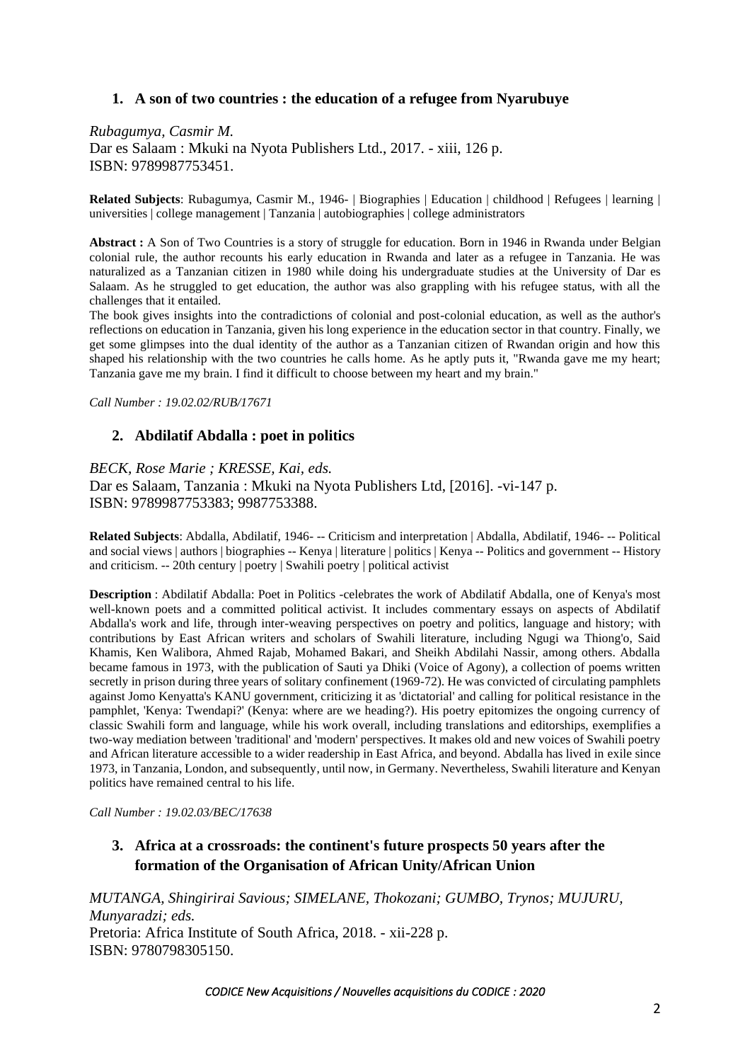## 1. A son of two countries : the education of a refugee from Nyarubuye

*Rubagumya, Casmir M.*
Dar es Salaam : Mkuki na Nyota Publishers Ltd., 2017. - xiii, 126 p.
ISBN: 9789987753451.

**Related Subjects**: Rubagumya, Casmir M., 1946- | Biographies | Education | childhood | Refugees | learning | universities | college management | Tanzania | autobiographies | college administrators

**Abstract :** A Son of Two Countries is a story of struggle for education. Born in 1946 in Rwanda under Belgian colonial rule, the author recounts his early education in Rwanda and later as a refugee in Tanzania. He was naturalized as a Tanzanian citizen in 1980 while doing his undergraduate studies at the University of Dar es Salaam. As he struggled to get education, the author was also grappling with his refugee status, with all the challenges that it entailed.
The book gives insights into the contradictions of colonial and post-colonial education, as well as the author's reflections on education in Tanzania, given his long experience in the education sector in that country. Finally, we get some glimpses into the dual identity of the author as a Tanzanian citizen of Rwandan origin and how this shaped his relationship with the two countries he calls home. As he aptly puts it, "Rwanda gave me my heart; Tanzania gave me my brain. I find it difficult to choose between my heart and my brain."

*Call Number : 19.02.02/RUB/17671*

## 2. Abdilatif Abdalla : poet in politics

*BECK, Rose Marie ; KRESSE, Kai, eds.*
Dar es Salaam, Tanzania : Mkuki na Nyota Publishers Ltd, [2016]. -vi-147 p.
ISBN: 9789987753383; 9987753388.

**Related Subjects**: Abdalla, Abdilatif, 1946- -- Criticism and interpretation | Abdalla, Abdilatif, 1946- -- Political and social views | authors | biographies -- Kenya | literature | politics | Kenya -- Politics and government -- History and criticism. -- 20th century | poetry | Swahili poetry | political activist

**Description** : Abdilatif Abdalla: Poet in Politics -celebrates the work of Abdilatif Abdalla, one of Kenya's most well-known poets and a committed political activist. It includes commentary essays on aspects of Abdilatif Abdalla's work and life, through inter-weaving perspectives on poetry and politics, language and history; with contributions by East African writers and scholars of Swahili literature, including Ngugi wa Thiong'o, Said Khamis, Ken Walibora, Ahmed Rajab, Mohamed Bakari, and Sheikh Abdilahi Nassir, among others. Abdalla became famous in 1973, with the publication of Sauti ya Dhiki (Voice of Agony), a collection of poems written secretly in prison during three years of solitary confinement (1969-72). He was convicted of circulating pamphlets against Jomo Kenyatta's KANU government, criticizing it as 'dictatorial' and calling for political resistance in the pamphlet, 'Kenya: Twendapi?' (Kenya: where are we heading?). His poetry epitomizes the ongoing currency of classic Swahili form and language, while his work overall, including translations and editorships, exemplifies a two-way mediation between 'traditional' and 'modern' perspectives. It makes old and new voices of Swahili poetry and African literature accessible to a wider readership in East Africa, and beyond. Abdalla has lived in exile since 1973, in Tanzania, London, and subsequently, until now, in Germany. Nevertheless, Swahili literature and Kenyan politics have remained central to his life.

*Call Number : 19.02.03/BEC/17638*

## 3. Africa at a crossroads: the continent's future prospects 50 years after the formation of the Organisation of African Unity/African Union

*MUTANGA, Shingirirai Savious; SIMELANE, Thokozani; GUMBO, Trynos; MUJURU, Munyaradzi; eds.*
Pretoria: Africa Institute of South Africa, 2018. - xii-228 p.
ISBN: 9780798305150.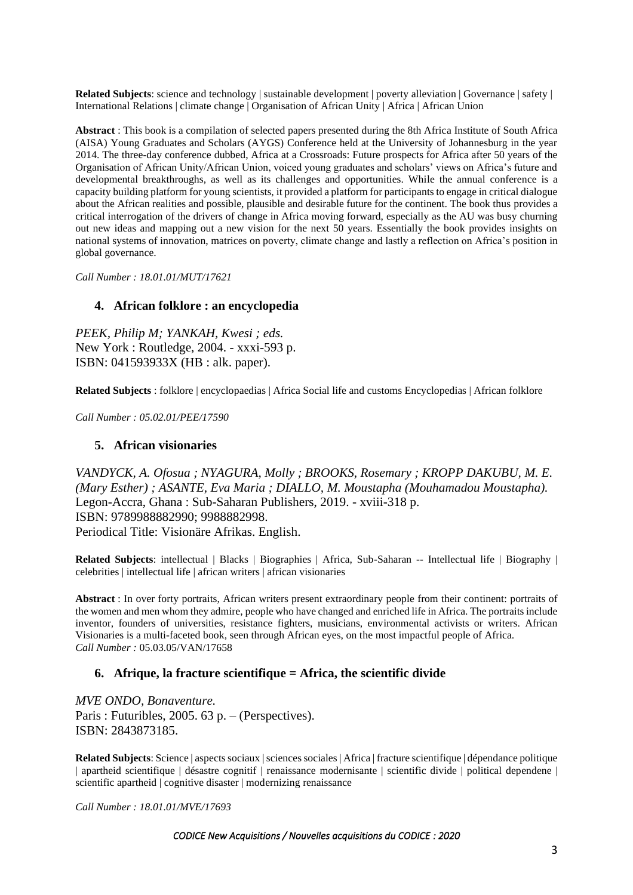**Related Subjects**: science and technology | sustainable development | poverty alleviation | Governance | safety | International Relations | climate change | Organisation of African Unity | Africa | African Union

**Abstract** : This book is a compilation of selected papers presented during the 8th Africa Institute of South Africa (AISA) Young Graduates and Scholars (AYGS) Conference held at the University of Johannesburg in the year 2014. The three-day conference dubbed, Africa at a Crossroads: Future prospects for Africa after 50 years of the Organisation of African Unity/African Union, voiced young graduates and scholars' views on Africa's future and developmental breakthroughs, as well as its challenges and opportunities. While the annual conference is a capacity building platform for young scientists, it provided a platform for participants to engage in critical dialogue about the African realities and possible, plausible and desirable future for the continent. The book thus provides a critical interrogation of the drivers of change in Africa moving forward, especially as the AU was busy churning out new ideas and mapping out a new vision for the next 50 years. Essentially the book provides insights on national systems of innovation, matrices on poverty, climate change and lastly a reflection on Africa's position in global governance.

*Call Number : 18.01.01/MUT/17621*

### 4. African folklore : an encyclopedia

*PEEK, Philip M; YANKAH, Kwesi ; eds.*
New York : Routledge, 2004. - xxxi-593 p.
ISBN: 041593933X (HB : alk. paper).

**Related Subjects** : folklore | encyclopaedias | Africa Social life and customs Encyclopedias | African folklore

*Call Number : 05.02.01/PEE/17590*

### 5. African visionaries

*VANDYCK, A. Ofosua ; NYAGURA, Molly ; BROOKS, Rosemary ; KROPP DAKUBU, M. E. (Mary Esther) ; ASANTE, Eva Maria ; DIALLO, M. Moustapha (Mouhamadou Moustapha).*
Legon-Accra, Ghana : Sub-Saharan Publishers, 2019. - xviii-318 p.
ISBN: 9789988882990; 9988882998.
Periodical Title: Visionäre Afrikas. English.

**Related Subjects**: intellectual | Blacks | Biographies | Africa, Sub-Saharan -- Intellectual life | Biography | celebrities | intellectual life | african writers | african visionaries

**Abstract** : In over forty portraits, African writers present extraordinary people from their continent: portraits of the women and men whom they admire, people who have changed and enriched life in Africa. The portraits include inventor, founders of universities, resistance fighters, musicians, environmental activists or writers. African Visionaries is a multi-faceted book, seen through African eyes, on the most impactful people of Africa.
*Call Number :* 05.03.05/VAN/17658

### 6. Afrique, la fracture scientifique = Africa, the scientific divide

*MVE ONDO, Bonaventure.*
Paris : Futuribles, 2005. 63 p. – (Perspectives).
ISBN: 2843873185.

**Related Subjects**: Science | aspects sociaux | sciences sociales | Africa | fracture scientifique | dépendance politique | apartheid scientifique | désastre cognitif | renaissance modernisante | scientific divide | political dependene | scientific apartheid | cognitive disaster | modernizing renaissance

*Call Number : 18.01.01/MVE/17693*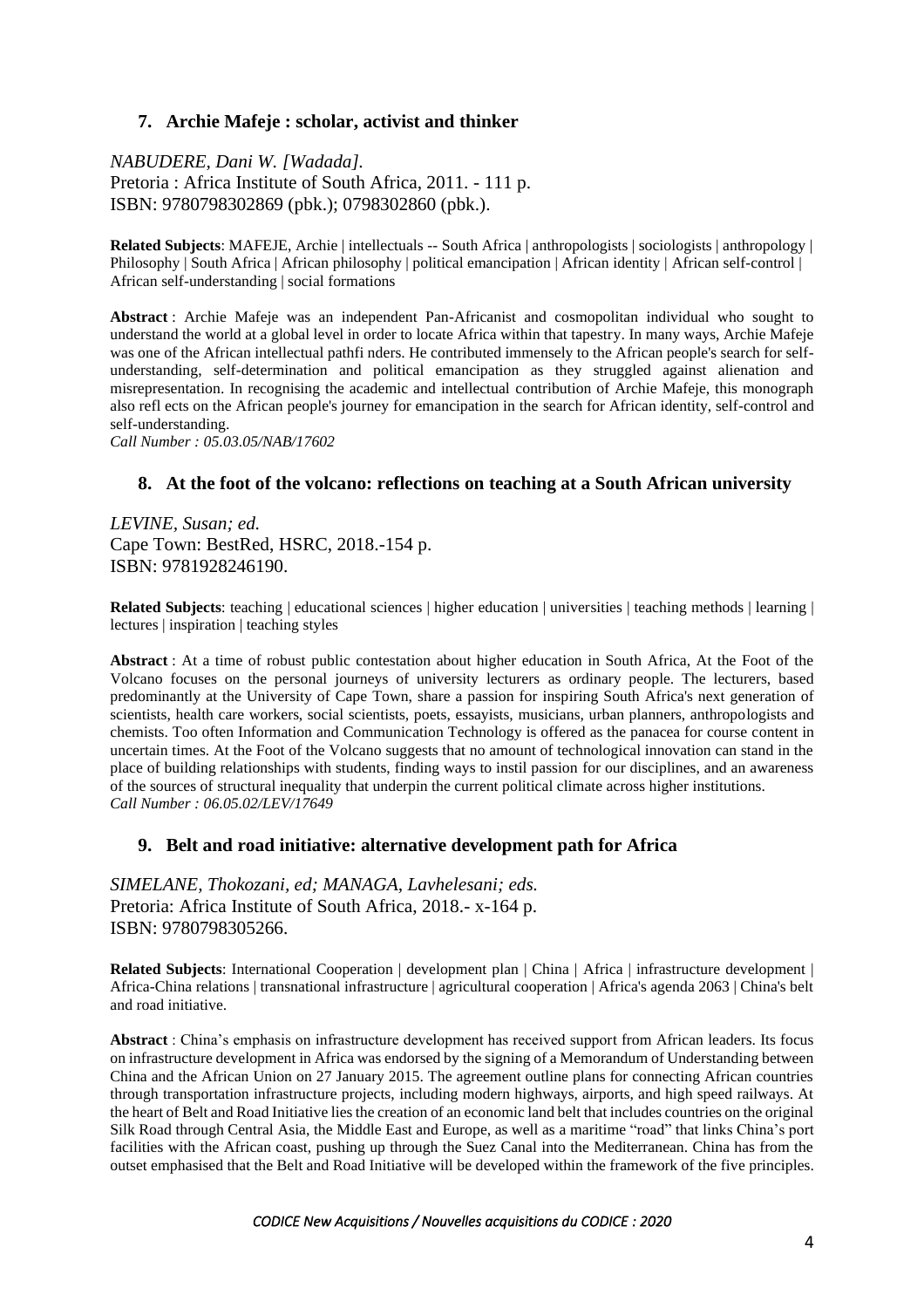### 7. Archie Mafeje : scholar, activist and thinker

*NABUDERE, Dani W. [Wadada].*
Pretoria : Africa Institute of South Africa, 2011. - 111 p.
ISBN: 9780798302869 (pbk.); 0798302860 (pbk.).

**Related Subjects**: MAFEJE, Archie | intellectuals -- South Africa | anthropologists | sociologists | anthropology | Philosophy | South Africa | African philosophy | political emancipation | African identity | African self-control | African self-understanding | social formations

**Abstract** : Archie Mafeje was an independent Pan-Africanist and cosmopolitan individual who sought to understand the world at a global level in order to locate Africa within that tapestry. In many ways, Archie Mafeje was one of the African intellectual pathfi nders. He contributed immensely to the African people's search for self-understanding, self-determination and political emancipation as they struggled against alienation and misrepresentation. In recognising the academic and intellectual contribution of Archie Mafeje, this monograph also refl ects on the African people's journey for emancipation in the search for African identity, self-control and self-understanding.
*Call Number : 05.03.05/NAB/17602*

### 8. At the foot of the volcano: reflections on teaching at a South African university

*LEVINE, Susan; ed.*
Cape Town: BestRed, HSRC, 2018.-154 p.
ISBN: 9781928246190.

**Related Subjects**: teaching | educational sciences | higher education | universities | teaching methods | learning | lectures | inspiration | teaching styles

**Abstract** : At a time of robust public contestation about higher education in South Africa, At the Foot of the Volcano focuses on the personal journeys of university lecturers as ordinary people. The lecturers, based predominantly at the University of Cape Town, share a passion for inspiring South Africa's next generation of scientists, health care workers, social scientists, poets, essayists, musicians, urban planners, anthropologists and chemists. Too often Information and Communication Technology is offered as the panacea for course content in uncertain times. At the Foot of the Volcano suggests that no amount of technological innovation can stand in the place of building relationships with students, finding ways to instil passion for our disciplines, and an awareness of the sources of structural inequality that underpin the current political climate across higher institutions.
*Call Number : 06.05.02/LEV/17649*

### 9. Belt and road initiative: alternative development path for Africa

*SIMELANE, Thokozani, ed; MANAGA, Lavhelesani; eds.*
Pretoria: Africa Institute of South Africa, 2018.- x-164 p.
ISBN: 9780798305266.

**Related Subjects**: International Cooperation | development plan | China | Africa | infrastructure development | Africa-China relations | transnational infrastructure | agricultural cooperation | Africa's agenda 2063 | China's belt and road initiative.

**Abstract** : China's emphasis on infrastructure development has received support from African leaders. Its focus on infrastructure development in Africa was endorsed by the signing of a Memorandum of Understanding between China and the African Union on 27 January 2015. The agreement outline plans for connecting African countries through transportation infrastructure projects, including modern highways, airports, and high speed railways. At the heart of Belt and Road Initiative lies the creation of an economic land belt that includes countries on the original Silk Road through Central Asia, the Middle East and Europe, as well as a maritime "road" that links China's port facilities with the African coast, pushing up through the Suez Canal into the Mediterranean. China has from the outset emphasised that the Belt and Road Initiative will be developed within the framework of the five principles.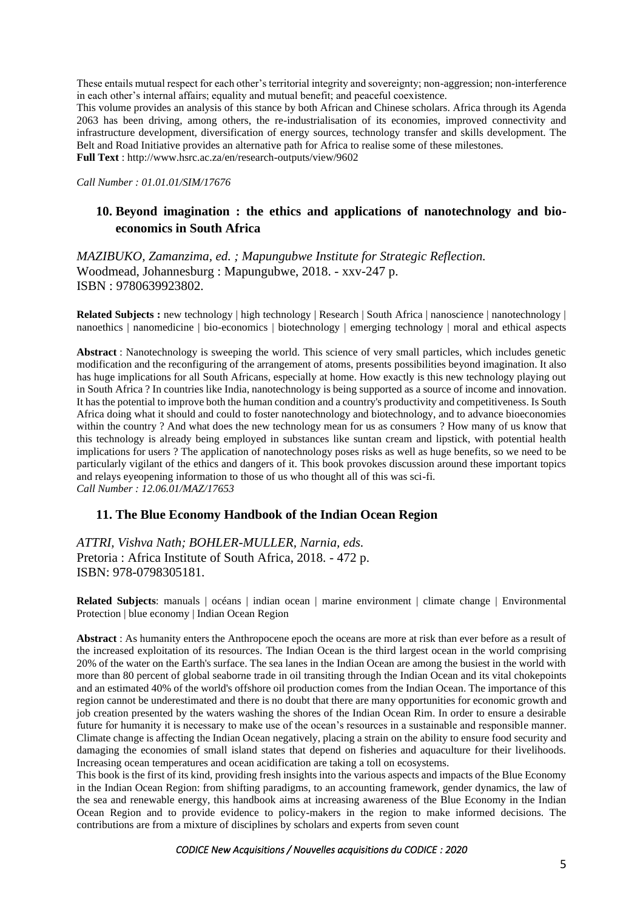These entails mutual respect for each other's territorial integrity and sovereignty; non-aggression; non-interference in each other's internal affairs; equality and mutual benefit; and peaceful coexistence.
This volume provides an analysis of this stance by both African and Chinese scholars. Africa through its Agenda 2063 has been driving, among others, the re-industrialisation of its economies, improved connectivity and infrastructure development, diversification of energy sources, technology transfer and skills development. The Belt and Road Initiative provides an alternative path for Africa to realise some of these milestones.
**Full Text** : http://www.hsrc.ac.za/en/research-outputs/view/9602

*Call Number : 01.01.01/SIM/17676*

## 10. Beyond imagination : the ethics and applications of nanotechnology and bio-economics in South Africa

*MAZIBUKO, Zamanzima, ed. ; Mapungubwe Institute for Strategic Reflection.*
Woodmead, Johannesburg : Mapungubwe, 2018. - xxv-247 p.
ISBN : 9780639923802.

**Related Subjects :** new technology | high technology | Research | South Africa | nanoscience | nanotechnology | nanoethics | nanomedicine | bio-economics | biotechnology | emerging technology | moral and ethical aspects

**Abstract** : Nanotechnology is sweeping the world. This science of very small particles, which includes genetic modification and the reconfiguring of the arrangement of atoms, presents possibilities beyond imagination. It also has huge implications for all South Africans, especially at home. How exactly is this new technology playing out in South Africa ? In countries like India, nanotechnology is being supported as a source of income and innovation. It has the potential to improve both the human condition and a country's productivity and competitiveness. Is South Africa doing what it should and could to foster nanotechnology and biotechnology, and to advance bioeconomies within the country ? And what does the new technology mean for us as consumers ? How many of us know that this technology is already being employed in substances like suntan cream and lipstick, with potential health implications for users ? The application of nanotechnology poses risks as well as huge benefits, so we need to be particularly vigilant of the ethics and dangers of it. This book provokes discussion around these important topics and relays eyeopening information to those of us who thought all of this was sci-fi.
*Call Number : 12.06.01/MAZ/17653*

## 11. The Blue Economy Handbook of the Indian Ocean Region

*ATTRI, Vishva Nath; BOHLER-MULLER, Narnia, eds.*
Pretoria : Africa Institute of South Africa, 2018. - 472 p.
ISBN: 978-0798305181.

**Related Subjects**: manuals | océans | indian ocean | marine environment | climate change | Environmental Protection | blue economy | Indian Ocean Region

**Abstract** : As humanity enters the Anthropocene epoch the oceans are more at risk than ever before as a result of the increased exploitation of its resources. The Indian Ocean is the third largest ocean in the world comprising 20% of the water on the Earth's surface. The sea lanes in the Indian Ocean are among the busiest in the world with more than 80 percent of global seaborne trade in oil transiting through the Indian Ocean and its vital chokepoints and an estimated 40% of the world's offshore oil production comes from the Indian Ocean. The importance of this region cannot be underestimated and there is no doubt that there are many opportunities for economic growth and job creation presented by the waters washing the shores of the Indian Ocean Rim. In order to ensure a desirable future for humanity it is necessary to make use of the ocean's resources in a sustainable and responsible manner. Climate change is affecting the Indian Ocean negatively, placing a strain on the ability to ensure food security and damaging the economies of small island states that depend on fisheries and aquaculture for their livelihoods. Increasing ocean temperatures and ocean acidification are taking a toll on ecosystems.
This book is the first of its kind, providing fresh insights into the various aspects and impacts of the Blue Economy in the Indian Ocean Region: from shifting paradigms, to an accounting framework, gender dynamics, the law of the sea and renewable energy, this handbook aims at increasing awareness of the Blue Economy in the Indian Ocean Region and to provide evidence to policy-makers in the region to make informed decisions. The contributions are from a mixture of disciplines by scholars and experts from seven count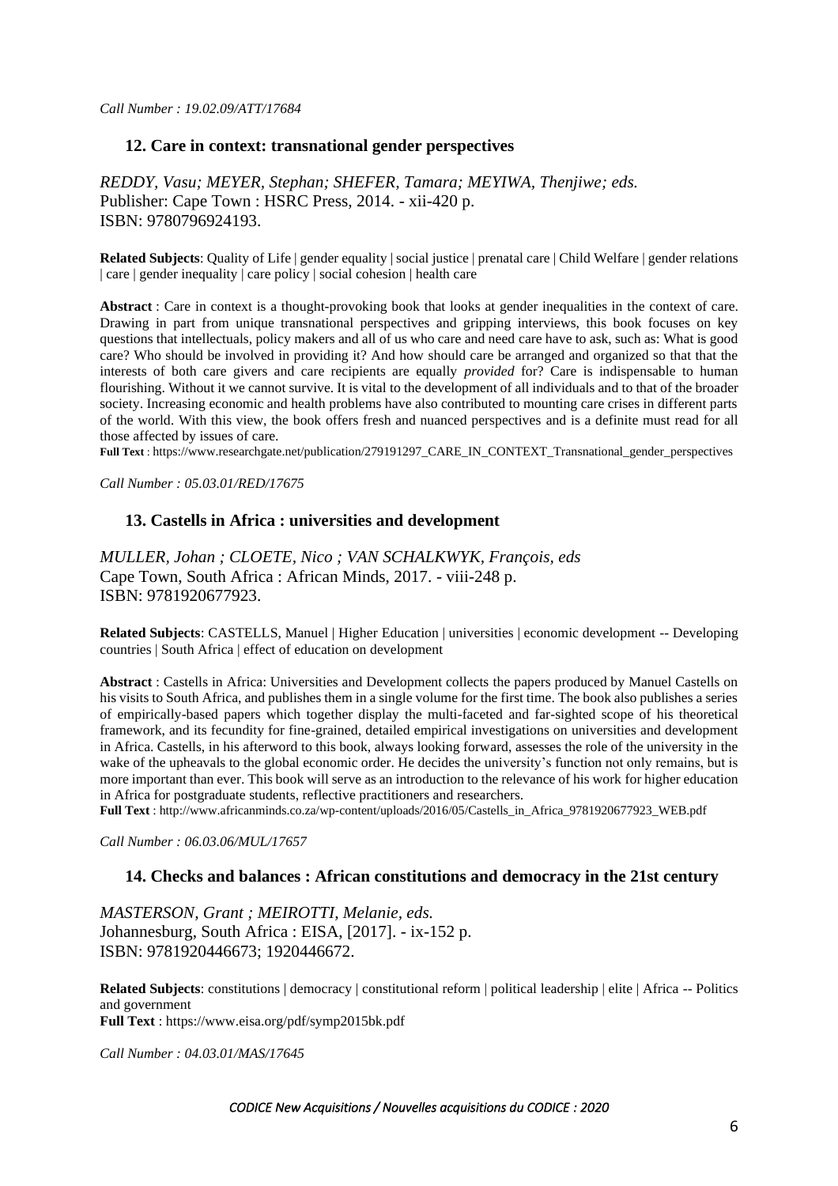*Call Number : 19.02.09/ATT/17684*

### 12. Care in context: transnational gender perspectives

*REDDY, Vasu; MEYER, Stephan; SHEFER, Tamara; MEYIWA, Thenjiwe; eds.*
Publisher: Cape Town : HSRC Press, 2014. - xii-420 p.
ISBN: 9780796924193.

**Related Subjects**: Quality of Life | gender equality | social justice | prenatal care | Child Welfare | gender relations | care | gender inequality | care policy | social cohesion | health care

**Abstract** : Care in context is a thought-provoking book that looks at gender inequalities in the context of care. Drawing in part from unique transnational perspectives and gripping interviews, this book focuses on key questions that intellectuals, policy makers and all of us who care and need care have to ask, such as: What is good care? Who should be involved in providing it? And how should care be arranged and organized so that that the interests of both care givers and care recipients are equally *provided* for? Care is indispensable to human flourishing. Without it we cannot survive. It is vital to the development of all individuals and to that of the broader society. Increasing economic and health problems have also contributed to mounting care crises in different parts of the world. With this view, the book offers fresh and nuanced perspectives and is a definite must read for all those affected by issues of care.
**Full Text** : https://www.researchgate.net/publication/279191297_CARE_IN_CONTEXT_Transnational_gender_perspectives

*Call Number : 05.03.01/RED/17675*

### 13. Castells in Africa : universities and development

*MULLER, Johan ; CLOETE, Nico ; VAN SCHALKWYK, François, eds*
Cape Town, South Africa : African Minds, 2017. - viii-248 p.
ISBN: 9781920677923.

**Related Subjects**: CASTELLS, Manuel | Higher Education | universities | economic development -- Developing countries | South Africa | effect of education on development

**Abstract** : Castells in Africa: Universities and Development collects the papers produced by Manuel Castells on his visits to South Africa, and publishes them in a single volume for the first time. The book also publishes a series of empirically-based papers which together display the multi-faceted and far-sighted scope of his theoretical framework, and its fecundity for fine-grained, detailed empirical investigations on universities and development in Africa. Castells, in his afterword to this book, always looking forward, assesses the role of the university in the wake of the upheavals to the global economic order. He decides the university's function not only remains, but is more important than ever. This book will serve as an introduction to the relevance of his work for higher education in Africa for postgraduate students, reflective practitioners and researchers.
**Full Text** : http://www.africanminds.co.za/wp-content/uploads/2016/05/Castells_in_Africa_9781920677923_WEB.pdf

*Call Number : 06.03.06/MUL/17657*

### 14. Checks and balances : African constitutions and democracy in the 21st century

*MASTERSON, Grant ; MEIROTTI, Melanie, eds.*
Johannesburg, South Africa : EISA, [2017]. - ix-152 p.
ISBN: 9781920446673; 1920446672.

**Related Subjects**: constitutions | democracy | constitutional reform | political leadership | elite | Africa -- Politics and government
**Full Text** : https://www.eisa.org/pdf/symp2015bk.pdf

*Call Number : 04.03.01/MAS/17645*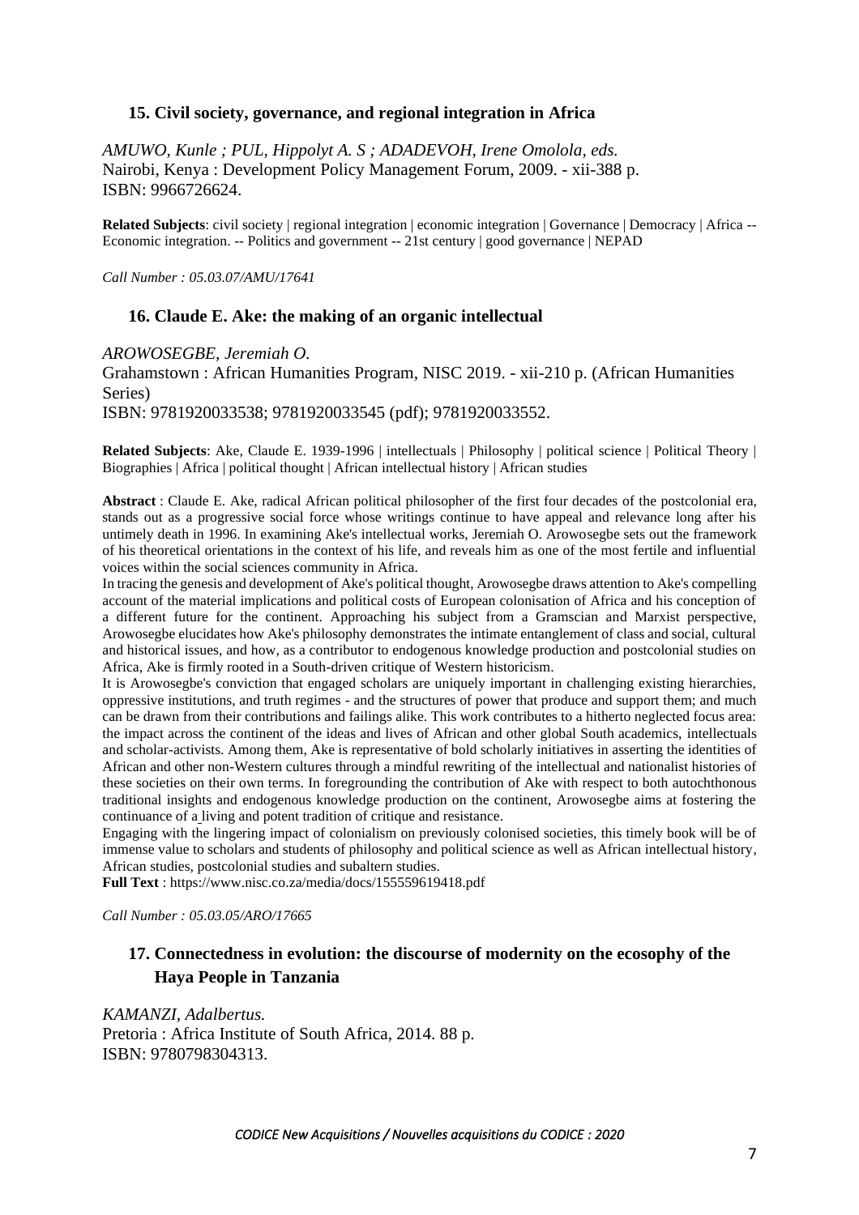### 15. Civil society, governance, and regional integration in Africa

*AMUWO, Kunle ; PUL, Hippolyt A. S ; ADADEVOH, Irene Omolola, eds.*
Nairobi, Kenya : Development Policy Management Forum, 2009. - xii-388 p.
ISBN: 9966726624.

**Related Subjects**: civil society | regional integration | economic integration | Governance | Democracy | Africa -- Economic integration. -- Politics and government -- 21st century | good governance | NEPAD

*Call Number : 05.03.07/AMU/17641*

### 16. Claude E. Ake: the making of an organic intellectual

*AROWOSEGBE, Jeremiah O.*
Grahamstown : African Humanities Program, NISC 2019. - xii-210 p. (African Humanities Series)
ISBN: 9781920033538; 9781920033545 (pdf); 9781920033552.

**Related Subjects**: Ake, Claude E. 1939-1996 | intellectuals | Philosophy | political science | Political Theory | Biographies | Africa | political thought | African intellectual history | African studies

**Abstract** : Claude E. Ake, radical African political philosopher of the first four decades of the postcolonial era, stands out as a progressive social force whose writings continue to have appeal and relevance long after his untimely death in 1996. In examining Ake's intellectual works, Jeremiah O. Arowosegbe sets out the framework of his theoretical orientations in the context of his life, and reveals him as one of the most fertile and influential voices within the social sciences community in Africa.
In tracing the genesis and development of Ake's political thought, Arowosegbe draws attention to Ake's compelling account of the material implications and political costs of European colonisation of Africa and his conception of a different future for the continent. Approaching his subject from a Gramscian and Marxist perspective, Arowosegbe elucidates how Ake's philosophy demonstrates the intimate entanglement of class and social, cultural and historical issues, and how, as a contributor to endogenous knowledge production and postcolonial studies on Africa, Ake is firmly rooted in a South-driven critique of Western historicism.
It is Arowosegbe's conviction that engaged scholars are uniquely important in challenging existing hierarchies, oppressive institutions, and truth regimes - and the structures of power that produce and support them; and much can be drawn from their contributions and failings alike. This work contributes to a hitherto neglected focus area: the impact across the continent of the ideas and lives of African and other global South academics, intellectuals and scholar-activists. Among them, Ake is representative of bold scholarly initiatives in asserting the identities of African and other non-Western cultures through a mindful rewriting of the intellectual and nationalist histories of these societies on their own terms. In foregrounding the contribution of Ake with respect to both autochthonous traditional insights and endogenous knowledge production on the continent, Arowosegbe aims at fostering the continuance of a living and potent tradition of critique and resistance.
Engaging with the lingering impact of colonialism on previously colonised societies, this timely book will be of immense value to scholars and students of philosophy and political science as well as African intellectual history, African studies, postcolonial studies and subaltern studies.
**Full Text** : https://www.nisc.co.za/media/docs/155559619418.pdf

*Call Number : 05.03.05/ARO/17665*

### 17. Connectedness in evolution: the discourse of modernity on the ecosophy of the Haya People in Tanzania

*KAMANZI, Adalbertus.*
Pretoria : Africa Institute of South Africa, 2014. 88 p.
ISBN: 9780798304313.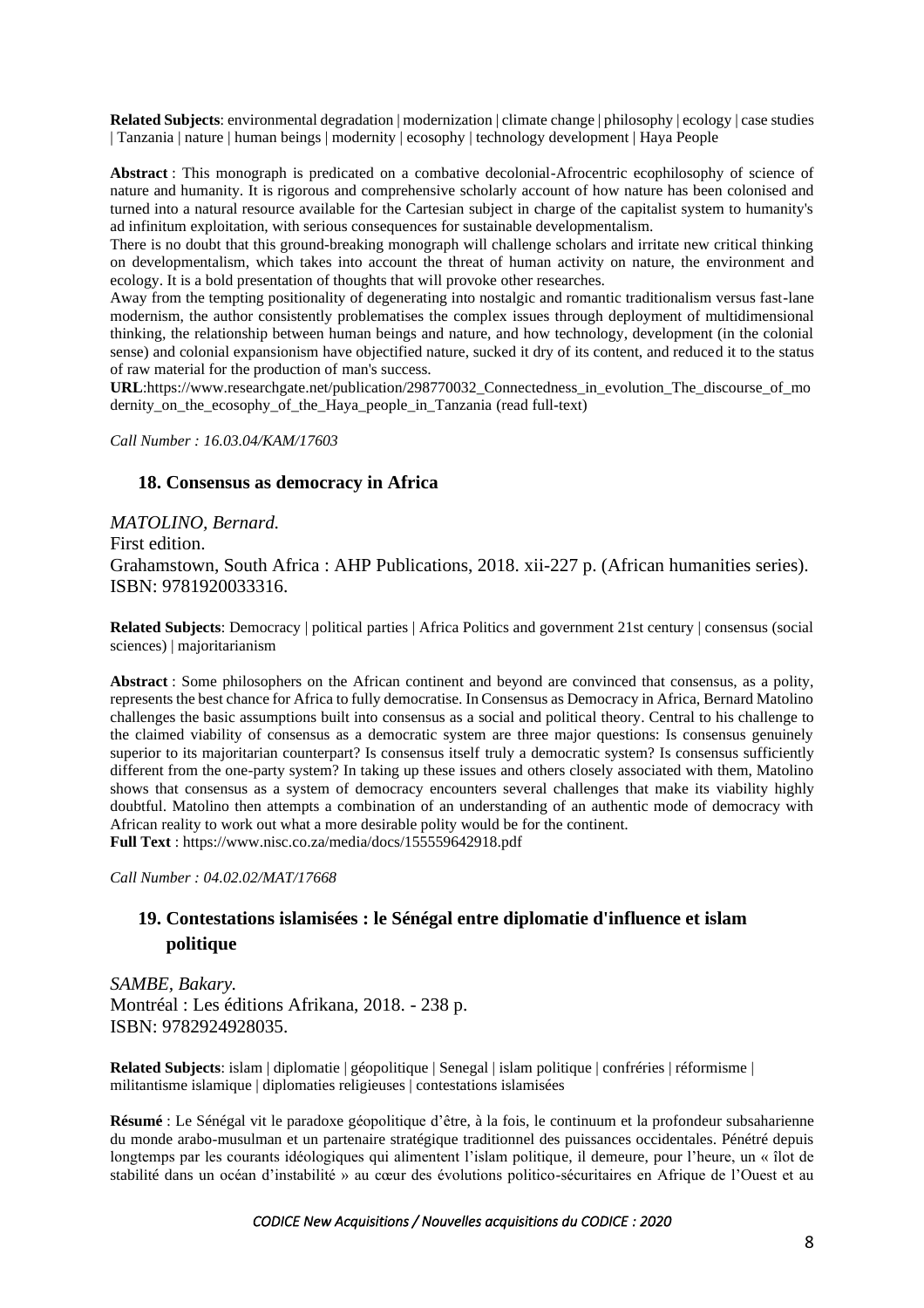**Related Subjects**: environmental degradation | modernization | climate change | philosophy | ecology | case studies | Tanzania | nature | human beings | modernity | ecosophy | technology development | Haya People

**Abstract** : This monograph is predicated on a combative decolonial-Afrocentric ecophilosophy of science of nature and humanity. It is rigorous and comprehensive scholarly account of how nature has been colonised and turned into a natural resource available for the Cartesian subject in charge of the capitalist system to humanity's ad infinitum exploitation, with serious consequences for sustainable developmentalism.

There is no doubt that this ground-breaking monograph will challenge scholars and irritate new critical thinking on developmentalism, which takes into account the threat of human activity on nature, the environment and ecology. It is a bold presentation of thoughts that will provoke other researches.

Away from the tempting positionality of degenerating into nostalgic and romantic traditionalism versus fast-lane modernism, the author consistently problematises the complex issues through deployment of multidimensional thinking, the relationship between human beings and nature, and how technology, development (in the colonial sense) and colonial expansionism have objectified nature, sucked it dry of its content, and reduced it to the status of raw material for the production of man's success.

**URL**:https://www.researchgate.net/publication/298770032_Connectedness_in_evolution_The_discourse_of_modernity_on_the_ecosophy_of_the_Haya_people_in_Tanzania (read full-text)

*Call Number : 16.03.04/KAM/17603*

### 18. Consensus as democracy in Africa

*MATOLINO, Bernard.*
First edition.
Grahamstown, South Africa : AHP Publications, 2018. xii-227 p. (African humanities series).
ISBN: 9781920033316.

**Related Subjects**: Democracy | political parties | Africa Politics and government 21st century | consensus (social sciences) | majoritarianism

**Abstract** : Some philosophers on the African continent and beyond are convinced that consensus, as a polity, represents the best chance for Africa to fully democratise. In Consensus as Democracy in Africa, Bernard Matolino challenges the basic assumptions built into consensus as a social and political theory. Central to his challenge to the claimed viability of consensus as a democratic system are three major questions: Is consensus genuinely superior to its majoritarian counterpart? Is consensus itself truly a democratic system? Is consensus sufficiently different from the one-party system? In taking up these issues and others closely associated with them, Matolino shows that consensus as a system of democracy encounters several challenges that make its viability highly doubtful. Matolino then attempts a combination of an understanding of an authentic mode of democracy with African reality to work out what a more desirable polity would be for the continent.
**Full Text** : https://www.nisc.co.za/media/docs/155559642918.pdf

*Call Number : 04.02.02/MAT/17668*

### 19. Contestations islamisées : le Sénégal entre diplomatie d'influence et islam politique

*SAMBE, Bakary.*
Montréal : Les éditions Afrikana, 2018. - 238 p.
ISBN: 9782924928035.

**Related Subjects**: islam | diplomatie | géopolitique | Senegal | islam politique | confréries | réformisme | militantisme islamique | diplomaties religieuses | contestations islamisées

**Résumé** : Le Sénégal vit le paradoxe géopolitique d'être, à la fois, le continuum et la profondeur subsaharienne du monde arabo-musulman et un partenaire stratégique traditionnel des puissances occidentales. Pénétré depuis longtemps par les courants idéologiques qui alimentent l'islam politique, il demeure, pour l'heure, un « îlot de stabilité dans un océan d'instabilité » au cœur des évolutions politico-sécuritaires en Afrique de l'Ouest et au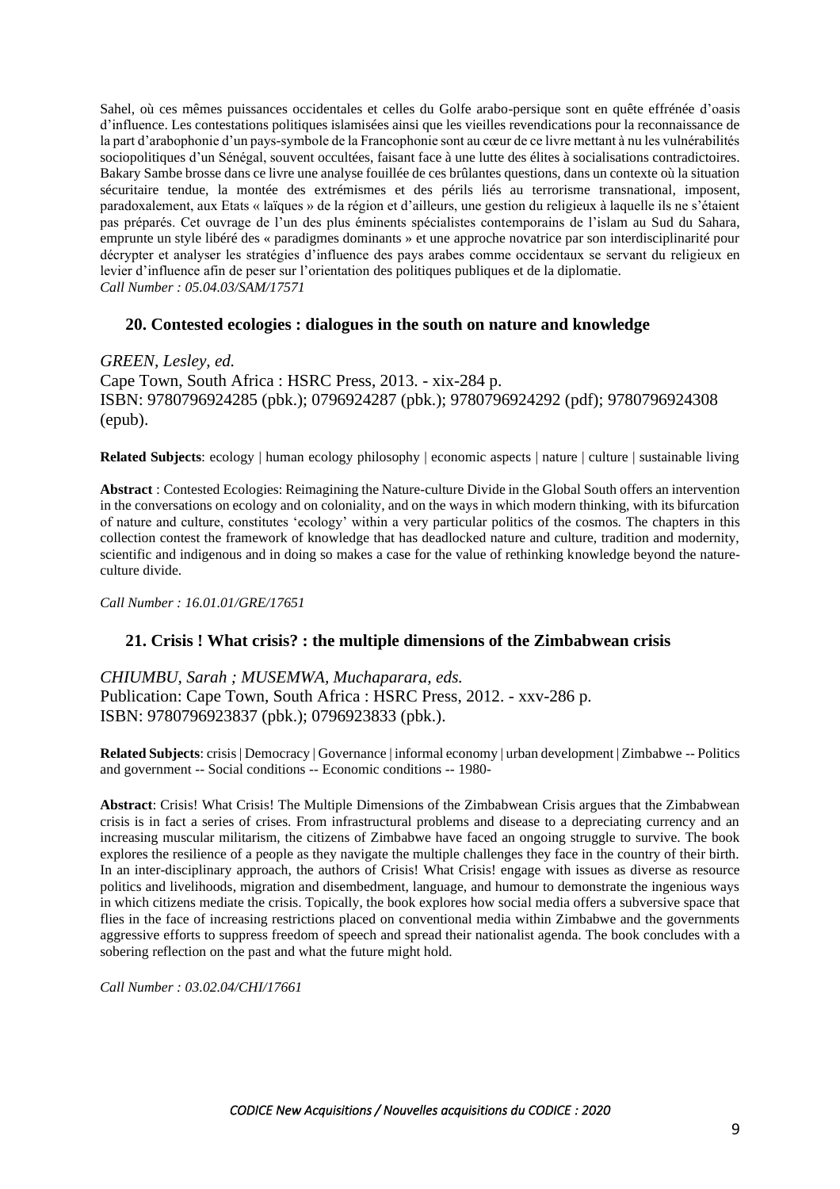Sahel, où ces mêmes puissances occidentales et celles du Golfe arabo-persique sont en quête effrénée d'oasis d'influence. Les contestations politiques islamisées ainsi que les vieilles revendications pour la reconnaissance de la part d'arabophonie d'un pays-symbole de la Francophonie sont au cœur de ce livre mettant à nu les vulnérabilités sociopolitiques d'un Sénégal, souvent occultées, faisant face à une lutte des élites à socialisations contradictoires. Bakary Sambe brosse dans ce livre une analyse fouillée de ces brûlantes questions, dans un contexte où la situation sécuritaire tendue, la montée des extrémismes et des périls liés au terrorisme transnational, imposent, paradoxalement, aux Etats « laïques » de la région et d'ailleurs, une gestion du religieux à laquelle ils ne s'étaient pas préparés. Cet ouvrage de l'un des plus éminents spécialistes contemporains de l'islam au Sud du Sahara, emprunte un style libéré des « paradigmes dominants » et une approche novatrice par son interdisciplinarité pour décrypter et analyser les stratégies d'influence des pays arabes comme occidentaux se servant du religieux en levier d'influence afin de peser sur l'orientation des politiques publiques et de la diplomatie.
*Call Number : 05.04.03/SAM/17571*

## 20. Contested ecologies : dialogues in the south on nature and knowledge

*GREEN, Lesley, ed.*
Cape Town, South Africa : HSRC Press, 2013. - xix-284 p.
ISBN: 9780796924285 (pbk.); 0796924287 (pbk.); 9780796924292 (pdf); 9780796924308 (epub).

**Related Subjects**: ecology | human ecology philosophy | economic aspects | nature | culture | sustainable living

**Abstract** : Contested Ecologies: Reimagining the Nature-culture Divide in the Global South offers an intervention in the conversations on ecology and on coloniality, and on the ways in which modern thinking, with its bifurcation of nature and culture, constitutes 'ecology' within a very particular politics of the cosmos. The chapters in this collection contest the framework of knowledge that has deadlocked nature and culture, tradition and modernity, scientific and indigenous and in doing so makes a case for the value of rethinking knowledge beyond the nature-culture divide.

*Call Number : 16.01.01/GRE/17651*

## 21. Crisis ! What crisis? : the multiple dimensions of the Zimbabwean crisis

*CHIUMBU, Sarah ; MUSEMWA, Muchaparara, eds.*
Publication: Cape Town, South Africa : HSRC Press, 2012. - xxv-286 p.
ISBN: 9780796923837 (pbk.); 0796923833 (pbk.).

**Related Subjects**: crisis | Democracy | Governance | informal economy | urban development | Zimbabwe -- Politics and government -- Social conditions -- Economic conditions -- 1980-

**Abstract**: Crisis! What Crisis! The Multiple Dimensions of the Zimbabwean Crisis argues that the Zimbabwean crisis is in fact a series of crises. From infrastructural problems and disease to a depreciating currency and an increasing muscular militarism, the citizens of Zimbabwe have faced an ongoing struggle to survive. The book explores the resilience of a people as they navigate the multiple challenges they face in the country of their birth. In an inter-disciplinary approach, the authors of Crisis! What Crisis! engage with issues as diverse as resource politics and livelihoods, migration and disembedment, language, and humour to demonstrate the ingenious ways in which citizens mediate the crisis. Topically, the book explores how social media offers a subversive space that flies in the face of increasing restrictions placed on conventional media within Zimbabwe and the governments aggressive efforts to suppress freedom of speech and spread their nationalist agenda. The book concludes with a sobering reflection on the past and what the future might hold.

*Call Number : 03.02.04/CHI/17661*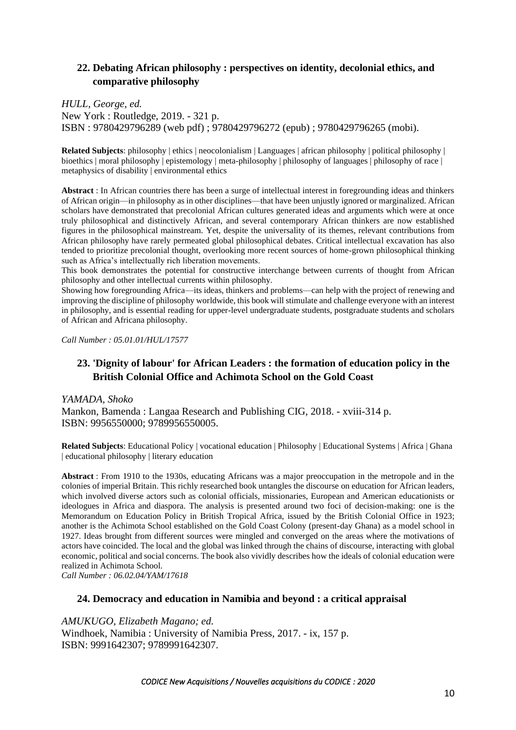## 22. Debating African philosophy : perspectives on identity, decolonial ethics, and comparative philosophy

*HULL, George, ed.*
New York : Routledge, 2019. - 321 p.
ISBN : 9780429796289 (web pdf) ; 9780429796272 (epub) ; 9780429796265 (mobi).

**Related Subjects**: philosophy | ethics | neocolonialism | Languages | african philosophy | political philosophy | bioethics | moral philosophy | epistemology | meta-philosophy | philosophy of languages | philosophy of race | metaphysics of disability | environmental ethics

**Abstract** : In African countries there has been a surge of intellectual interest in foregrounding ideas and thinkers of African origin—in philosophy as in other disciplines—that have been unjustly ignored or marginalized. African scholars have demonstrated that precolonial African cultures generated ideas and arguments which were at once truly philosophical and distinctively African, and several contemporary African thinkers are now established figures in the philosophical mainstream. Yet, despite the universality of its themes, relevant contributions from African philosophy have rarely permeated global philosophical debates. Critical intellectual excavation has also tended to prioritize precolonial thought, overlooking more recent sources of home-grown philosophical thinking such as Africa's intellectually rich liberation movements.
This book demonstrates the potential for constructive interchange between currents of thought from African philosophy and other intellectual currents within philosophy.
Showing how foregrounding Africa—its ideas, thinkers and problems—can help with the project of renewing and improving the discipline of philosophy worldwide, this book will stimulate and challenge everyone with an interest in philosophy, and is essential reading for upper-level undergraduate students, postgraduate students and scholars of African and Africana philosophy.

*Call Number : 05.01.01/HUL/17577*

## 23. 'Dignity of labour' for African Leaders : the formation of education policy in the British Colonial Office and Achimota School on the Gold Coast

*YAMADA, Shoko*
Mankon, Bamenda : Langaa Research and Publishing CIG, 2018. - xviii-314 p.
ISBN: 9956550000; 9789956550005.

**Related Subjects**: Educational Policy | vocational education | Philosophy | Educational Systems | Africa | Ghana | educational philosophy | literary education

**Abstract** : From 1910 to the 1930s, educating Africans was a major preoccupation in the metropole and in the colonies of imperial Britain. This richly researched book untangles the discourse on education for African leaders, which involved diverse actors such as colonial officials, missionaries, European and American educationists or ideologues in Africa and diaspora. The analysis is presented around two foci of decision-making: one is the Memorandum on Education Policy in British Tropical Africa, issued by the British Colonial Office in 1923; another is the Achimota School established on the Gold Coast Colony (present-day Ghana) as a model school in 1927. Ideas brought from different sources were mingled and converged on the areas where the motivations of actors have coincided. The local and the global was linked through the chains of discourse, interacting with global economic, political and social concerns. The book also vividly describes how the ideals of colonial education were realized in Achimota School.
*Call Number : 06.02.04/YAM/17618*

## 24. Democracy and education in Namibia and beyond : a critical appraisal

*AMUKUGO, Elizabeth Magano; ed.*
Windhoek, Namibia : University of Namibia Press, 2017. - ix, 157 p.
ISBN: 9991642307; 9789991642307.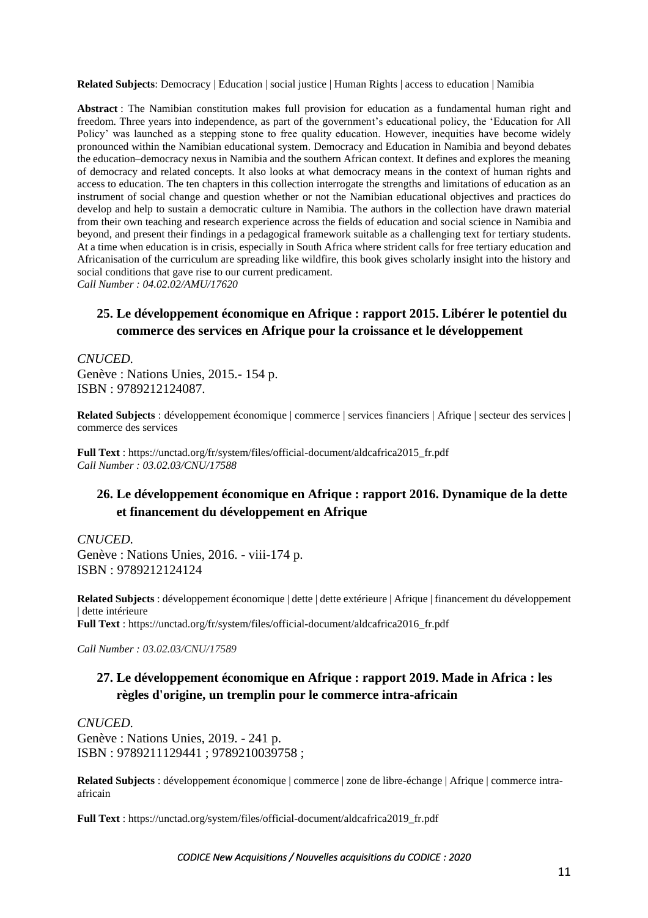**Related Subjects**: Democracy | Education | social justice | Human Rights | access to education | Namibia

**Abstract** : The Namibian constitution makes full provision for education as a fundamental human right and freedom. Three years into independence, as part of the government's educational policy, the 'Education for All Policy' was launched as a stepping stone to free quality education. However, inequities have become widely pronounced within the Namibian educational system. Democracy and Education in Namibia and beyond debates the education–democracy nexus in Namibia and the southern African context. It defines and explores the meaning of democracy and related concepts. It also looks at what democracy means in the context of human rights and access to education. The ten chapters in this collection interrogate the strengths and limitations of education as an instrument of social change and question whether or not the Namibian educational objectives and practices do develop and help to sustain a democratic culture in Namibia. The authors in the collection have drawn material from their own teaching and research experience across the fields of education and social science in Namibia and beyond, and present their findings in a pedagogical framework suitable as a challenging text for tertiary students. At a time when education is in crisis, especially in South Africa where strident calls for free tertiary education and Africanisation of the curriculum are spreading like wildfire, this book gives scholarly insight into the history and social conditions that gave rise to our current predicament.
*Call Number : 04.02.02/AMU/17620*

## 25. Le développement économique en Afrique : rapport 2015. Libérer le potentiel du commerce des services en Afrique pour la croissance et le développement

*CNUCED.*
Genève : Nations Unies, 2015.- 154 p.
ISBN : 9789212124087.

**Related Subjects** : développement économique | commerce | services financiers | Afrique | secteur des services | commerce des services

**Full Text** : https://unctad.org/fr/system/files/official-document/aldcafrica2015_fr.pdf
*Call Number : 03.02.03/CNU/17588*

## 26. Le développement économique en Afrique : rapport 2016. Dynamique de la dette et financement du développement en Afrique

*CNUCED.*
Genève : Nations Unies, 2016. - viii-174 p.
ISBN : 9789212124124

**Related Subjects** : développement économique | dette | dette extérieure | Afrique | financement du développement | dette intérieure
**Full Text** : https://unctad.org/fr/system/files/official-document/aldcafrica2016_fr.pdf

*Call Number : 03.02.03/CNU/17589*

## 27. Le développement économique en Afrique : rapport 2019. Made in Africa : les règles d'origine, un tremplin pour le commerce intra-africain

*CNUCED.*
Genève : Nations Unies, 2019. - 241 p.
ISBN : 9789211129441 ; 9789210039758 ;

**Related Subjects** : développement économique | commerce | zone de libre-échange | Afrique | commerce intra-africain

**Full Text** : https://unctad.org/system/files/official-document/aldcafrica2019_fr.pdf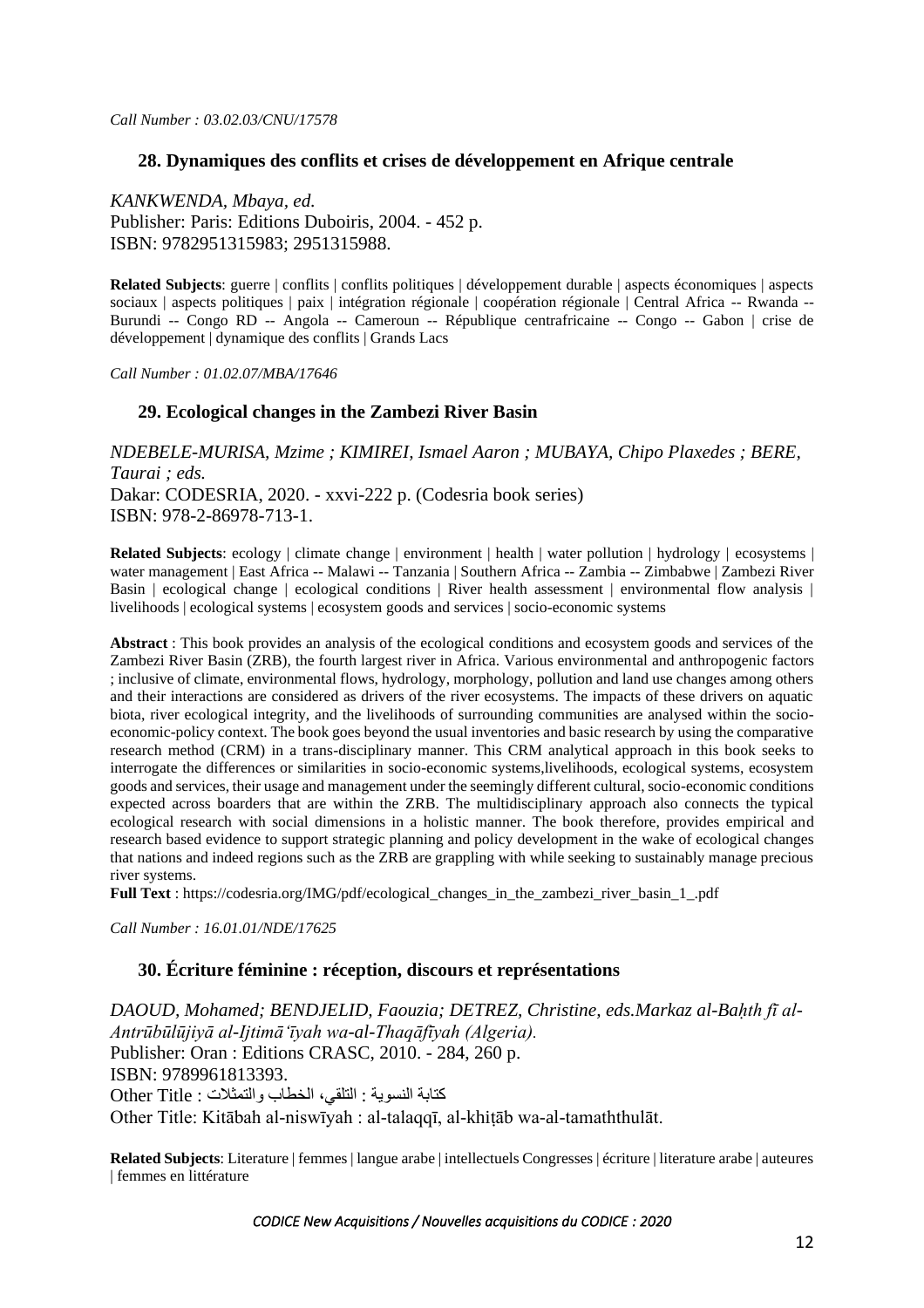*Call Number : 03.02.03/CNU/17578*

### 28. Dynamiques des conflits et crises de développement en Afrique centrale

*KANKWENDA, Mbaya, ed.*
Publisher: Paris: Editions Duboiris, 2004. - 452 p.
ISBN: 9782951315983; 2951315988.

**Related Subjects**: guerre | conflits | conflits politiques | développement durable | aspects économiques | aspects sociaux | aspects politiques | paix | intégration régionale | coopération régionale | Central Africa -- Rwanda -- Burundi -- Congo RD -- Angola -- Cameroun -- République centrafricaine -- Congo -- Gabon | crise de développement | dynamique des conflits | Grands Lacs

*Call Number : 01.02.07/MBA/17646*

### 29. Ecological changes in the Zambezi River Basin

*NDEBELE-MURISA, Mzime ; KIMIREI, Ismael Aaron ; MUBAYA, Chipo Plaxedes ; BERE, Taurai ; eds.*
Dakar: CODESRIA, 2020. - xxvi-222 p. (Codesria book series)
ISBN: 978-2-86978-713-1.

**Related Subjects**: ecology | climate change | environment | health | water pollution | hydrology | ecosystems | water management | East Africa -- Malawi -- Tanzania | Southern Africa -- Zambia -- Zimbabwe | Zambezi River Basin | ecological change | ecological conditions | River health assessment | environmental flow analysis | livelihoods | ecological systems | ecosystem goods and services | socio-economic systems

**Abstract** : This book provides an analysis of the ecological conditions and ecosystem goods and services of the Zambezi River Basin (ZRB), the fourth largest river in Africa. Various environmental and anthropogenic factors ; inclusive of climate, environmental flows, hydrology, morphology, pollution and land use changes among others and their interactions are considered as drivers of the river ecosystems. The impacts of these drivers on aquatic biota, river ecological integrity, and the livelihoods of surrounding communities are analysed within the socio-economic-policy context. The book goes beyond the usual inventories and basic research by using the comparative research method (CRM) in a trans-disciplinary manner. This CRM analytical approach in this book seeks to interrogate the differences or similarities in socio-economic systems,livelihoods, ecological systems, ecosystem goods and services, their usage and management under the seemingly different cultural, socio-economic conditions expected across boarders that are within the ZRB. The multidisciplinary approach also connects the typical ecological research with social dimensions in a holistic manner. The book therefore, provides empirical and research based evidence to support strategic planning and policy development in the wake of ecological changes that nations and indeed regions such as the ZRB are grappling with while seeking to sustainably manage precious river systems.
**Full Text** : https://codesria.org/IMG/pdf/ecological_changes_in_the_zambezi_river_basin_1_.pdf

*Call Number : 16.01.01/NDE/17625*

### 30. Écriture féminine : réception, discours et représentations

*DAOUD, Mohamed; BENDJELID, Faouzia; DETREZ, Christine, eds.Markaz al-Baḥth fī al-Antrūbūlūjiyā al-Ijtimāʻīyah wa-al-Thaqāfīyah (Algeria).*
Publisher: Oran : Editions CRASC, 2010. - 284, 260 p.
ISBN: 9789961813393.
Other Title : كتابة النسوية : التلقي، الخطاب والتمثلات
Other Title: Kitābah al-niswīyah : al-talaqqī, al-khiṭāb wa-al-tamaththulāt.

**Related Subjects**: Literature | femmes | langue arabe | intellectuels Congresses | écriture | literature arabe | auteures | femmes en littérature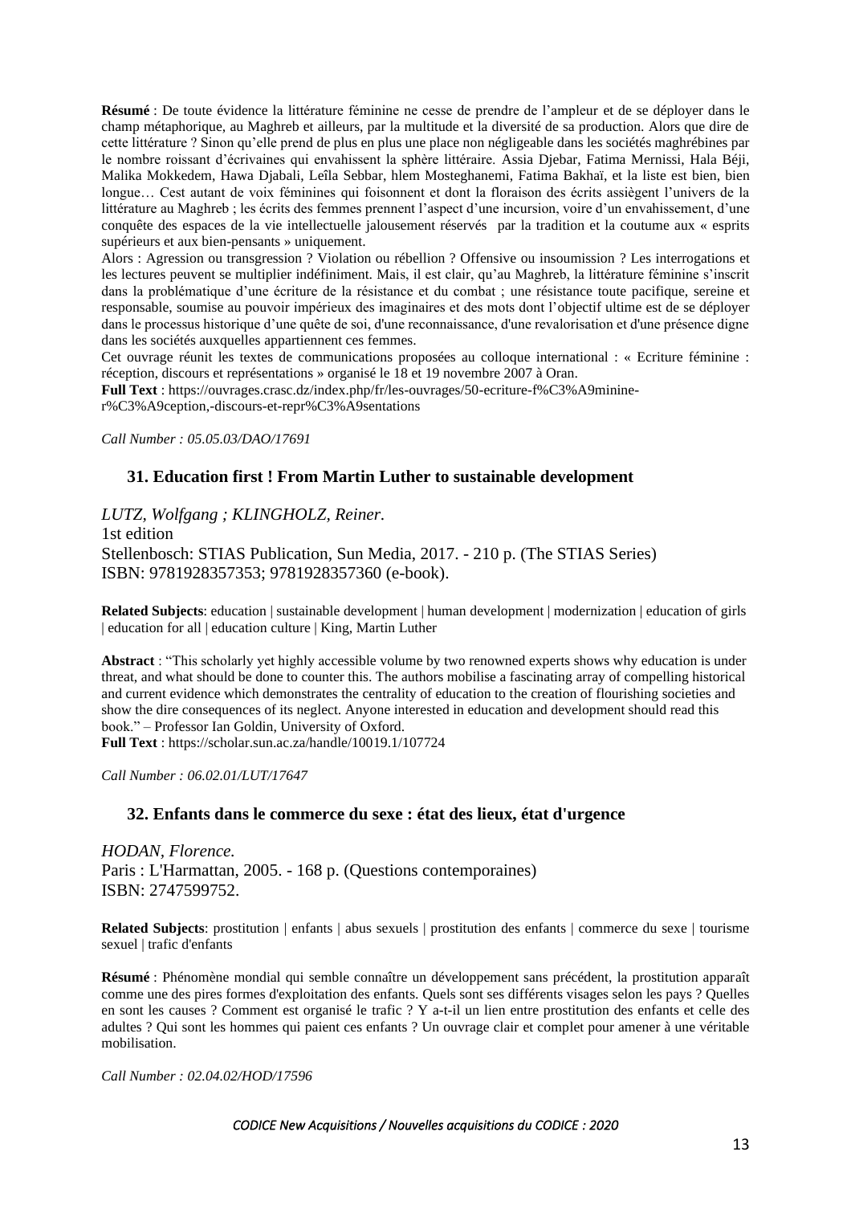**Résumé** : De toute évidence la littérature féminine ne cesse de prendre de l'ampleur et de se déployer dans le champ métaphorique, au Maghreb et ailleurs, par la multitude et la diversité de sa production. Alors que dire de cette littérature ? Sinon qu'elle prend de plus en plus une place non négligeable dans les sociétés maghrébines par le nombre roissant d'écrivaines qui envahissent la sphère littéraire. Assia Djebar, Fatima Mernissi, Hala Béji, Malika Mokkedem, Hawa Djabali, Leïla Sebbar, hlem Mosteghanemi, Fatima Bakhaï, et la liste est bien, bien longue… Cest autant de voix féminines qui foisonnent et dont la floraison des écrits assiègent l'univers de la littérature au Maghreb ; les écrits des femmes prennent l'aspect d'une incursion, voire d'un envahissement, d'une conquête des espaces de la vie intellectuelle jalousement réservés par la tradition et la coutume aux « esprits supérieurs et aux bien-pensants » uniquement.

Alors : Agression ou transgression ? Violation ou rébellion ? Offensive ou insoumission ? Les interrogations et les lectures peuvent se multiplier indéfiniment. Mais, il est clair, qu'au Maghreb, la littérature féminine s'inscrit dans la problématique d'une écriture de la résistance et du combat ; une résistance toute pacifique, sereine et responsable, soumise au pouvoir impérieux des imaginaires et des mots dont l'objectif ultime est de se déployer dans le processus historique d'une quête de soi, d'une reconnaissance, d'une revalorisation et d'une présence digne dans les sociétés auxquelles appartiennent ces femmes.

Cet ouvrage réunit les textes de communications proposées au colloque international : « Ecriture féminine : réception, discours et représentations » organisé le 18 et 19 novembre 2007 à Oran.

**Full Text** : https://ouvrages.crasc.dz/index.php/fr/les-ouvrages/50-ecriture-f%C3%A9minine-r%C3%A9ception,-discours-et-repr%C3%A9sentations

*Call Number : 05.05.03/DAO/17691*

### 31. Education first ! From Martin Luther to sustainable development

*LUTZ, Wolfgang ; KLINGHOLZ, Reiner.*
1st edition
Stellenbosch: STIAS Publication, Sun Media, 2017. - 210 p. (The STIAS Series)
ISBN: 9781928357353; 9781928357360 (e-book).

**Related Subjects**: education | sustainable development | human development | modernization | education of girls | education for all | education culture | King, Martin Luther

**Abstract** : "This scholarly yet highly accessible volume by two renowned experts shows why education is under threat, and what should be done to counter this. The authors mobilise a fascinating array of compelling historical and current evidence which demonstrates the centrality of education to the creation of flourishing societies and show the dire consequences of its neglect. Anyone interested in education and development should read this book." – Professor Ian Goldin, University of Oxford.

**Full Text** : https://scholar.sun.ac.za/handle/10019.1/107724

*Call Number : 06.02.01/LUT/17647*

### 32. Enfants dans le commerce du sexe : état des lieux, état d'urgence

*HODAN, Florence.*
Paris : L'Harmattan, 2005. - 168 p. (Questions contemporaines)
ISBN: 2747599752.

**Related Subjects**: prostitution | enfants | abus sexuels | prostitution des enfants | commerce du sexe | tourisme sexuel | trafic d'enfants

**Résumé** : Phénomène mondial qui semble connaître un développement sans précédent, la prostitution apparaît comme une des pires formes d'exploitation des enfants. Quels sont ses différents visages selon les pays ? Quelles en sont les causes ? Comment est organisé le trafic ? Y a-t-il un lien entre prostitution des enfants et celle des adultes ? Qui sont les hommes qui paient ces enfants ? Un ouvrage clair et complet pour amener à une véritable mobilisation.

*Call Number : 02.04.02/HOD/17596*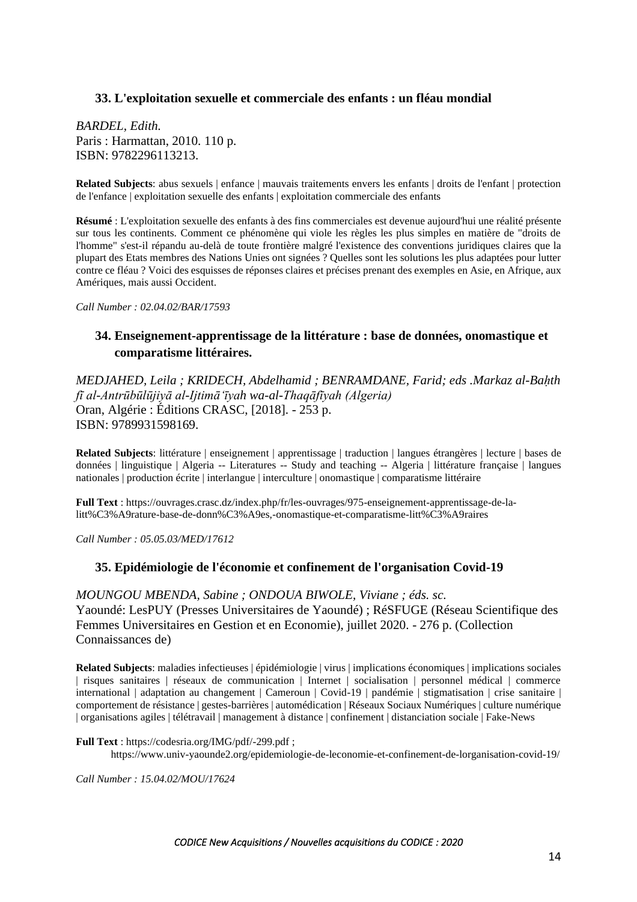### 33. L'exploitation sexuelle et commerciale des enfants : un fléau mondial

*BARDEL, Edith.*
Paris : Harmattan, 2010. 110 p.
ISBN: 9782296113213.

**Related Subjects**: abus sexuels | enfance | mauvais traitements envers les enfants | droits de l'enfant | protection de l'enfance | exploitation sexuelle des enfants | exploitation commerciale des enfants

**Résumé** : L'exploitation sexuelle des enfants à des fins commerciales est devenue aujourd'hui une réalité présente sur tous les continents. Comment ce phénomène qui viole les règles les plus simples en matière de "droits de l'homme" s'est-il répandu au-delà de toute frontière malgré l'existence des conventions juridiques claires que la plupart des Etats membres des Nations Unies ont signées ? Quelles sont les solutions les plus adaptées pour lutter contre ce fléau ? Voici des esquisses de réponses claires et précises prenant des exemples en Asie, en Afrique, aux Amériques, mais aussi Occident.

*Call Number : 02.04.02/BAR/17593*

### 34. Enseignement-apprentissage de la littérature : base de données, onomastique et comparatisme littéraires.

*MEDJAHED, Leila ; KRIDECH, Abdelhamid ; BENRAMDANE, Farid; eds .Markaz al-Baḥth fī al-Antrūbūlūjiyā al-Ijtimāʻīyah wa-al-Thaqāfīyah (Algeria)*
Oran, Algérie : Éditions CRASC, [2018]. - 253 p.
ISBN: 9789931598169.

**Related Subjects**: littérature | enseignement | apprentissage | traduction | langues étrangères | lecture | bases de données | linguistique | Algeria -- Literatures -- Study and teaching -- Algeria | littérature française | langues nationales | production écrite | interlangue | interculture | onomastique | comparatisme littéraire

**Full Text** : https://ouvrages.crasc.dz/index.php/fr/les-ouvrages/975-enseignement-apprentissage-de-la-litt%C3%A9rature-base-de-donn%C3%A9es,-onomastique-et-comparatisme-litt%C3%A9raires

*Call Number : 05.05.03/MED/17612*

### 35. Epidémiologie de l'économie et confinement de l'organisation Covid-19

*MOUNGOU MBENDA, Sabine ; ONDOUA BIWOLE, Viviane ; éds. sc.*
Yaoundé: LesPUY (Presses Universitaires de Yaoundé) ; RéSFUGE (Réseau Scientifique des Femmes Universitaires en Gestion et en Economie), juillet 2020. - 276 p. (Collection Connaissances de)

**Related Subjects**: maladies infectieuses | épidémiologie | virus | implications économiques | implications sociales | risques sanitaires | réseaux de communication | Internet | socialisation | personnel médical | commerce international | adaptation au changement | Cameroun | Covid-19 | pandémie | stigmatisation | crise sanitaire | comportement de résistance | gestes-barrières | automédication | Réseaux Sociaux Numériques | culture numérique | organisations agiles | télétravail | management à distance | confinement | distanciation sociale | Fake-News

**Full Text** : https://codesria.org/IMG/pdf/-299.pdf ;
https://www.univ-yaounde2.org/epidemiologie-de-leconomie-et-confinement-de-lorganisation-covid-19/

*Call Number : 15.04.02/MOU/17624*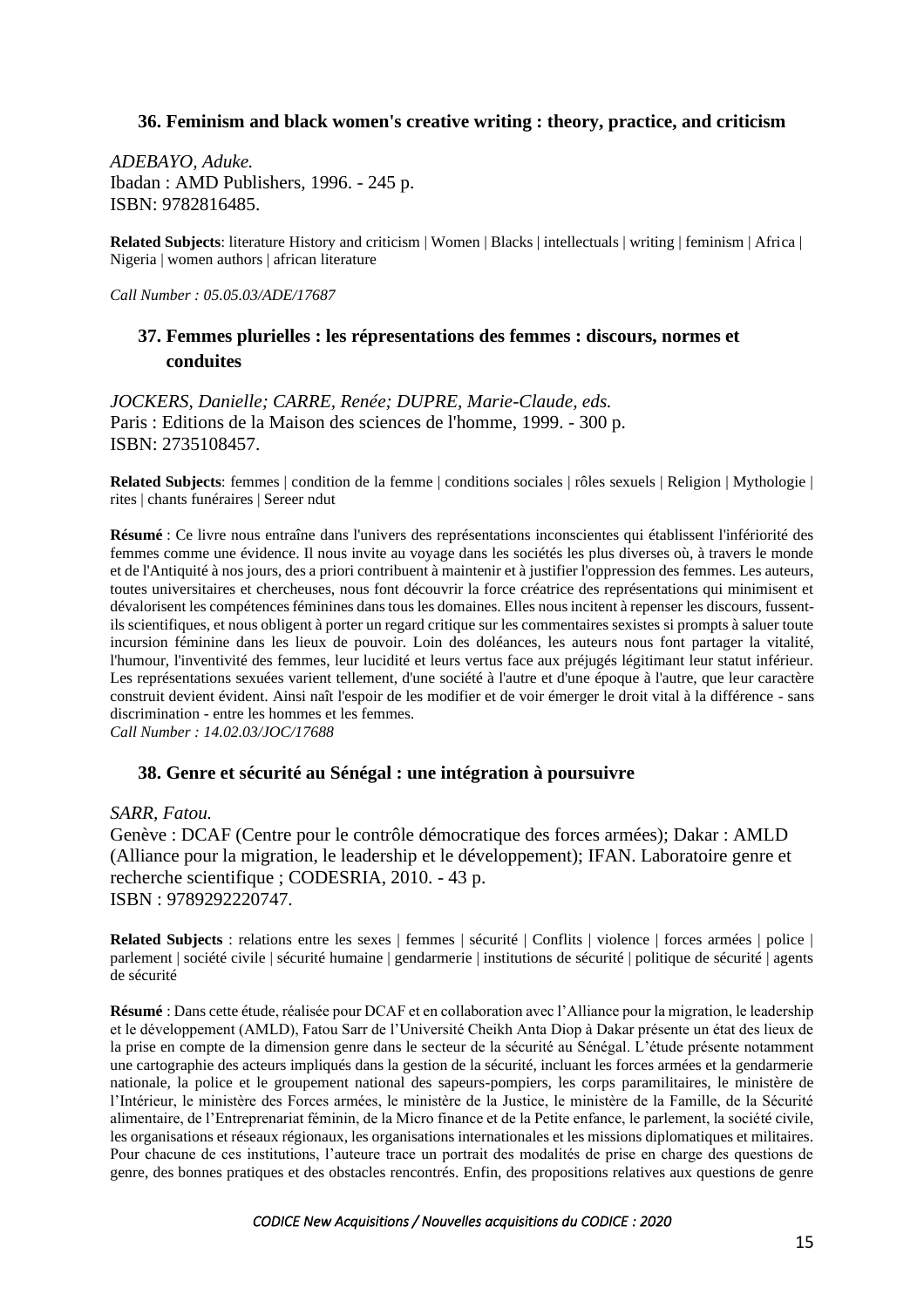### 36. Feminism and black women's creative writing : theory, practice, and criticism

*ADEBAYO, Aduke.*
Ibadan : AMD Publishers, 1996. - 245 p.
ISBN: 9782816485.

**Related Subjects**: literature History and criticism | Women | Blacks | intellectuals | writing | feminism | Africa | Nigeria | women authors | african literature

*Call Number : 05.05.03/ADE/17687*

### 37. Femmes plurielles : les répresentations des femmes : discours, normes et conduites

*JOCKERS, Danielle; CARRE, Renée; DUPRE, Marie-Claude, eds.*
Paris : Editions de la Maison des sciences de l'homme, 1999. - 300 p.
ISBN: 2735108457.

**Related Subjects**: femmes | condition de la femme | conditions sociales | rôles sexuels | Religion | Mythologie | rites | chants funéraires | Sereer ndut

**Résumé** : Ce livre nous entraîne dans l'univers des représentations inconscientes qui établissent l'infériorité des femmes comme une évidence. Il nous invite au voyage dans les sociétés les plus diverses où, à travers le monde et de l'Antiquité à nos jours, des a priori contribuent à maintenir et à justifier l'oppression des femmes. Les auteurs, toutes universitaires et chercheuses, nous font découvrir la force créatrice des représentations qui minimisent et dévalorisent les compétences féminines dans tous les domaines. Elles nous incitent à repenser les discours, fussent-ils scientifiques, et nous obligent à porter un regard critique sur les commentaires sexistes si prompts à saluer toute incursion féminine dans les lieux de pouvoir. Loin des doléances, les auteurs nous font partager la vitalité, l'humour, l'inventivité des femmes, leur lucidité et leurs vertus face aux préjugés légitimant leur statut inférieur. Les représentations sexuées varient tellement, d'une société à l'autre et d'une époque à l'autre, que leur caractère construit devient évident. Ainsi naît l'espoir de les modifier et de voir émerger le droit vital à la différence - sans discrimination - entre les hommes et les femmes.
*Call Number : 14.02.03/JOC/17688*

### 38. Genre et sécurité au Sénégal : une intégration à poursuivre

*SARR, Fatou.*
Genève : DCAF (Centre pour le contrôle démocratique des forces armées); Dakar : AMLD (Alliance pour la migration, le leadership et le développement); IFAN. Laboratoire genre et recherche scientifique ; CODESRIA, 2010. - 43 p.
ISBN : 9789292220747.

**Related Subjects** : relations entre les sexes | femmes | sécurité | Conflits | violence | forces armées | police | parlement | société civile | sécurité humaine | gendarmerie | institutions de sécurité | politique de sécurité | agents de sécurité

**Résumé** : Dans cette étude, réalisée pour DCAF et en collaboration avec l'Alliance pour la migration, le leadership et le développement (AMLD), Fatou Sarr de l'Université Cheikh Anta Diop à Dakar présente un état des lieux de la prise en compte de la dimension genre dans le secteur de la sécurité au Sénégal. L'étude présente notamment une cartographie des acteurs impliqués dans la gestion de la sécurité, incluant les forces armées et la gendarmerie nationale, la police et le groupement national des sapeurs-pompiers, les corps paramilitaires, le ministère de l'Intérieur, le ministère des Forces armées, le ministère de la Justice, le ministère de la Famille, de la Sécurité alimentaire, de l'Entreprenariat féminin, de la Micro finance et de la Petite enfance, le parlement, la société civile, les organisations et réseaux régionaux, les organisations internationales et les missions diplomatiques et militaires. Pour chacune de ces institutions, l'auteure trace un portrait des modalités de prise en charge des questions de genre, des bonnes pratiques et des obstacles rencontrés. Enfin, des propositions relatives aux questions de genre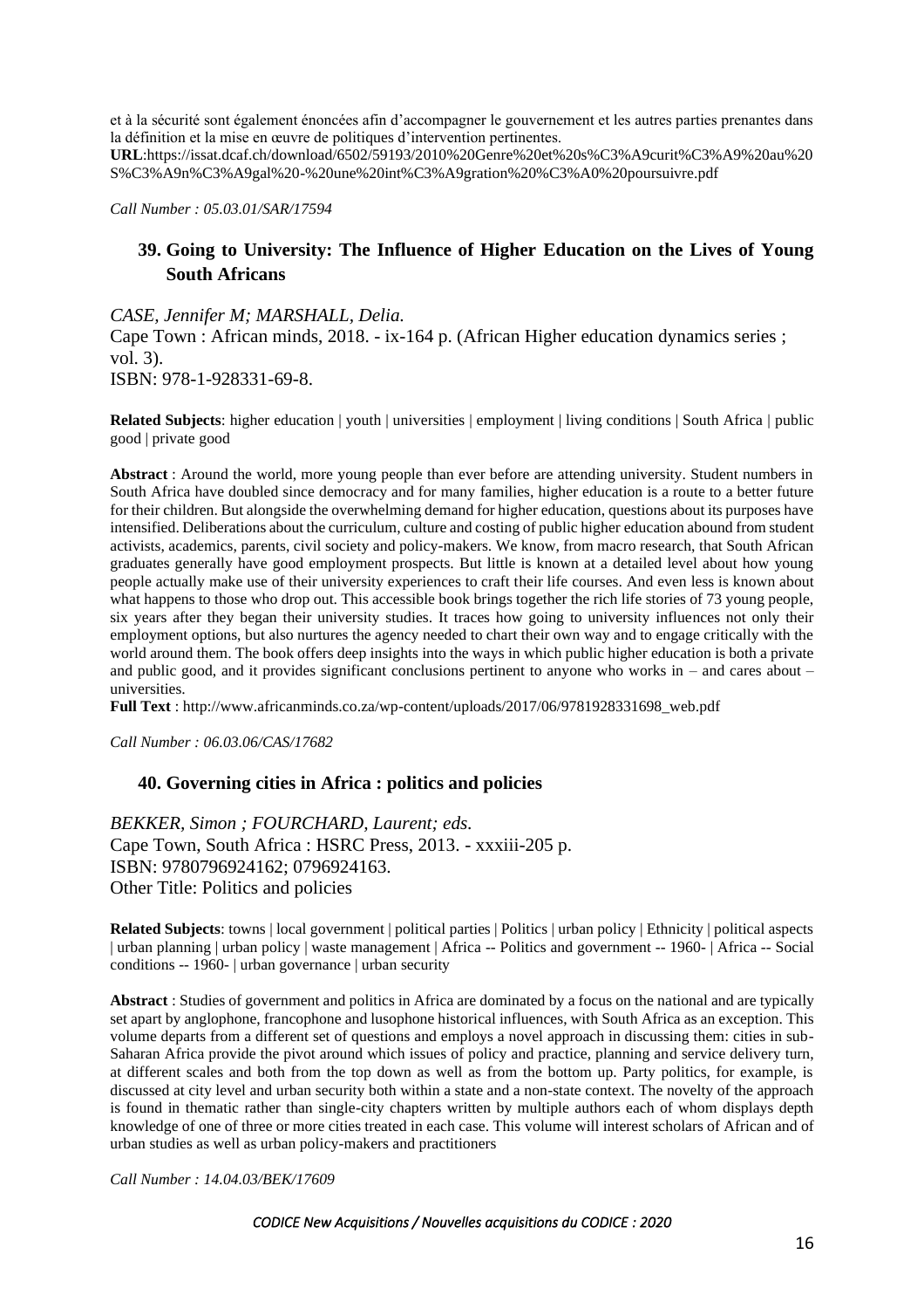et à la sécurité sont également énoncées afin d'accompagner le gouvernement et les autres parties prenantes dans la définition et la mise en œuvre de politiques d'intervention pertinentes.
**URL**:https://issat.dcaf.ch/download/6502/59193/2010%20Genre%20et%20s%C3%A9curit%C3%A9%20au%20S%C3%A9n%C3%A9gal%20-%20une%20int%C3%A9gration%20%C3%A0%20poursuivre.pdf

*Call Number : 05.03.01/SAR/17594*

## 39. Going to University: The Influence of Higher Education on the Lives of Young South Africans

*CASE, Jennifer M; MARSHALL, Delia.*
Cape Town : African minds, 2018. - ix-164 p. (African Higher education dynamics series ; vol. 3).
ISBN: 978-1-928331-69-8.

**Related Subjects**: higher education | youth | universities | employment | living conditions | South Africa | public good | private good

**Abstract** : Around the world, more young people than ever before are attending university. Student numbers in South Africa have doubled since democracy and for many families, higher education is a route to a better future for their children. But alongside the overwhelming demand for higher education, questions about its purposes have intensified. Deliberations about the curriculum, culture and costing of public higher education abound from student activists, academics, parents, civil society and policy-makers. We know, from macro research, that South African graduates generally have good employment prospects. But little is known at a detailed level about how young people actually make use of their university experiences to craft their life courses. And even less is known about what happens to those who drop out. This accessible book brings together the rich life stories of 73 young people, six years after they began their university studies. It traces how going to university influences not only their employment options, but also nurtures the agency needed to chart their own way and to engage critically with the world around them. The book offers deep insights into the ways in which public higher education is both a private and public good, and it provides significant conclusions pertinent to anyone who works in – and cares about – universities.
**Full Text** : http://www.africanminds.co.za/wp-content/uploads/2017/06/9781928331698_web.pdf

*Call Number : 06.03.06/CAS/17682*

## 40. Governing cities in Africa : politics and policies

*BEKKER, Simon ; FOURCHARD, Laurent; eds.*
Cape Town, South Africa : HSRC Press, 2013. - xxxiii-205 p.
ISBN: 9780796924162; 0796924163.
Other Title: Politics and policies

**Related Subjects**: towns | local government | political parties | Politics | urban policy | Ethnicity | political aspects | urban planning | urban policy | waste management | Africa -- Politics and government -- 1960- | Africa -- Social conditions -- 1960- | urban governance | urban security

**Abstract** : Studies of government and politics in Africa are dominated by a focus on the national and are typically set apart by anglophone, francophone and lusophone historical influences, with South Africa as an exception. This volume departs from a different set of questions and employs a novel approach in discussing them: cities in sub-Saharan Africa provide the pivot around which issues of policy and practice, planning and service delivery turn, at different scales and both from the top down as well as from the bottom up. Party politics, for example, is discussed at city level and urban security both within a state and a non-state context. The novelty of the approach is found in thematic rather than single-city chapters written by multiple authors each of whom displays depth knowledge of one of three or more cities treated in each case. This volume will interest scholars of African and of urban studies as well as urban policy-makers and practitioners

*Call Number : 14.04.03/BEK/17609*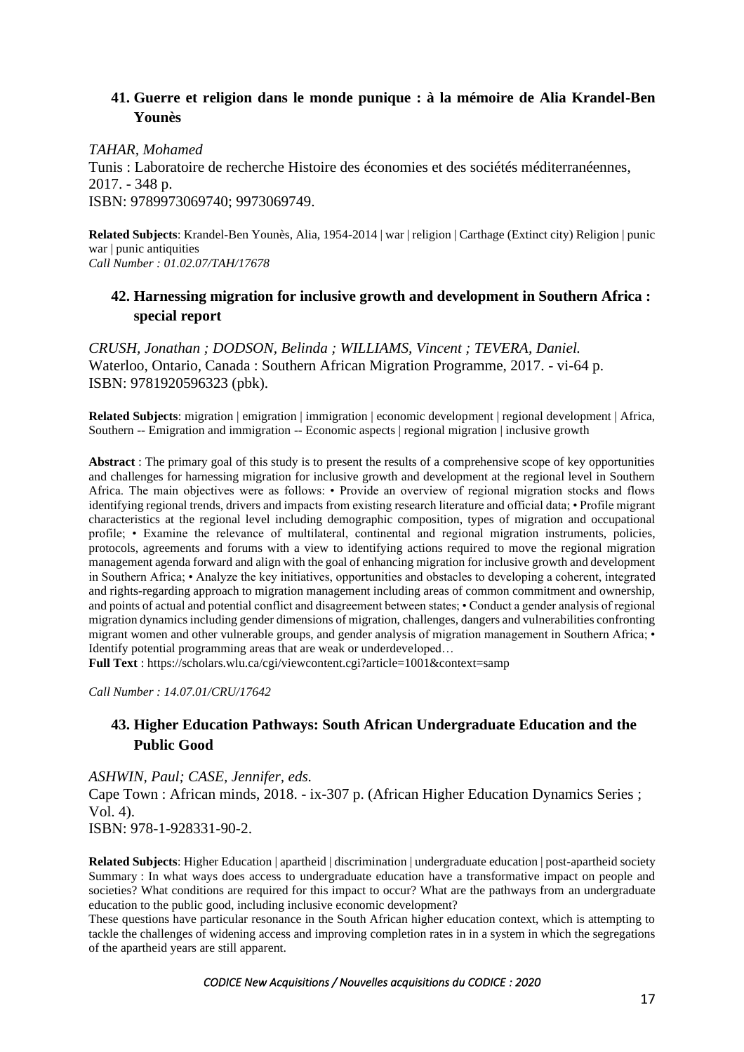## 41. Guerre et religion dans le monde punique : à la mémoire de Alia Krandel-Ben Younès

*TAHAR, Mohamed*
Tunis : Laboratoire de recherche Histoire des économies et des sociétés méditerranéennes, 2017. - 348 p.
ISBN: 9789973069740; 9973069749.

**Related Subjects**: Krandel-Ben Younès, Alia, 1954-2014 | war | religion | Carthage (Extinct city) Religion | punic war | punic antiquities
*Call Number : 01.02.07/TAH/17678*

## 42. Harnessing migration for inclusive growth and development in Southern Africa : special report

*CRUSH, Jonathan ; DODSON, Belinda ; WILLIAMS, Vincent ; TEVERA, Daniel.*
Waterloo, Ontario, Canada : Southern African Migration Programme, 2017. - vi-64 p.
ISBN: 9781920596323 (pbk).

**Related Subjects**: migration | emigration | immigration | economic development | regional development | Africa, Southern -- Emigration and immigration -- Economic aspects | regional migration | inclusive growth

**Abstract** : The primary goal of this study is to present the results of a comprehensive scope of key opportunities and challenges for harnessing migration for inclusive growth and development at the regional level in Southern Africa. The main objectives were as follows: • Provide an overview of regional migration stocks and flows identifying regional trends, drivers and impacts from existing research literature and official data; • Profile migrant characteristics at the regional level including demographic composition, types of migration and occupational profile; • Examine the relevance of multilateral, continental and regional migration instruments, policies, protocols, agreements and forums with a view to identifying actions required to move the regional migration management agenda forward and align with the goal of enhancing migration for inclusive growth and development in Southern Africa; • Analyze the key initiatives, opportunities and obstacles to developing a coherent, integrated and rights-regarding approach to migration management including areas of common commitment and ownership, and points of actual and potential conflict and disagreement between states; • Conduct a gender analysis of regional migration dynamics including gender dimensions of migration, challenges, dangers and vulnerabilities confronting migrant women and other vulnerable groups, and gender analysis of migration management in Southern Africa; • Identify potential programming areas that are weak or underdeveloped…
**Full Text** : https://scholars.wlu.ca/cgi/viewcontent.cgi?article=1001&context=samp

*Call Number : 14.07.01/CRU/17642*

## 43. Higher Education Pathways: South African Undergraduate Education and the Public Good

*ASHWIN, Paul; CASE, Jennifer, eds.*
Cape Town : African minds, 2018. - ix-307 p. (African Higher Education Dynamics Series ; Vol. 4).
ISBN: 978-1-928331-90-2.

**Related Subjects**: Higher Education | apartheid | discrimination | undergraduate education | post-apartheid society
Summary : In what ways does access to undergraduate education have a transformative impact on people and societies? What conditions are required for this impact to occur? What are the pathways from an undergraduate education to the public good, including inclusive economic development?
These questions have particular resonance in the South African higher education context, which is attempting to tackle the challenges of widening access and improving completion rates in in a system in which the segregations of the apartheid years are still apparent.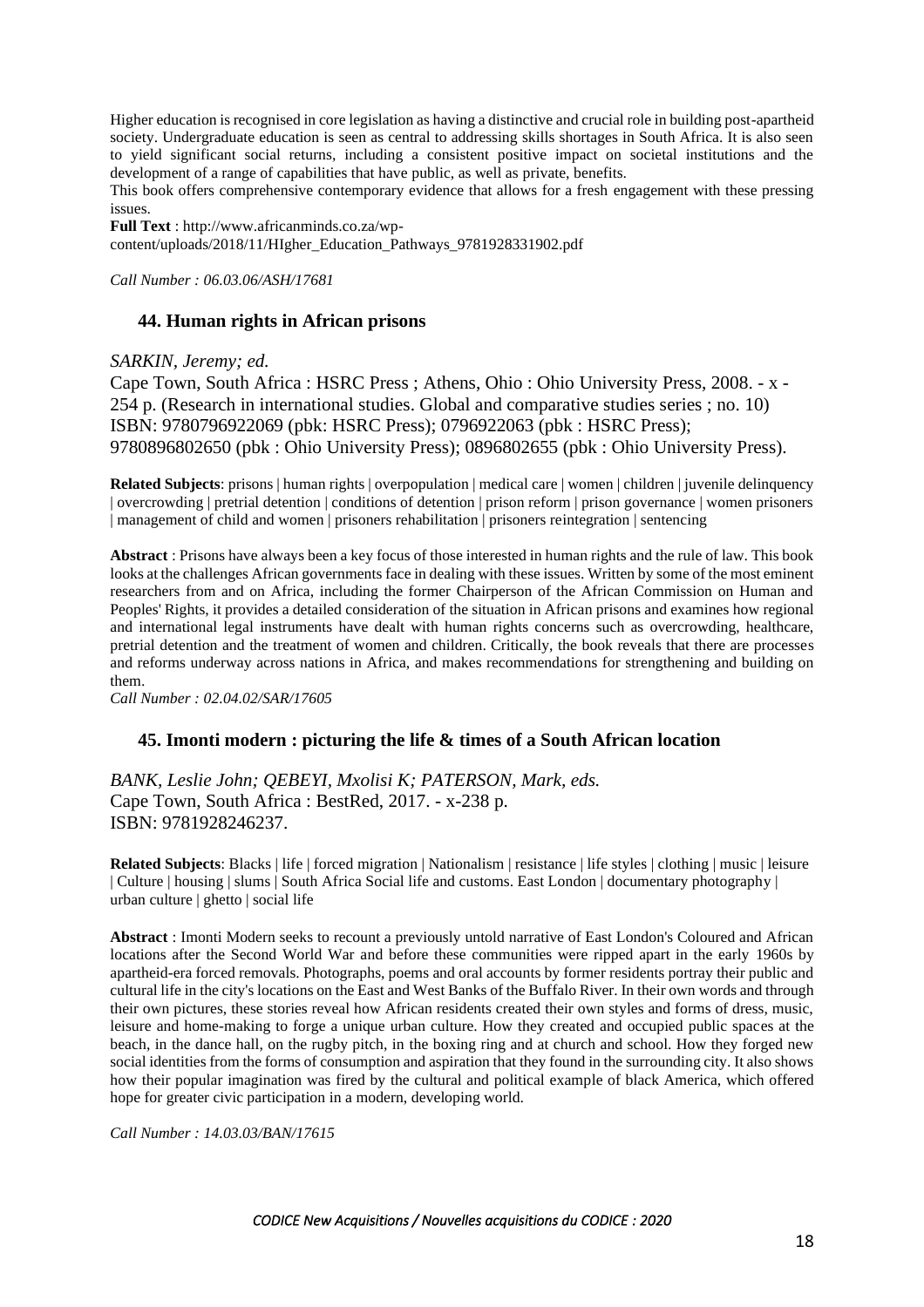Higher education is recognised in core legislation as having a distinctive and crucial role in building post-apartheid society. Undergraduate education is seen as central to addressing skills shortages in South Africa. It is also seen to yield significant social returns, including a consistent positive impact on societal institutions and the development of a range of capabilities that have public, as well as private, benefits.
This book offers comprehensive contemporary evidence that allows for a fresh engagement with these pressing issues.
**Full Text** : http://www.africanminds.co.za/wp-content/uploads/2018/11/HIgher_Education_Pathways_9781928331902.pdf

*Call Number : 06.03.06/ASH/17681*

### 44. Human rights in African prisons

*SARKIN, Jeremy; ed.*
Cape Town, South Africa : HSRC Press ; Athens, Ohio : Ohio University Press, 2008. - x - 254 p. (Research in international studies. Global and comparative studies series ; no. 10)
ISBN: 9780796922069 (pbk: HSRC Press); 0796922063 (pbk : HSRC Press); 9780896802650 (pbk : Ohio University Press); 0896802655 (pbk : Ohio University Press).

**Related Subjects**: prisons | human rights | overpopulation | medical care | women | children | juvenile delinquency | overcrowding | pretrial detention | conditions of detention | prison reform | prison governance | women prisoners | management of child and women | prisoners rehabilitation | prisoners reintegration | sentencing

**Abstract** : Prisons have always been a key focus of those interested in human rights and the rule of law. This book looks at the challenges African governments face in dealing with these issues. Written by some of the most eminent researchers from and on Africa, including the former Chairperson of the African Commission on Human and Peoples' Rights, it provides a detailed consideration of the situation in African prisons and examines how regional and international legal instruments have dealt with human rights concerns such as overcrowding, healthcare, pretrial detention and the treatment of women and children. Critically, the book reveals that there are processes and reforms underway across nations in Africa, and makes recommendations for strengthening and building on them.
*Call Number : 02.04.02/SAR/17605*

### 45. Imonti modern : picturing the life & times of a South African location

*BANK, Leslie John; QEBEYI, Mxolisi K; PATERSON, Mark, eds.*
Cape Town, South Africa : BestRed, 2017. - x-238 p.
ISBN: 9781928246237.

**Related Subjects**: Blacks | life | forced migration | Nationalism | resistance | life styles | clothing | music | leisure | Culture | housing | slums | South Africa Social life and customs. East London | documentary photography | urban culture | ghetto | social life

**Abstract** : Imonti Modern seeks to recount a previously untold narrative of East London's Coloured and African locations after the Second World War and before these communities were ripped apart in the early 1960s by apartheid-era forced removals. Photographs, poems and oral accounts by former residents portray their public and cultural life in the city's locations on the East and West Banks of the Buffalo River. In their own words and through their own pictures, these stories reveal how African residents created their own styles and forms of dress, music, leisure and home-making to forge a unique urban culture. How they created and occupied public spaces at the beach, in the dance hall, on the rugby pitch, in the boxing ring and at church and school. How they forged new social identities from the forms of consumption and aspiration that they found in the surrounding city. It also shows how their popular imagination was fired by the cultural and political example of black America, which offered hope for greater civic participation in a modern, developing world.

*Call Number : 14.03.03/BAN/17615*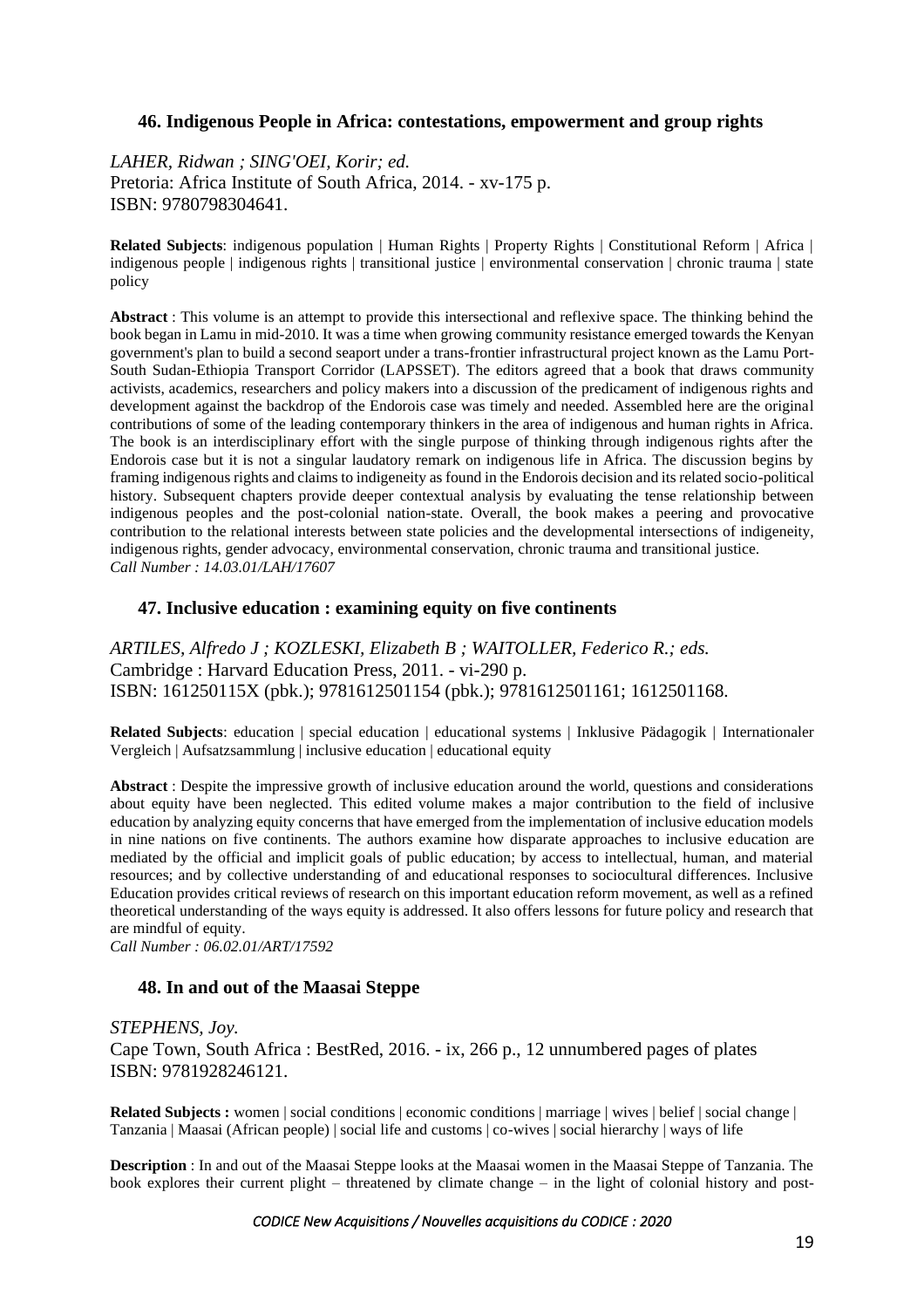### 46. Indigenous People in Africa: contestations, empowerment and group rights

*LAHER, Ridwan ; SING'OEI, Korir; ed.*
Pretoria: Africa Institute of South Africa, 2014. - xv-175 p.
ISBN: 9780798304641.

**Related Subjects**: indigenous population | Human Rights | Property Rights | Constitutional Reform | Africa | indigenous people | indigenous rights | transitional justice | environmental conservation | chronic trauma | state policy

**Abstract** : This volume is an attempt to provide this intersectional and reflexive space. The thinking behind the book began in Lamu in mid-2010. It was a time when growing community resistance emerged towards the Kenyan government's plan to build a second seaport under a trans-frontier infrastructural project known as the Lamu Port-South Sudan-Ethiopia Transport Corridor (LAPSSET). The editors agreed that a book that draws community activists, academics, researchers and policy makers into a discussion of the predicament of indigenous rights and development against the backdrop of the Endorois case was timely and needed. Assembled here are the original contributions of some of the leading contemporary thinkers in the area of indigenous and human rights in Africa. The book is an interdisciplinary effort with the single purpose of thinking through indigenous rights after the Endorois case but it is not a singular laudatory remark on indigenous life in Africa. The discussion begins by framing indigenous rights and claims to indigeneity as found in the Endorois decision and its related socio-political history. Subsequent chapters provide deeper contextual analysis by evaluating the tense relationship between indigenous peoples and the post-colonial nation-state. Overall, the book makes a peering and provocative contribution to the relational interests between state policies and the developmental intersections of indigeneity, indigenous rights, gender advocacy, environmental conservation, chronic trauma and transitional justice.
*Call Number : 14.03.01/LAH/17607*

### 47. Inclusive education : examining equity on five continents

*ARTILES, Alfredo J ; KOZLESKI, Elizabeth B ; WAITOLLER, Federico R.; eds.*
Cambridge : Harvard Education Press, 2011. - vi-290 p.
ISBN: 161250115X (pbk.); 9781612501154 (pbk.); 9781612501161; 1612501168.

**Related Subjects**: education | special education | educational systems | Inklusive Pädagogik | Internationaler Vergleich | Aufsatzsammlung | inclusive education | educational equity

**Abstract** : Despite the impressive growth of inclusive education around the world, questions and considerations about equity have been neglected. This edited volume makes a major contribution to the field of inclusive education by analyzing equity concerns that have emerged from the implementation of inclusive education models in nine nations on five continents. The authors examine how disparate approaches to inclusive education are mediated by the official and implicit goals of public education; by access to intellectual, human, and material resources; and by collective understanding of and educational responses to sociocultural differences. Inclusive Education provides critical reviews of research on this important education reform movement, as well as a refined theoretical understanding of the ways equity is addressed. It also offers lessons for future policy and research that are mindful of equity.
*Call Number : 06.02.01/ART/17592*

### 48. In and out of the Maasai Steppe

*STEPHENS, Joy.*
Cape Town, South Africa : BestRed, 2016. - ix, 266 p., 12 unnumbered pages of plates
ISBN: 9781928246121.

**Related Subjects :** women | social conditions | economic conditions | marriage | wives | belief | social change | Tanzania | Maasai (African people) | social life and customs | co-wives | social hierarchy | ways of life

**Description** : In and out of the Maasai Steppe looks at the Maasai women in the Maasai Steppe of Tanzania. The book explores their current plight – threatened by climate change – in the light of colonial history and post-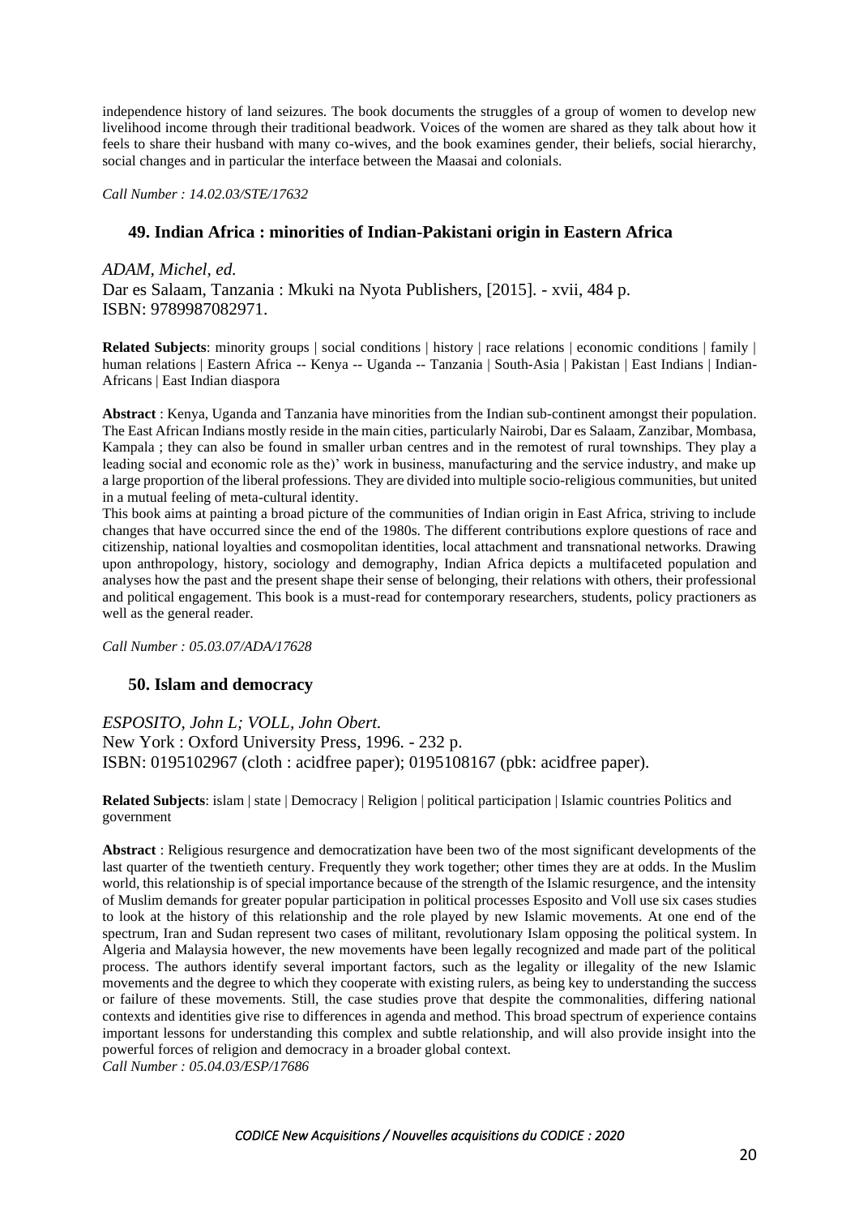independence history of land seizures. The book documents the struggles of a group of women to develop new livelihood income through their traditional beadwork. Voices of the women are shared as they talk about how it feels to share their husband with many co-wives, and the book examines gender, their beliefs, social hierarchy, social changes and in particular the interface between the Maasai and colonials.

*Call Number : 14.02.03/STE/17632*

### 49. Indian Africa : minorities of Indian-Pakistani origin in Eastern Africa

*ADAM, Michel, ed.*
Dar es Salaam, Tanzania : Mkuki na Nyota Publishers, [2015]. - xvii, 484 p.
ISBN: 9789987082971.

**Related Subjects**: minority groups | social conditions | history | race relations | economic conditions | family | human relations | Eastern Africa -- Kenya -- Uganda -- Tanzania | South-Asia | Pakistan | East Indians | Indian-Africans | East Indian diaspora

**Abstract** : Kenya, Uganda and Tanzania have minorities from the Indian sub-continent amongst their population. The East African Indians mostly reside in the main cities, particularly Nairobi, Dar es Salaam, Zanzibar, Mombasa, Kampala ; they can also be found in smaller urban centres and in the remotest of rural townships. They play a leading social and economic role as the)' work in business, manufacturing and the service industry, and make up a large proportion of the liberal professions. They are divided into multiple socio-religious communities, but united in a mutual feeling of meta-cultural identity.
This book aims at painting a broad picture of the communities of Indian origin in East Africa, striving to include changes that have occurred since the end of the 1980s. The different contributions explore questions of race and citizenship, national loyalties and cosmopolitan identities, local attachment and transnational networks. Drawing upon anthropology, history, sociology and demography, Indian Africa depicts a multifaceted population and analyses how the past and the present shape their sense of belonging, their relations with others, their professional and political engagement. This book is a must-read for contemporary researchers, students, policy practioners as well as the general reader.

*Call Number : 05.03.07/ADA/17628*

### 50. Islam and democracy

*ESPOSITO, John L; VOLL, John Obert.*
New York : Oxford University Press, 1996. - 232 p.
ISBN: 0195102967 (cloth : acidfree paper); 0195108167 (pbk: acidfree paper).

**Related Subjects**: islam | state | Democracy | Religion | political participation | Islamic countries Politics and government

**Abstract** : Religious resurgence and democratization have been two of the most significant developments of the last quarter of the twentieth century. Frequently they work together; other times they are at odds. In the Muslim world, this relationship is of special importance because of the strength of the Islamic resurgence, and the intensity of Muslim demands for greater popular participation in political processes Esposito and Voll use six cases studies to look at the history of this relationship and the role played by new Islamic movements. At one end of the spectrum, Iran and Sudan represent two cases of militant, revolutionary Islam opposing the political system. In Algeria and Malaysia however, the new movements have been legally recognized and made part of the political process. The authors identify several important factors, such as the legality or illegality of the new Islamic movements and the degree to which they cooperate with existing rulers, as being key to understanding the success or failure of these movements. Still, the case studies prove that despite the commonalities, differing national contexts and identities give rise to differences in agenda and method. This broad spectrum of experience contains important lessons for understanding this complex and subtle relationship, and will also provide insight into the powerful forces of religion and democracy in a broader global context.
*Call Number : 05.04.03/ESP/17686*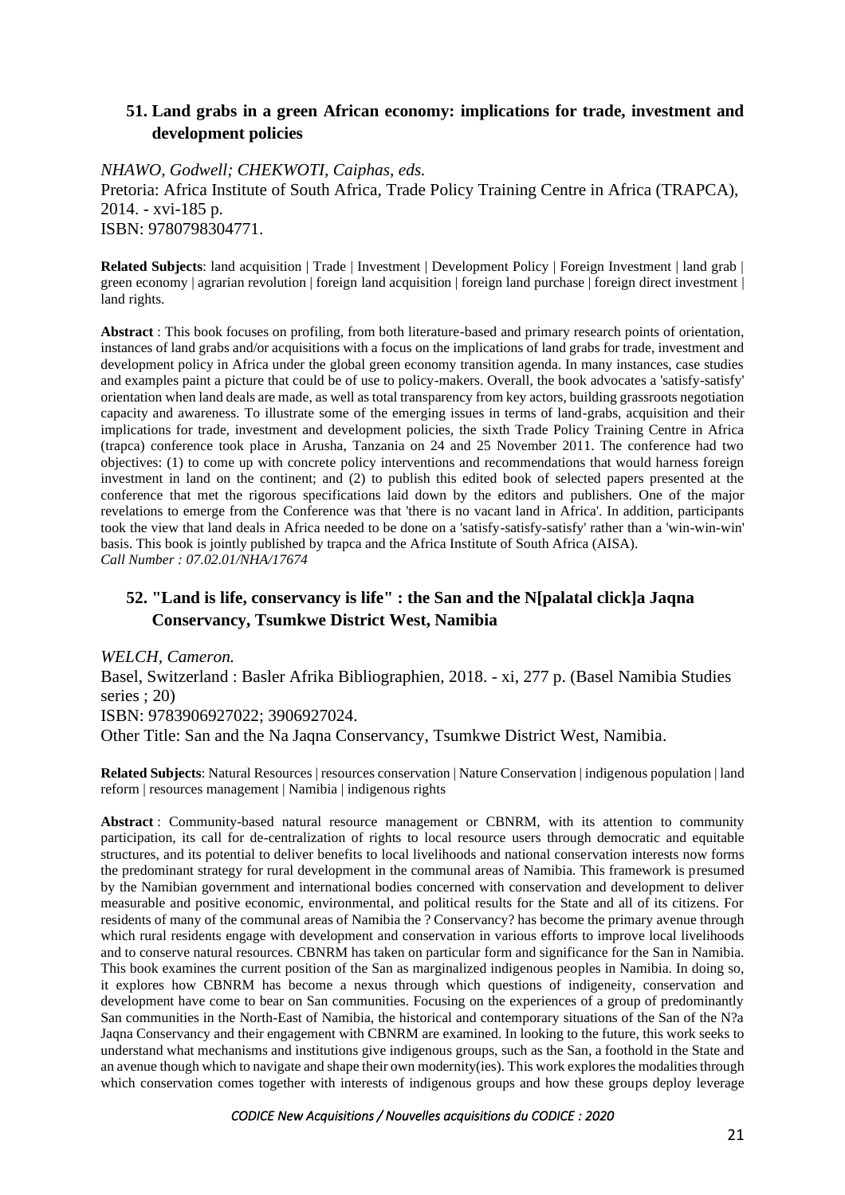## 51. Land grabs in a green African economy: implications for trade, investment and development policies

*NHAWO, Godwell; CHEKWOTI, Caiphas, eds.*
Pretoria: Africa Institute of South Africa, Trade Policy Training Centre in Africa (TRAPCA), 2014. - xvi-185 p.
ISBN: 9780798304771.

**Related Subjects**: land acquisition | Trade | Investment | Development Policy | Foreign Investment | land grab | green economy | agrarian revolution | foreign land acquisition | foreign land purchase | foreign direct investment | land rights.

**Abstract** : This book focuses on profiling, from both literature-based and primary research points of orientation, instances of land grabs and/or acquisitions with a focus on the implications of land grabs for trade, investment and development policy in Africa under the global green economy transition agenda. In many instances, case studies and examples paint a picture that could be of use to policy-makers. Overall, the book advocates a 'satisfy-satisfy' orientation when land deals are made, as well as total transparency from key actors, building grassroots negotiation capacity and awareness. To illustrate some of the emerging issues in terms of land-grabs, acquisition and their implications for trade, investment and development policies, the sixth Trade Policy Training Centre in Africa (trapca) conference took place in Arusha, Tanzania on 24 and 25 November 2011. The conference had two objectives: (1) to come up with concrete policy interventions and recommendations that would harness foreign investment in land on the continent; and (2) to publish this edited book of selected papers presented at the conference that met the rigorous specifications laid down by the editors and publishers. One of the major revelations to emerge from the Conference was that 'there is no vacant land in Africa'. In addition, participants took the view that land deals in Africa needed to be done on a 'satisfy-satisfy-satisfy' rather than a 'win-win-win' basis. This book is jointly published by trapca and the Africa Institute of South Africa (AISA).
*Call Number : 07.02.01/NHA/17674*

## 52. "Land is life, conservancy is life" : the San and the N[palatal click]a Jaqna Conservancy, Tsumkwe District West, Namibia

*WELCH, Cameron.*
Basel, Switzerland : Basler Afrika Bibliographien, 2018. - xi, 277 p. (Basel Namibia Studies series ; 20)
ISBN: 9783906927022; 3906927024.
Other Title: San and the Na Jaqna Conservancy, Tsumkwe District West, Namibia.

**Related Subjects**: Natural Resources | resources conservation | Nature Conservation | indigenous population | land reform | resources management | Namibia | indigenous rights

**Abstract** : Community-based natural resource management or CBNRM, with its attention to community participation, its call for de-centralization of rights to local resource users through democratic and equitable structures, and its potential to deliver benefits to local livelihoods and national conservation interests now forms the predominant strategy for rural development in the communal areas of Namibia. This framework is presumed by the Namibian government and international bodies concerned with conservation and development to deliver measurable and positive economic, environmental, and political results for the State and all of its citizens. For residents of many of the communal areas of Namibia the ? Conservancy? has become the primary avenue through which rural residents engage with development and conservation in various efforts to improve local livelihoods and to conserve natural resources. CBNRM has taken on particular form and significance for the San in Namibia. This book examines the current position of the San as marginalized indigenous peoples in Namibia. In doing so, it explores how CBNRM has become a nexus through which questions of indigeneity, conservation and development have come to bear on San communities. Focusing on the experiences of a group of predominantly San communities in the North-East of Namibia, the historical and contemporary situations of the San of the N?a Jaqna Conservancy and their engagement with CBNRM are examined. In looking to the future, this work seeks to understand what mechanisms and institutions give indigenous groups, such as the San, a foothold in the State and an avenue though which to navigate and shape their own modernity(ies). This work explores the modalities through which conservation comes together with interests of indigenous groups and how these groups deploy leverage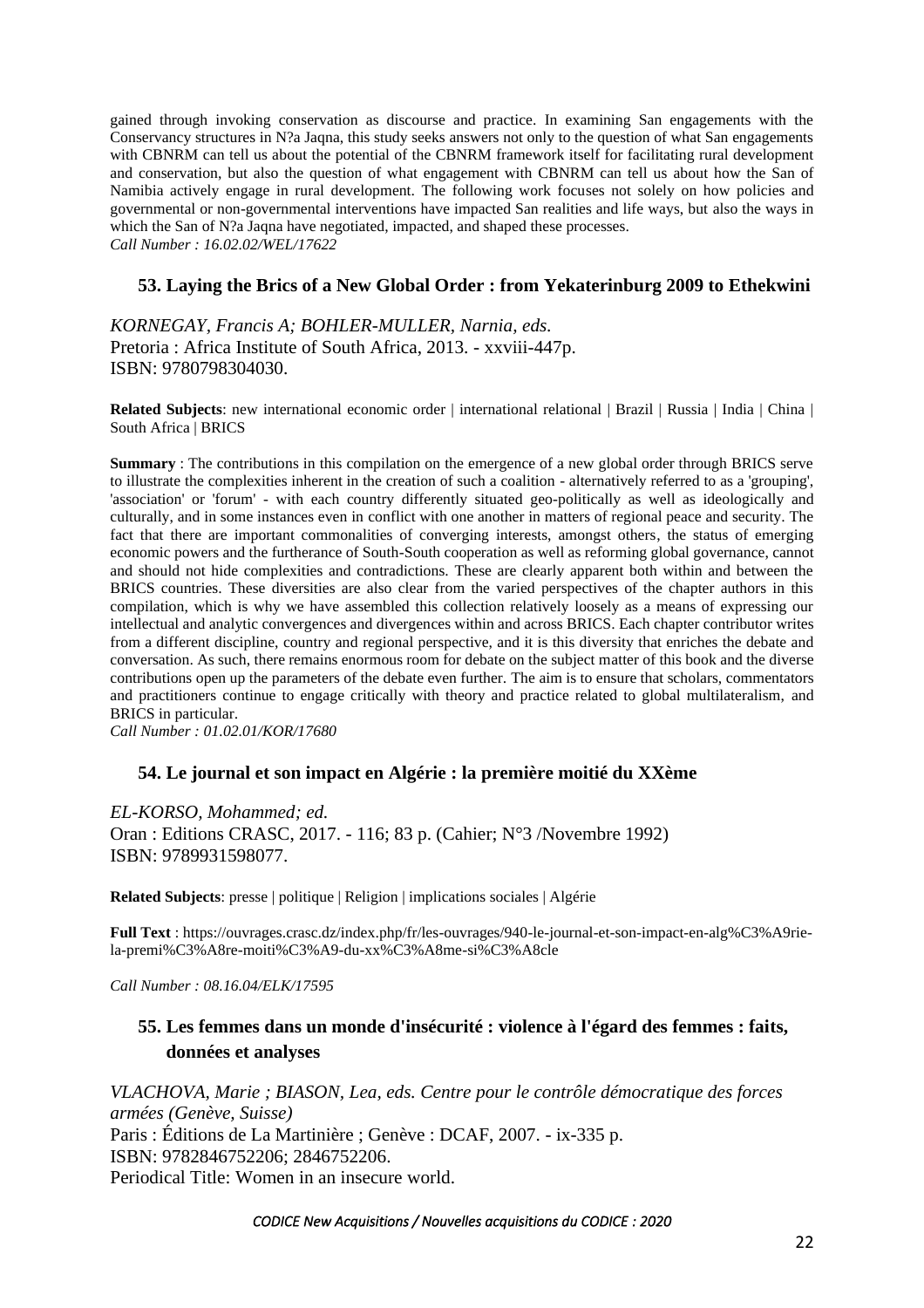gained through invoking conservation as discourse and practice. In examining San engagements with the Conservancy structures in N?a Jaqna, this study seeks answers not only to the question of what San engagements with CBNRM can tell us about the potential of the CBNRM framework itself for facilitating rural development and conservation, but also the question of what engagement with CBNRM can tell us about how the San of Namibia actively engage in rural development. The following work focuses not solely on how policies and governmental or non-governmental interventions have impacted San realities and life ways, but also the ways in which the San of N?a Jaqna have negotiated, impacted, and shaped these processes.
*Call Number : 16.02.02/WEL/17622*

### 53. Laying the Brics of a New Global Order : from Yekaterinburg 2009 to Ethekwini

*KORNEGAY, Francis A; BOHLER-MULLER, Narnia, eds.*
Pretoria : Africa Institute of South Africa, 2013. - xxviii-447p.
ISBN: 9780798304030.

**Related Subjects**: new international economic order | international relational | Brazil | Russia | India | China | South Africa | BRICS

**Summary** : The contributions in this compilation on the emergence of a new global order through BRICS serve to illustrate the complexities inherent in the creation of such a coalition - alternatively referred to as a 'grouping', 'association' or 'forum' - with each country differently situated geo-politically as well as ideologically and culturally, and in some instances even in conflict with one another in matters of regional peace and security. The fact that there are important commonalities of converging interests, amongst others, the status of emerging economic powers and the furtherance of South-South cooperation as well as reforming global governance, cannot and should not hide complexities and contradictions. These are clearly apparent both within and between the BRICS countries. These diversities are also clear from the varied perspectives of the chapter authors in this compilation, which is why we have assembled this collection relatively loosely as a means of expressing our intellectual and analytic convergences and divergences within and across BRICS. Each chapter contributor writes from a different discipline, country and regional perspective, and it is this diversity that enriches the debate and conversation. As such, there remains enormous room for debate on the subject matter of this book and the diverse contributions open up the parameters of the debate even further. The aim is to ensure that scholars, commentators and practitioners continue to engage critically with theory and practice related to global multilateralism, and BRICS in particular.
*Call Number : 01.02.01/KOR/17680*

### 54. Le journal et son impact en Algérie : la première moitié du XXème

*EL-KORSO, Mohammed; ed.*
Oran : Editions CRASC, 2017. - 116; 83 p. (Cahier; N°3 /Novembre 1992)
ISBN: 9789931598077.

**Related Subjects**: presse | politique | Religion | implications sociales | Algérie

**Full Text** : https://ouvrages.crasc.dz/index.php/fr/les-ouvrages/940-le-journal-et-son-impact-en-alg%C3%A9rie-la-premi%C3%A8re-moiti%C3%A9-du-xx%C3%A8me-si%C3%A8cle

*Call Number : 08.16.04/ELK/17595*

### 55. Les femmes dans un monde d'insécurité : violence à l'égard des femmes : faits, données et analyses

*VLACHOVA, Marie ; BIASON, Lea, eds. Centre pour le contrôle démocratique des forces armées (Genève, Suisse)*
Paris : Éditions de La Martinière ; Genève : DCAF, 2007. - ix-335 p.
ISBN: 9782846752206; 2846752206.
Periodical Title: Women in an insecure world.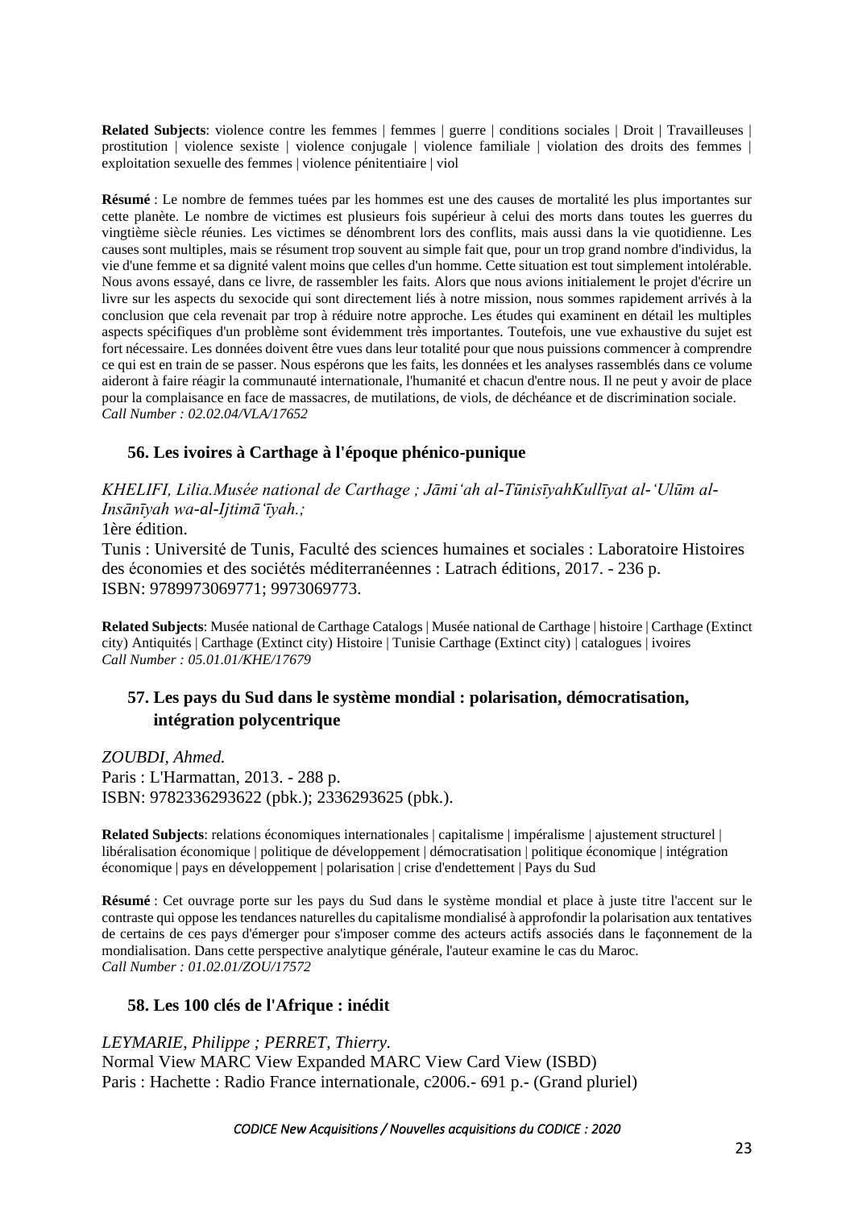**Related Subjects**: violence contre les femmes | femmes | guerre | conditions sociales | Droit | Travailleuses | prostitution | violence sexiste | violence conjugale | violence familiale | violation des droits des femmes | exploitation sexuelle des femmes | violence pénitentiaire | viol

**Résumé** : Le nombre de femmes tuées par les hommes est une des causes de mortalité les plus importantes sur cette planète. Le nombre de victimes est plusieurs fois supérieur à celui des morts dans toutes les guerres du vingtième siècle réunies. Les victimes se dénombrent lors des conflits, mais aussi dans la vie quotidienne. Les causes sont multiples, mais se résument trop souvent au simple fait que, pour un trop grand nombre d'individus, la vie d'une femme et sa dignité valent moins que celles d'un homme. Cette situation est tout simplement intolérable. Nous avons essayé, dans ce livre, de rassembler les faits. Alors que nous avions initialement le projet d'écrire un livre sur les aspects du sexocide qui sont directement liés à notre mission, nous sommes rapidement arrivés à la conclusion que cela revenait par trop à réduire notre approche. Les études qui examinent en détail les multiples aspects spécifiques d'un problème sont évidemment très importantes. Toutefois, une vue exhaustive du sujet est fort nécessaire. Les données doivent être vues dans leur totalité pour que nous puissions commencer à comprendre ce qui est en train de se passer. Nous espérons que les faits, les données et les analyses rassemblés dans ce volume aideront à faire réagir la communauté internationale, l'humanité et chacun d'entre nous. Il ne peut y avoir de place pour la complaisance en face de massacres, de mutilations, de viols, de déchéance et de discrimination sociale.
*Call Number : 02.02.04/VLA/17652*

### 56. Les ivoires à Carthage à l'époque phénico-punique

*KHELIFI, Lilia.Musée national de Carthage ; Jāmiʻah al-TūnisīyahKullīyat al-ʻUlūm al-Insānīyah wa-al-Ijtimāʻīyah.;*
1ère édition.
Tunis : Université de Tunis, Faculté des sciences humaines et sociales : Laboratoire Histoires des économies et des sociétés méditerranéennes : Latrach éditions, 2017. - 236 p.
ISBN: 9789973069771; 9973069773.

**Related Subjects**: Musée national de Carthage Catalogs | Musée national de Carthage | histoire | Carthage (Extinct city) Antiquités | Carthage (Extinct city) Histoire | Tunisie Carthage (Extinct city) | catalogues | ivoires
*Call Number : 05.01.01/KHE/17679*

### 57. Les pays du Sud dans le système mondial : polarisation, démocratisation, intégration polycentrique

*ZOUBDI, Ahmed.*
Paris : L'Harmattan, 2013. - 288 p.
ISBN: 9782336293622 (pbk.); 2336293625 (pbk.).

**Related Subjects**: relations économiques internationales | capitalisme | impérialisme | ajustement structurel | libéralisation économique | politique de développement | démocratisation | politique économique | intégration économique | pays en développement | polarisation | crise d'endettement | Pays du Sud

**Résumé** : Cet ouvrage porte sur les pays du Sud dans le système mondial et place à juste titre l'accent sur le contraste qui oppose les tendances naturelles du capitalisme mondialisé à approfondir la polarisation aux tentatives de certains de ces pays d'émerger pour s'imposer comme des acteurs actifs associés dans le façonnement de la mondialisation. Dans cette perspective analytique générale, l'auteur examine le cas du Maroc.
*Call Number : 01.02.01/ZOU/17572*

### 58. Les 100 clés de l'Afrique : inédit

*LEYMARIE, Philippe ; PERRET, Thierry.*
Normal View MARC View Expanded MARC View Card View (ISBD)
Paris : Hachette : Radio France internationale, c2006.- 691 p.- (Grand pluriel)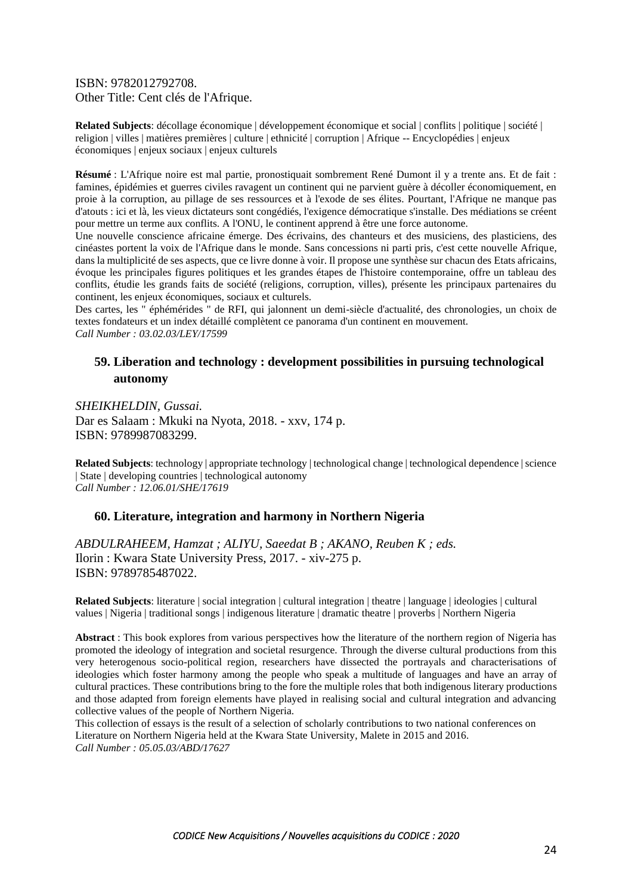ISBN: 9782012792708.
Other Title: Cent clés de l'Afrique.

**Related Subjects**: décollage économique | développement économique et social | conflits | politique | société | religion | villes | matières premières | culture | ethnicité | corruption | Afrique -- Encyclopédies | enjeux économiques | enjeux sociaux | enjeux culturels

**Résumé** : L'Afrique noire est mal partie, pronostiquait sombrement René Dumont il y a trente ans. Et de fait : famines, épidémies et guerres civiles ravagent un continent qui ne parvient guère à décoller économiquement, en proie à la corruption, au pillage de ses ressources et à l'exode de ses élites. Pourtant, l'Afrique ne manque pas d'atouts : ici et là, les vieux dictateurs sont congédiés, l'exigence démocratique s'installe. Des médiations se créent pour mettre un terme aux conflits. A l'ONU, le continent apprend à être une force autonome.
Une nouvelle conscience africaine émerge. Des écrivains, des chanteurs et des musiciens, des plasticiens, des cinéastes portent la voix de l'Afrique dans le monde. Sans concessions ni parti pris, c'est cette nouvelle Afrique, dans la multiplicité de ses aspects, que ce livre donne à voir. Il propose une synthèse sur chacun des Etats africains, évoque les principales figures politiques et les grandes étapes de l'histoire contemporaine, offre un tableau des conflits, étudie les grands faits de société (religions, corruption, villes), présente les principaux partenaires du continent, les enjeux économiques, sociaux et culturels.
Des cartes, les " éphémérides " de RFI, qui jalonnent un demi-siècle d'actualité, des chronologies, un choix de textes fondateurs et un index détaillé complètent ce panorama d'un continent en mouvement.
*Call Number : 03.02.03/LEY/17599*

### 59. Liberation and technology : development possibilities in pursuing technological autonomy

*SHEIKHELDIN, Gussai.*
Dar es Salaam : Mkuki na Nyota, 2018. - xxv, 174 p.
ISBN: 9789987083299.

**Related Subjects**: technology | appropriate technology | technological change | technological dependence | science | State | developing countries | technological autonomy
*Call Number : 12.06.01/SHE/17619*

### 60. Literature, integration and harmony in Northern Nigeria

*ABDULRAHEEM, Hamzat ; ALIYU, Saeedat B ; AKANO, Reuben K ; eds.*
Ilorin : Kwara State University Press, 2017. - xiv-275 p.
ISBN: 9789785487022.

**Related Subjects**: literature | social integration | cultural integration | theatre | language | ideologies | cultural values | Nigeria | traditional songs | indigenous literature | dramatic theatre | proverbs | Northern Nigeria

**Abstract** : This book explores from various perspectives how the literature of the northern region of Nigeria has promoted the ideology of integration and societal resurgence. Through the diverse cultural productions from this very heterogenous socio-political region, researchers have dissected the portrayals and characterisations of ideologies which foster harmony among the people who speak a multitude of languages and have an array of cultural practices. These contributions bring to the fore the multiple roles that both indigenous literary productions and those adapted from foreign elements have played in realising social and cultural integration and advancing collective values of the people of Northern Nigeria.
This collection of essays is the result of a selection of scholarly contributions to two national conferences on Literature on Northern Nigeria held at the Kwara State University, Malete in 2015 and 2016.
*Call Number : 05.05.03/ABD/17627*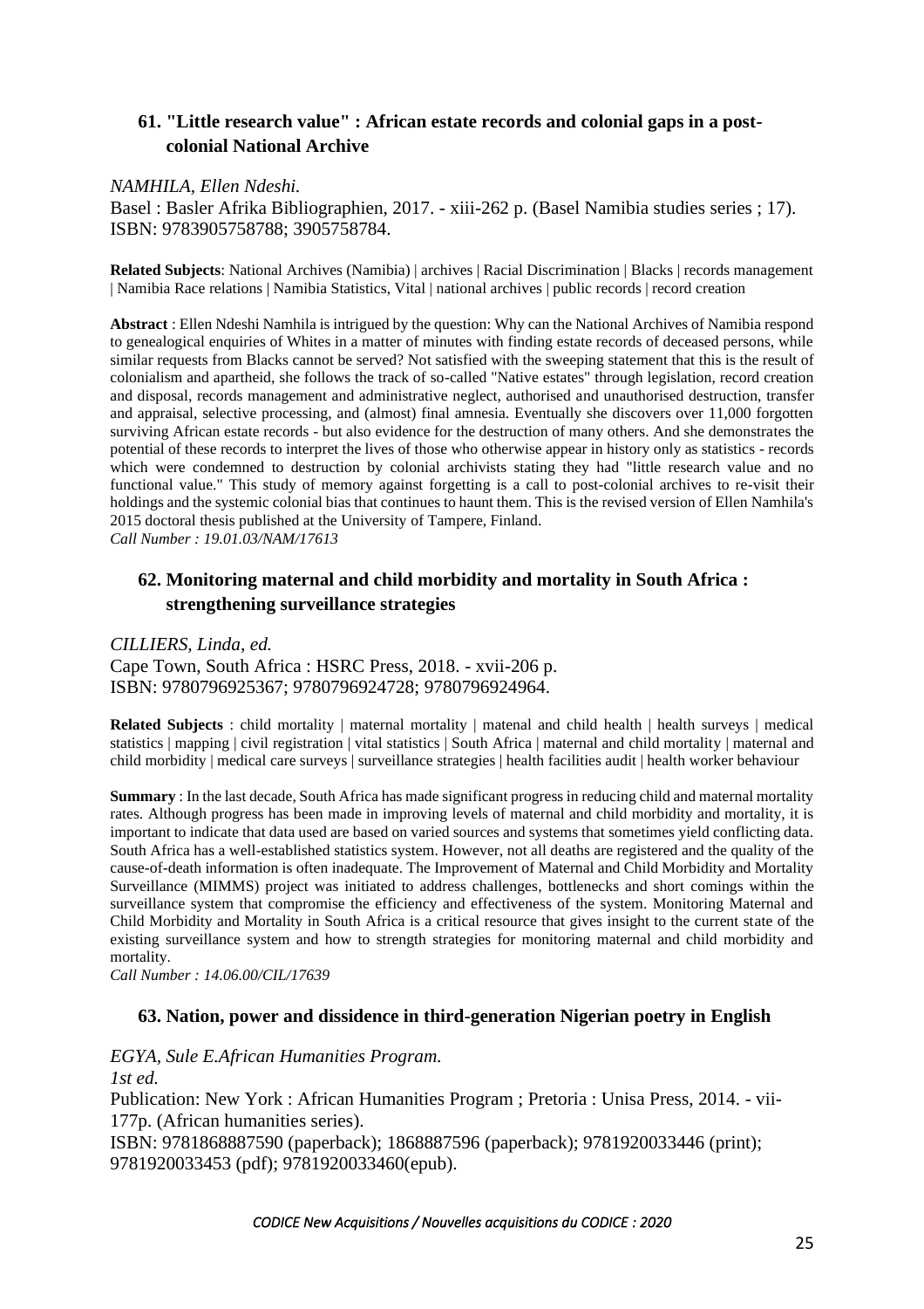### 61. "Little research value" : African estate records and colonial gaps in a post-colonial National Archive

*NAMHILA, Ellen Ndeshi.*

Basel : Basler Afrika Bibliographien, 2017. - xiii-262 p. (Basel Namibia studies series ; 17).
ISBN: 9783905758788; 3905758784.

**Related Subjects**: National Archives (Namibia) | archives | Racial Discrimination | Blacks | records management | Namibia Race relations | Namibia Statistics, Vital | national archives | public records | record creation

**Abstract** : Ellen Ndeshi Namhila is intrigued by the question: Why can the National Archives of Namibia respond to genealogical enquiries of Whites in a matter of minutes with finding estate records of deceased persons, while similar requests from Blacks cannot be served? Not satisfied with the sweeping statement that this is the result of colonialism and apartheid, she follows the track of so-called "Native estates" through legislation, record creation and disposal, records management and administrative neglect, authorised and unauthorised destruction, transfer and appraisal, selective processing, and (almost) final amnesia. Eventually she discovers over 11,000 forgotten surviving African estate records - but also evidence for the destruction of many others. And she demonstrates the potential of these records to interpret the lives of those who otherwise appear in history only as statistics - records which were condemned to destruction by colonial archivists stating they had "little research value and no functional value." This study of memory against forgetting is a call to post-colonial archives to re-visit their holdings and the systemic colonial bias that continues to haunt them. This is the revised version of Ellen Namhila's 2015 doctoral thesis published at the University of Tampere, Finland.

*Call Number : 19.01.03/NAM/17613*

### 62. Monitoring maternal and child morbidity and mortality in South Africa : strengthening surveillance strategies

*CILLIERS, Linda, ed.*

Cape Town, South Africa : HSRC Press, 2018. - xvii-206 p.
ISBN: 9780796925367; 9780796924728; 9780796924964.

**Related Subjects** : child mortality | maternal mortality | matenal and child health | health surveys | medical statistics | mapping | civil registration | vital statistics | South Africa | maternal and child mortality | maternal and child morbidity | medical care surveys | surveillance strategies | health facilities audit | health worker behaviour

**Summary** : In the last decade, South Africa has made significant progress in reducing child and maternal mortality rates. Although progress has been made in improving levels of maternal and child morbidity and mortality, it is important to indicate that data used are based on varied sources and systems that sometimes yield conflicting data. South Africa has a well-established statistics system. However, not all deaths are registered and the quality of the cause-of-death information is often inadequate. The Improvement of Maternal and Child Morbidity and Mortality Surveillance (MIMMS) project was initiated to address challenges, bottlenecks and short comings within the surveillance system that compromise the efficiency and effectiveness of the system. Monitoring Maternal and Child Morbidity and Mortality in South Africa is a critical resource that gives insight to the current state of the existing surveillance system and how to strength strategies for monitoring maternal and child morbidity and mortality.

*Call Number : 14.06.00/CIL/17639*

### 63. Nation, power and dissidence in third-generation Nigerian poetry in English

*EGYA, Sule E.African Humanities Program.*

*1st ed.*

Publication: New York : African Humanities Program ; Pretoria : Unisa Press, 2014. - vii-177p. (African humanities series).
ISBN: 9781868887590 (paperback); 1868887596 (paperback); 9781920033446 (print); 9781920033453 (pdf); 9781920033460(epub).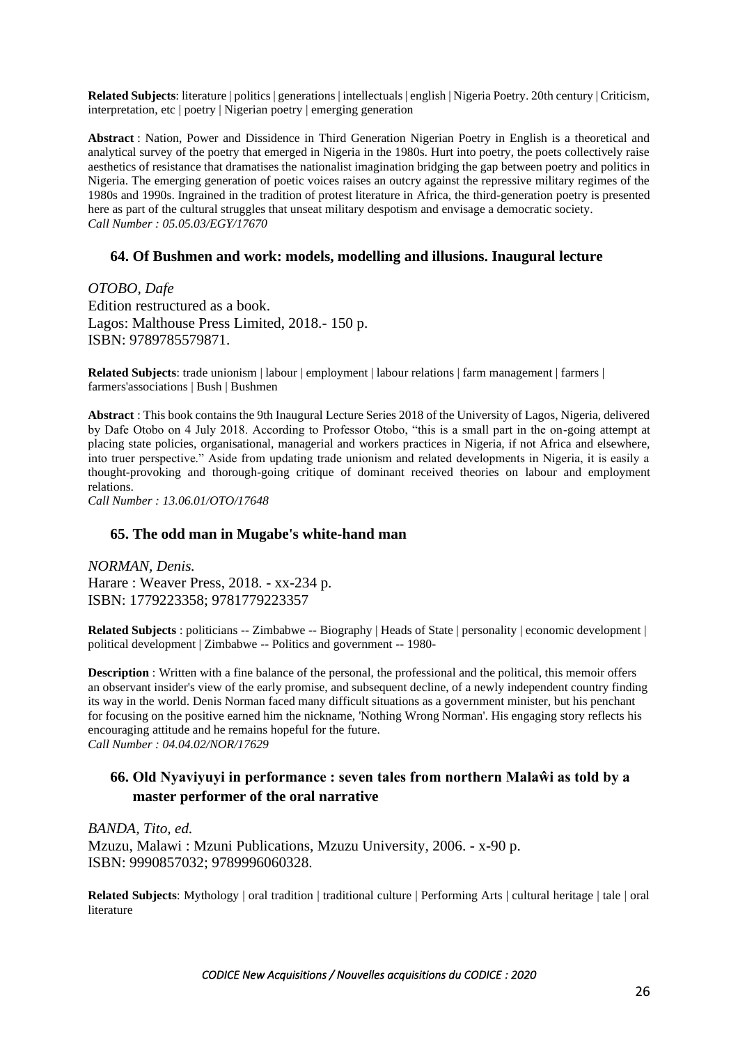**Related Subjects**: literature | politics | generations | intellectuals | english | Nigeria Poetry. 20th century | Criticism, interpretation, etc | poetry | Nigerian poetry | emerging generation

**Abstract** : Nation, Power and Dissidence in Third Generation Nigerian Poetry in English is a theoretical and analytical survey of the poetry that emerged in Nigeria in the 1980s. Hurt into poetry, the poets collectively raise aesthetics of resistance that dramatises the nationalist imagination bridging the gap between poetry and politics in Nigeria. The emerging generation of poetic voices raises an outcry against the repressive military regimes of the 1980s and 1990s. Ingrained in the tradition of protest literature in Africa, the third-generation poetry is presented here as part of the cultural struggles that unseat military despotism and envisage a democratic society.
*Call Number : 05.05.03/EGY/17670*

### 64. Of Bushmen and work: models, modelling and illusions. Inaugural lecture

*OTOBO, Dafe*
Edition restructured as a book.
Lagos: Malthouse Press Limited, 2018.- 150 p.
ISBN: 9789785579871.

**Related Subjects**: trade unionism | labour | employment | labour relations | farm management | farmers | farmers'associations | Bush | Bushmen

**Abstract** : This book contains the 9th Inaugural Lecture Series 2018 of the University of Lagos, Nigeria, delivered by Dafe Otobo on 4 July 2018. According to Professor Otobo, "this is a small part in the on-going attempt at placing state policies, organisational, managerial and workers practices in Nigeria, if not Africa and elsewhere, into truer perspective." Aside from updating trade unionism and related developments in Nigeria, it is easily a thought-provoking and thorough-going critique of dominant received theories on labour and employment relations.
*Call Number : 13.06.01/OTO/17648*

### 65. The odd man in Mugabe's white-hand man

*NORMAN, Denis.*
Harare : Weaver Press, 2018. - xx-234 p.
ISBN: 1779223358; 9781779223357

**Related Subjects** : politicians -- Zimbabwe -- Biography | Heads of State | personality | economic development | political development | Zimbabwe -- Politics and government -- 1980-

**Description** : Written with a fine balance of the personal, the professional and the political, this memoir offers an observant insider's view of the early promise, and subsequent decline, of a newly independent country finding its way in the world. Denis Norman faced many difficult situations as a government minister, but his penchant for focusing on the positive earned him the nickname, 'Nothing Wrong Norman'. His engaging story reflects his encouraging attitude and he remains hopeful for the future.
*Call Number : 04.04.02/NOR/17629*

### 66. Old Nyaviyuyi in performance : seven tales from northern Malaŵi as told by a master performer of the oral narrative

*BANDA, Tito, ed.*
Mzuzu, Malawi : Mzuni Publications, Mzuzu University, 2006. - x-90 p.
ISBN: 9990857032; 9789996060328.

**Related Subjects**: Mythology | oral tradition | traditional culture | Performing Arts | cultural heritage | tale | oral literature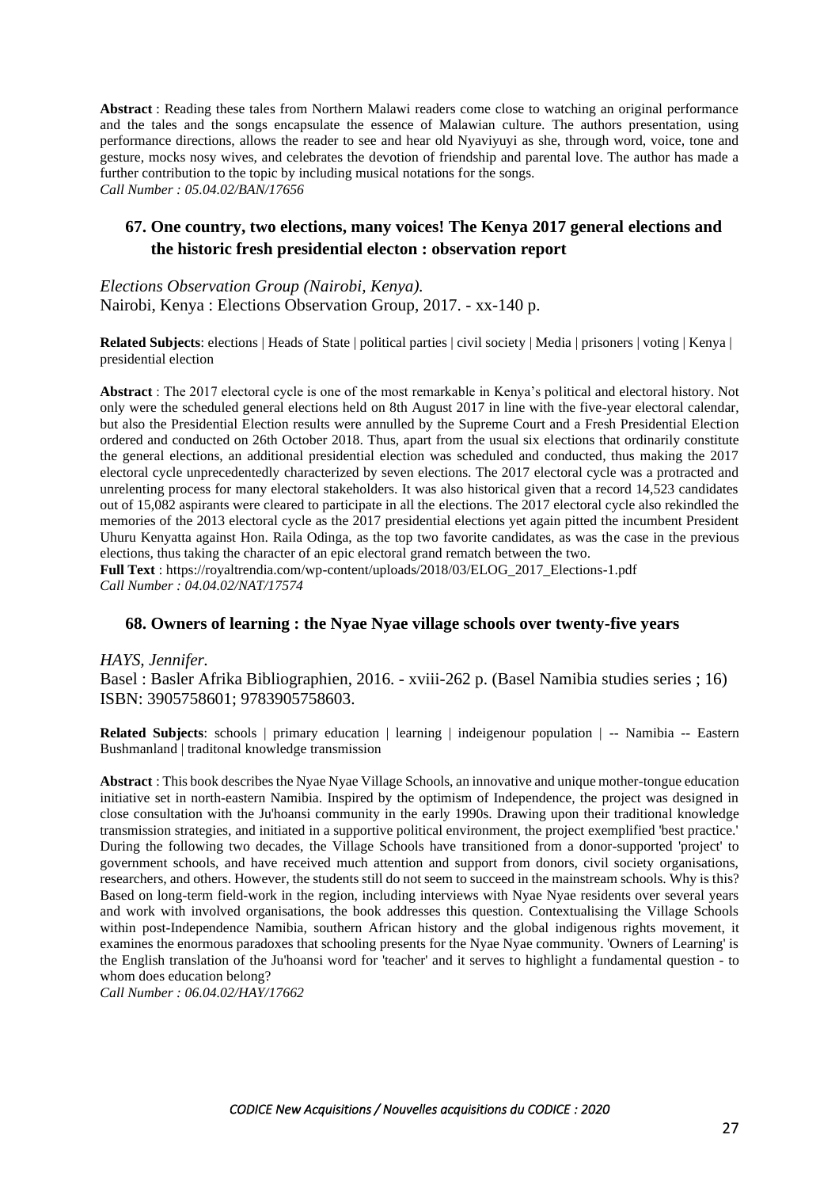**Abstract** : Reading these tales from Northern Malawi readers come close to watching an original performance and the tales and the songs encapsulate the essence of Malawian culture. The authors presentation, using performance directions, allows the reader to see and hear old Nyaviyuyi as she, through word, voice, tone and gesture, mocks nosy wives, and celebrates the devotion of friendship and parental love. The author has made a further contribution to the topic by including musical notations for the songs.
*Call Number : 05.04.02/BAN/17656*

## 67. One country, two elections, many voices! The Kenya 2017 general elections and the historic fresh presidential electon : observation report

*Elections Observation Group (Nairobi, Kenya).*
Nairobi, Kenya : Elections Observation Group, 2017. - xx-140 p.

**Related Subjects**: elections | Heads of State | political parties | civil society | Media | prisoners | voting | Kenya | presidential election

**Abstract** : The 2017 electoral cycle is one of the most remarkable in Kenya's political and electoral history. Not only were the scheduled general elections held on 8th August 2017 in line with the five-year electoral calendar, but also the Presidential Election results were annulled by the Supreme Court and a Fresh Presidential Election ordered and conducted on 26th October 2018. Thus, apart from the usual six elections that ordinarily constitute the general elections, an additional presidential election was scheduled and conducted, thus making the 2017 electoral cycle unprecedentedly characterized by seven elections. The 2017 electoral cycle was a protracted and unrelenting process for many electoral stakeholders. It was also historical given that a record 14,523 candidates out of 15,082 aspirants were cleared to participate in all the elections. The 2017 electoral cycle also rekindled the memories of the 2013 electoral cycle as the 2017 presidential elections yet again pitted the incumbent President Uhuru Kenyatta against Hon. Raila Odinga, as the top two favorite candidates, as was the case in the previous elections, thus taking the character of an epic electoral grand rematch between the two.
**Full Text** : https://royaltrendia.com/wp-content/uploads/2018/03/ELOG_2017_Elections-1.pdf
*Call Number : 04.04.02/NAT/17574*

## 68. Owners of learning : the Nyae Nyae village schools over twenty-five years

*HAYS, Jennifer.*
Basel : Basler Afrika Bibliographien, 2016. - xviii-262 p. (Basel Namibia studies series ; 16)
ISBN: 3905758601; 9783905758603.

**Related Subjects**: schools | primary education | learning | indeigenour population | -- Namibia -- Eastern Bushmanland | traditonal knowledge transmission

**Abstract** : This book describes the Nyae Nyae Village Schools, an innovative and unique mother-tongue education initiative set in north-eastern Namibia. Inspired by the optimism of Independence, the project was designed in close consultation with the Ju'hoansi community in the early 1990s. Drawing upon their traditional knowledge transmission strategies, and initiated in a supportive political environment, the project exemplified 'best practice.' During the following two decades, the Village Schools have transitioned from a donor-supported 'project' to government schools, and have received much attention and support from donors, civil society organisations, researchers, and others. However, the students still do not seem to succeed in the mainstream schools. Why is this? Based on long-term field-work in the region, including interviews with Nyae Nyae residents over several years and work with involved organisations, the book addresses this question. Contextualising the Village Schools within post-Independence Namibia, southern African history and the global indigenous rights movement, it examines the enormous paradoxes that schooling presents for the Nyae Nyae community. 'Owners of Learning' is the English translation of the Ju'hoansi word for 'teacher' and it serves to highlight a fundamental question - to whom does education belong?
*Call Number : 06.04.02/HAY/17662*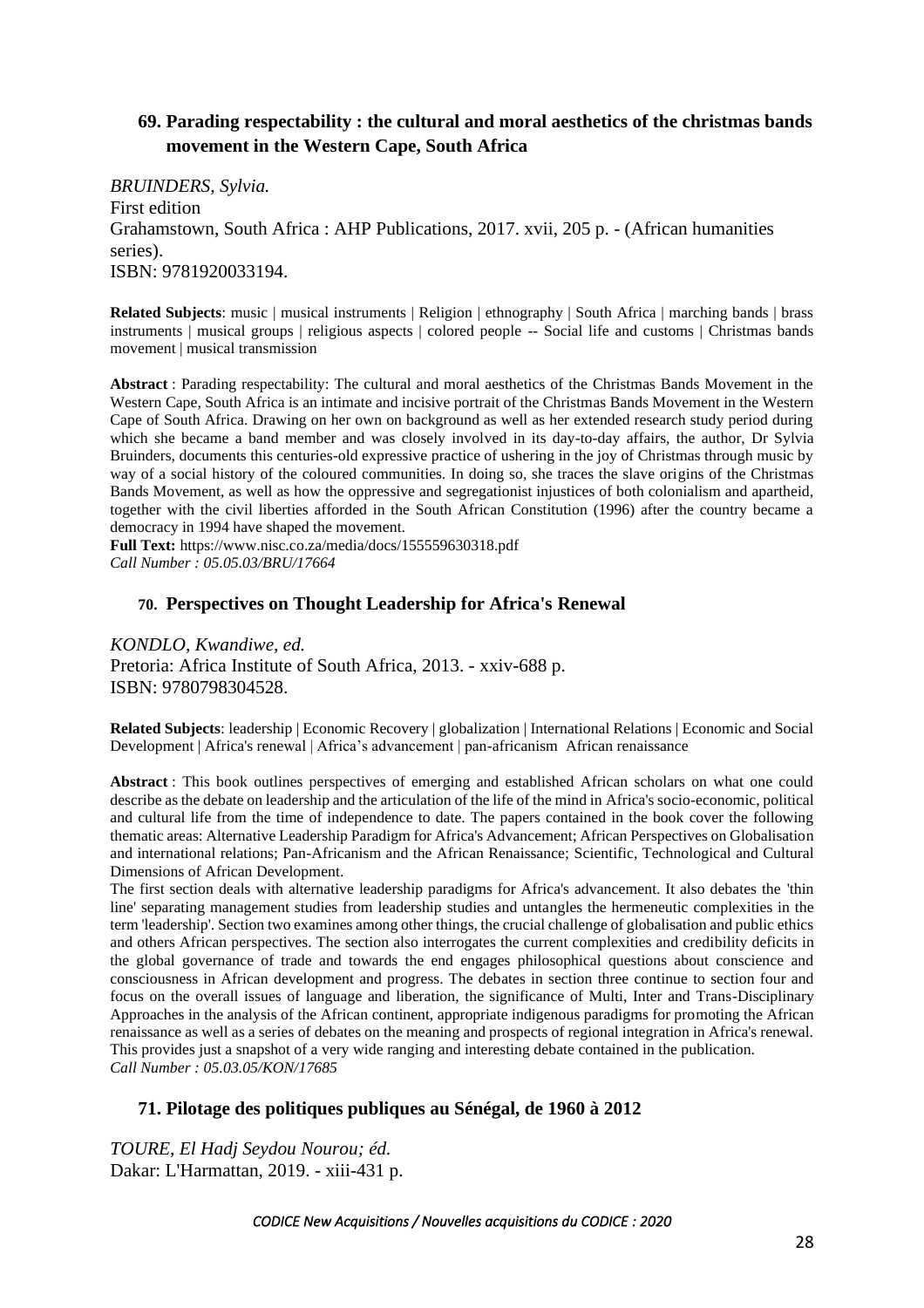## 69. Parading respectability : the cultural and moral aesthetics of the christmas bands movement in the Western Cape, South Africa

*BRUINDERS, Sylvia.*
First edition
Grahamstown, South Africa : AHP Publications, 2017. xvii, 205 p. - (African humanities series).
ISBN: 9781920033194.

**Related Subjects**: music | musical instruments | Religion | ethnography | South Africa | marching bands | brass instruments | musical groups | religious aspects | colored people -- Social life and customs | Christmas bands movement | musical transmission

**Abstract** : Parading respectability: The cultural and moral aesthetics of the Christmas Bands Movement in the Western Cape, South Africa is an intimate and incisive portrait of the Christmas Bands Movement in the Western Cape of South Africa. Drawing on her own on background as well as her extended research study period during which she became a band member and was closely involved in its day-to-day affairs, the author, Dr Sylvia Bruinders, documents this centuries-old expressive practice of ushering in the joy of Christmas through music by way of a social history of the coloured communities. In doing so, she traces the slave origins of the Christmas Bands Movement, as well as how the oppressive and segregationist injustices of both colonialism and apartheid, together with the civil liberties afforded in the South African Constitution (1996) after the country became a democracy in 1994 have shaped the movement.
**Full Text:** https://www.nisc.co.za/media/docs/155559630318.pdf
*Call Number : 05.05.03/BRU/17664*

## 70. Perspectives on Thought Leadership for Africa's Renewal

*KONDLO, Kwandiwe, ed.*
Pretoria: Africa Institute of South Africa, 2013. - xxiv-688 p.
ISBN: 9780798304528.

**Related Subjects**: leadership | Economic Recovery | globalization | International Relations | Economic and Social Development | Africa's renewal | Africa's advancement | pan-africanism African renaissance

**Abstract** : This book outlines perspectives of emerging and established African scholars on what one could describe as the debate on leadership and the articulation of the life of the mind in Africa's socio-economic, political and cultural life from the time of independence to date. The papers contained in the book cover the following thematic areas: Alternative Leadership Paradigm for Africa's Advancement; African Perspectives on Globalisation and international relations; Pan-Africanism and the African Renaissance; Scientific, Technological and Cultural Dimensions of African Development.
The first section deals with alternative leadership paradigms for Africa's advancement. It also debates the 'thin line' separating management studies from leadership studies and untangles the hermeneutic complexities in the term 'leadership'. Section two examines among other things, the crucial challenge of globalisation and public ethics and others African perspectives. The section also interrogates the current complexities and credibility deficits in the global governance of trade and towards the end engages philosophical questions about conscience and consciousness in African development and progress. The debates in section three continue to section four and focus on the overall issues of language and liberation, the significance of Multi, Inter and Trans-Disciplinary Approaches in the analysis of the African continent, appropriate indigenous paradigms for promoting the African renaissance as well as a series of debates on the meaning and prospects of regional integration in Africa's renewal. This provides just a snapshot of a very wide ranging and interesting debate contained in the publication.
*Call Number : 05.03.05/KON/17685*

## 71. Pilotage des politiques publiques au Sénégal, de 1960 à 2012

*TOURE, El Hadj Seydou Nourou; éd.*
Dakar: L'Harmattan, 2019. - xiii-431 p.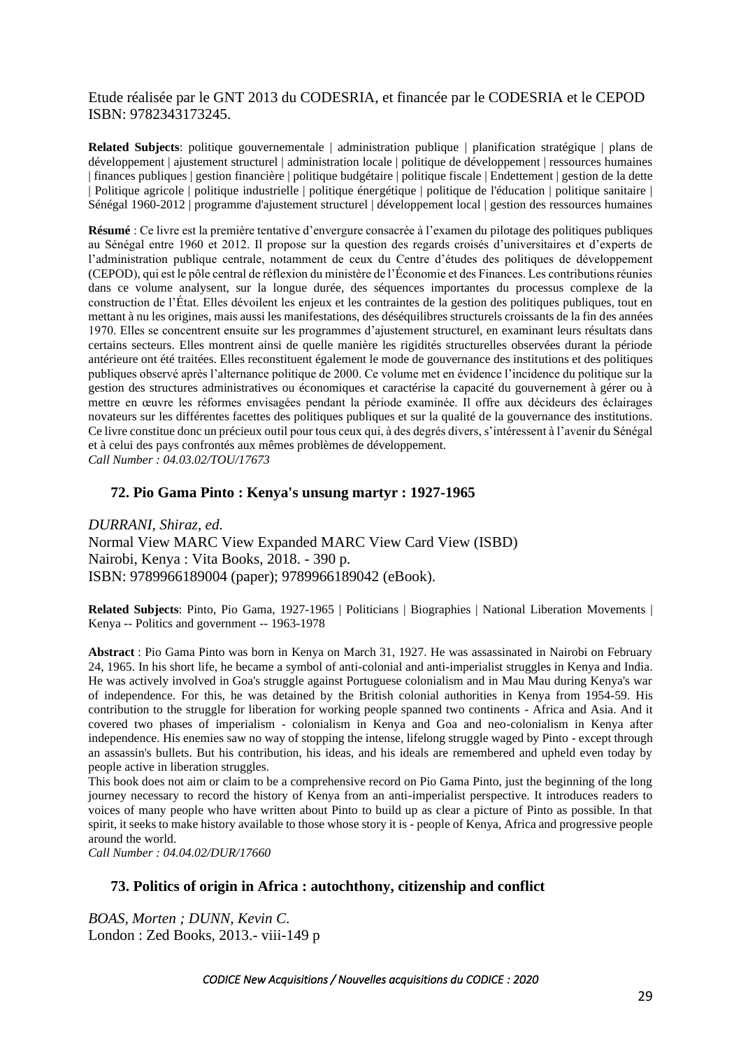Etude réalisée par le GNT 2013 du CODESRIA, et financée par le CODESRIA et le CEPOD
ISBN: 9782343173245.

**Related Subjects**: politique gouvernementale | administration publique | planification stratégique | plans de développement | ajustement structurel | administration locale | politique de développement | ressources humaines | finances publiques | gestion financière | politique budgétaire | politique fiscale | Endettement | gestion de la dette | Politique agricole | politique industrielle | politique énergétique | politique de l'éducation | politique sanitaire | Sénégal 1960-2012 | programme d'ajustement structurel | développement local | gestion des ressources humaines

**Résumé** : Ce livre est la première tentative d'envergure consacrée à l'examen du pilotage des politiques publiques au Sénégal entre 1960 et 2012. Il propose sur la question des regards croisés d'universitaires et d'experts de l'administration publique centrale, notamment de ceux du Centre d'études des politiques de développement (CEPOD), qui est le pôle central de réflexion du ministère de l'Économie et des Finances. Les contributions réunies dans ce volume analysent, sur la longue durée, des séquences importantes du processus complexe de la construction de l'État. Elles dévoilent les enjeux et les contraintes de la gestion des politiques publiques, tout en mettant à nu les origines, mais aussi les manifestations, des déséquilibres structurels croissants de la fin des années 1970. Elles se concentrent ensuite sur les programmes d'ajustement structurel, en examinant leurs résultats dans certains secteurs. Elles montrent ainsi de quelle manière les rigidités structurelles observées durant la période antérieure ont été traitées. Elles reconstituent également le mode de gouvernance des institutions et des politiques publiques observé après l'alternance politique de 2000. Ce volume met en évidence l'incidence du politique sur la gestion des structures administratives ou économiques et caractérise la capacité du gouvernement à gérer ou à mettre en œuvre les réformes envisagées pendant la période examinée. Il offre aux décideurs des éclairages novateurs sur les différentes facettes des politiques publiques et sur la qualité de la gouvernance des institutions. Ce livre constitue donc un précieux outil pour tous ceux qui, à des degrés divers, s'intéressent à l'avenir du Sénégal et à celui des pays confrontés aux mêmes problèmes de développement.
*Call Number : 04.03.02/TOU/17673*

### 72. Pio Gama Pinto : Kenya's unsung martyr : 1927-1965

*DURRANI, Shiraz, ed.*
Normal View MARC View Expanded MARC View Card View (ISBD)
Nairobi, Kenya : Vita Books, 2018. - 390 p.
ISBN: 9789966189004 (paper); 9789966189042 (eBook).

**Related Subjects**: Pinto, Pio Gama, 1927-1965 | Politicians | Biographies | National Liberation Movements | Kenya -- Politics and government -- 1963-1978

**Abstract** : Pio Gama Pinto was born in Kenya on March 31, 1927. He was assassinated in Nairobi on February 24, 1965. In his short life, he became a symbol of anti-colonial and anti-imperialist struggles in Kenya and India. He was actively involved in Goa's struggle against Portuguese colonialism and in Mau Mau during Kenya's war of independence. For this, he was detained by the British colonial authorities in Kenya from 1954-59. His contribution to the struggle for liberation for working people spanned two continents - Africa and Asia. And it covered two phases of imperialism - colonialism in Kenya and Goa and neo-colonialism in Kenya after independence. His enemies saw no way of stopping the intense, lifelong struggle waged by Pinto - except through an assassin's bullets. But his contribution, his ideas, and his ideals are remembered and upheld even today by people active in liberation struggles.
This book does not aim or claim to be a comprehensive record on Pio Gama Pinto, just the beginning of the long journey necessary to record the history of Kenya from an anti-imperialist perspective. It introduces readers to voices of many people who have written about Pinto to build up as clear a picture of Pinto as possible. In that spirit, it seeks to make history available to those whose story it is - people of Kenya, Africa and progressive people around the world.
*Call Number : 04.04.02/DUR/17660*

### 73. Politics of origin in Africa : autochthony, citizenship and conflict

*BOAS, Morten ; DUNN, Kevin C.*
London : Zed Books, 2013.- viii-149 p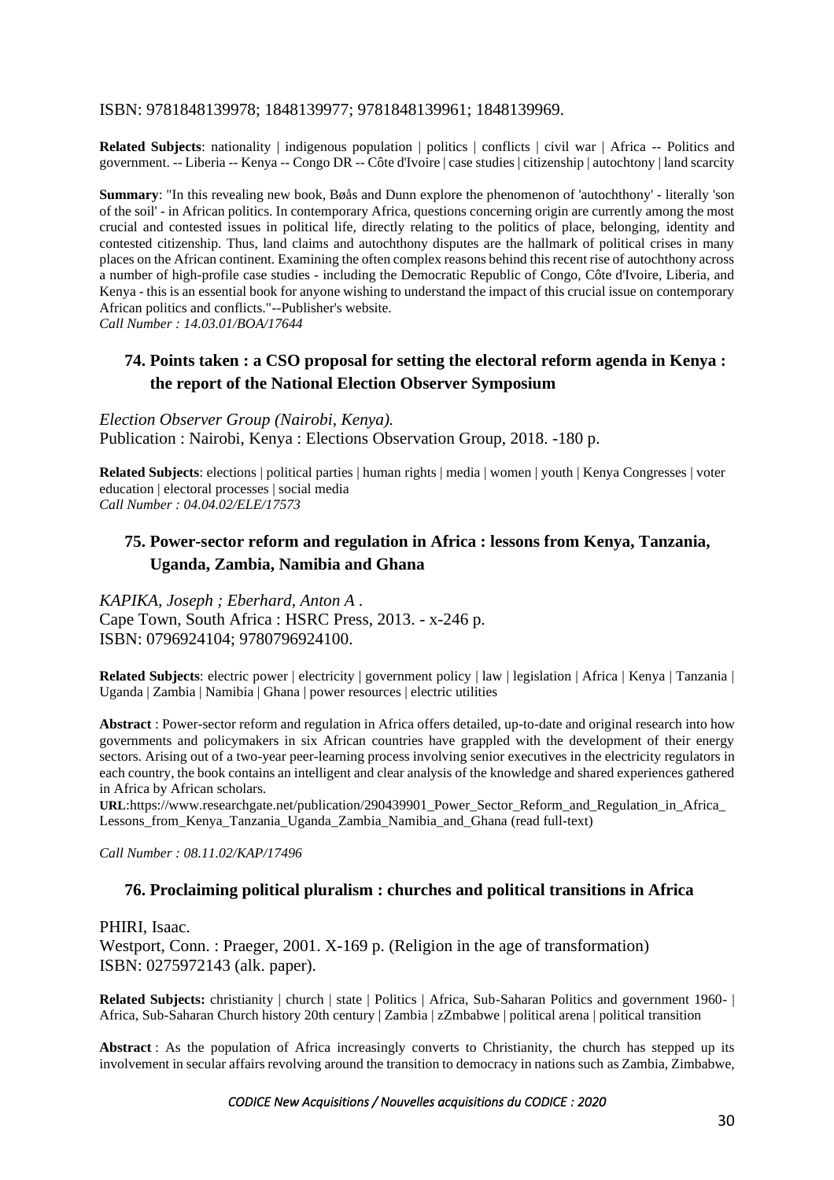ISBN: 9781848139978; 1848139977; 9781848139961; 1848139969.

**Related Subjects**: nationality | indigenous population | politics | conflicts | civil war | Africa -- Politics and government. -- Liberia -- Kenya -- Congo DR -- Côte d'Ivoire | case studies | citizenship | autochtony | land scarcity

**Summary**: "In this revealing new book, Bøås and Dunn explore the phenomenon of 'autochthony' - literally 'son of the soil' - in African politics. In contemporary Africa, questions concerning origin are currently among the most crucial and contested issues in political life, directly relating to the politics of place, belonging, identity and contested citizenship. Thus, land claims and autochthony disputes are the hallmark of political crises in many places on the African continent. Examining the often complex reasons behind this recent rise of autochthony across a number of high-profile case studies - including the Democratic Republic of Congo, Côte d'Ivoire, Liberia, and Kenya - this is an essential book for anyone wishing to understand the impact of this crucial issue on contemporary African politics and conflicts."--Publisher's website.
*Call Number : 14.03.01/BOA/17644*

### 74. Points taken : a CSO proposal for setting the electoral reform agenda in Kenya : the report of the National Election Observer Symposium

*Election Observer Group (Nairobi, Kenya).*
Publication : Nairobi, Kenya : Elections Observation Group, 2018. -180 p.

**Related Subjects**: elections | political parties | human rights | media | women | youth | Kenya Congresses | voter education | electoral processes | social media
*Call Number : 04.04.02/ELE/17573*

### 75. Power-sector reform and regulation in Africa : lessons from Kenya, Tanzania, Uganda, Zambia, Namibia and Ghana

*KAPIKA, Joseph ; Eberhard, Anton A .*
Cape Town, South Africa : HSRC Press, 2013. - x-246 p.
ISBN: 0796924104; 9780796924100.

**Related Subjects**: electric power | electricity | government policy | law | legislation | Africa | Kenya | Tanzania | Uganda | Zambia | Namibia | Ghana | power resources | electric utilities

**Abstract** : Power-sector reform and regulation in Africa offers detailed, up-to-date and original research into how governments and policymakers in six African countries have grappled with the development of their energy sectors. Arising out of a two-year peer-learning process involving senior executives in the electricity regulators in each country, the book contains an intelligent and clear analysis of the knowledge and shared experiences gathered in Africa by African scholars.
**URL**:https://www.researchgate.net/publication/290439901_Power_Sector_Reform_and_Regulation_in_Africa_Lessons_from_Kenya_Tanzania_Uganda_Zambia_Namibia_and_Ghana (read full-text)

*Call Number : 08.11.02/KAP/17496*

### 76. Proclaiming political pluralism : churches and political transitions in Africa

PHIRI, Isaac.
Westport, Conn. : Praeger, 2001. X-169 p. (Religion in the age of transformation)
ISBN: 0275972143 (alk. paper).

**Related Subjects:** christianity | church | state | Politics | Africa, Sub-Saharan Politics and government 1960- | Africa, Sub-Saharan Church history 20th century | Zambia | zZmbabwe | political arena | political transition

**Abstract** : As the population of Africa increasingly converts to Christianity, the church has stepped up its involvement in secular affairs revolving around the transition to democracy in nations such as Zambia, Zimbabwe,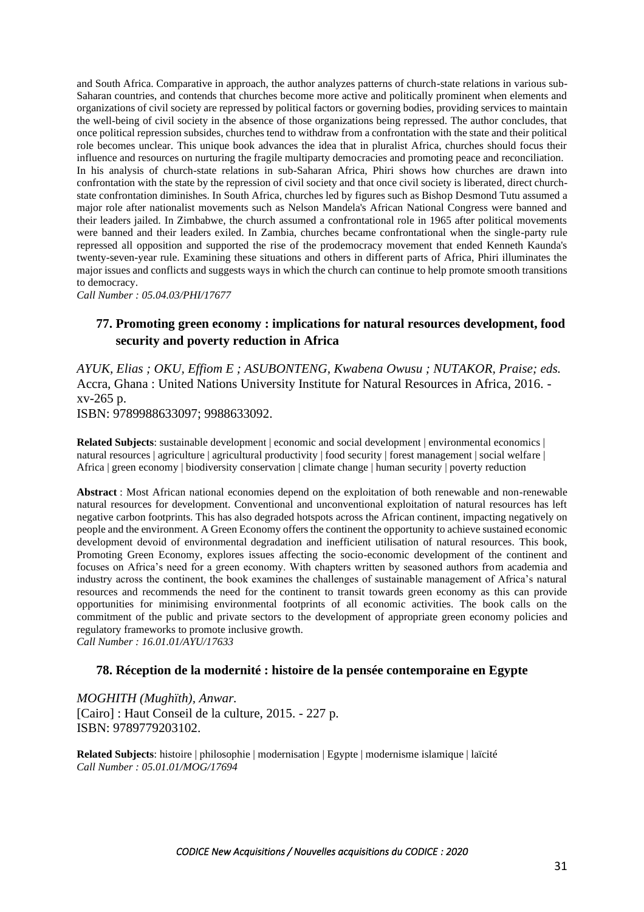and South Africa. Comparative in approach, the author analyzes patterns of church-state relations in various sub-Saharan countries, and contends that churches become more active and politically prominent when elements and organizations of civil society are repressed by political factors or governing bodies, providing services to maintain the well-being of civil society in the absence of those organizations being repressed. The author concludes, that once political repression subsides, churches tend to withdraw from a confrontation with the state and their political role becomes unclear. This unique book advances the idea that in pluralist Africa, churches should focus their influence and resources on nurturing the fragile multiparty democracies and promoting peace and reconciliation.
In his analysis of church-state relations in sub-Saharan Africa, Phiri shows how churches are drawn into confrontation with the state by the repression of civil society and that once civil society is liberated, direct church-state confrontation diminishes. In South Africa, churches led by figures such as Bishop Desmond Tutu assumed a major role after nationalist movements such as Nelson Mandela's African National Congress were banned and their leaders jailed. In Zimbabwe, the church assumed a confrontational role in 1965 after political movements were banned and their leaders exiled. In Zambia, churches became confrontational when the single-party rule repressed all opposition and supported the rise of the prodemocracy movement that ended Kenneth Kaunda's twenty-seven-year rule. Examining these situations and others in different parts of Africa, Phiri illuminates the major issues and conflicts and suggests ways in which the church can continue to help promote smooth transitions to democracy.
*Call Number : 05.04.03/PHI/17677*

### 77. Promoting green economy : implications for natural resources development, food security and poverty reduction in Africa

*AYUK, Elias ; OKU, Effiom E ; ASUBONTENG, Kwabena Owusu ; NUTAKOR, Praise; eds.*
Accra, Ghana : United Nations University Institute for Natural Resources in Africa, 2016. - xv-265 p.
ISBN: 9789988633097; 9988633092.

**Related Subjects**: sustainable development | economic and social development | environmental economics | natural resources | agriculture | agricultural productivity | food security | forest management | social welfare | Africa | green economy | biodiversity conservation | climate change | human security | poverty reduction

**Abstract** : Most African national economies depend on the exploitation of both renewable and non-renewable natural resources for development. Conventional and unconventional exploitation of natural resources has left negative carbon footprints. This has also degraded hotspots across the African continent, impacting negatively on people and the environment. A Green Economy offers the continent the opportunity to achieve sustained economic development devoid of environmental degradation and inefficient utilisation of natural resources. This book, Promoting Green Economy, explores issues affecting the socio-economic development of the continent and focuses on Africa's need for a green economy. With chapters written by seasoned authors from academia and industry across the continent, the book examines the challenges of sustainable management of Africa's natural resources and recommends the need for the continent to transit towards green economy as this can provide opportunities for minimising environmental footprints of all economic activities. The book calls on the commitment of the public and private sectors to the development of appropriate green economy policies and regulatory frameworks to promote inclusive growth.
*Call Number : 16.01.01/AYU/17633*

### 78. Réception de la modernité : histoire de la pensée contemporaine en Egypte

*MOGHITH (Mughïth), Anwar.*
[Cairo] : Haut Conseil de la culture, 2015. - 227 p.
ISBN: 9789779203102.

**Related Subjects**: histoire | philosophie | modernisation | Egypte | modernisme islamique | laïcité
*Call Number : 05.01.01/MOG/17694*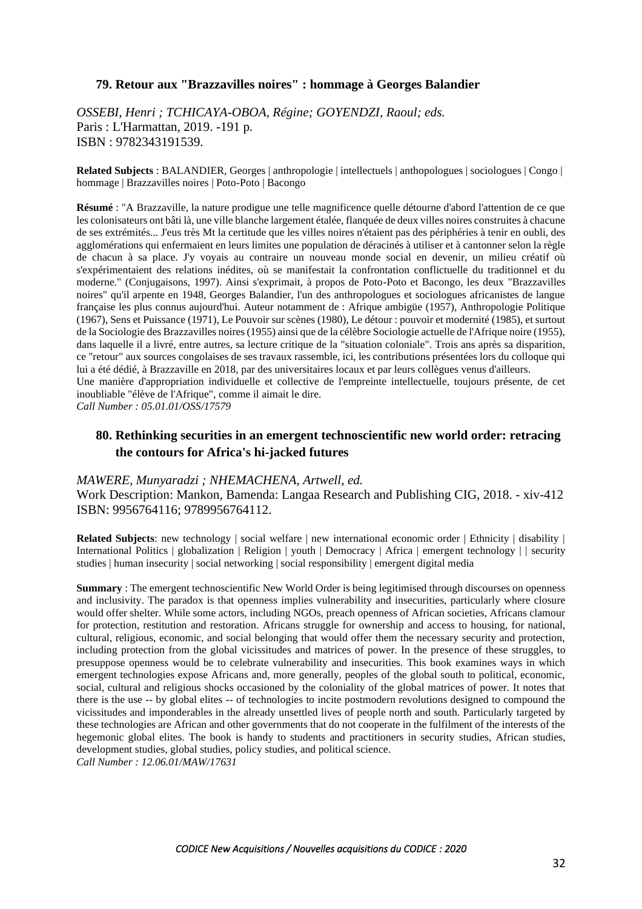### 79. Retour aux "Brazzavilles noires" : hommage à Georges Balandier

*OSSEBI, Henri ; TCHICAYA-OBOA, Régine; GOYENDZI, Raoul; eds.*
Paris : L'Harmattan, 2019. -191 p.
ISBN : 9782343191539.

**Related Subjects** : BALANDIER, Georges | anthropologie | intellectuels | anthopologues | sociologues | Congo | hommage | Brazzavilles noires | Poto-Poto | Bacongo

**Résumé** : "A Brazzaville, la nature prodigue une telle magnificence quelle détourne d'abord l'attention de ce que les colonisateurs ont bâti là, une ville blanche largement étalée, flanquée de deux villes noires construites à chacune de ses extrémités... J'eus très Mt la certitude que les villes noires n'étaient pas des périphéries à tenir en oubli, des agglomérations qui enfermaient en leurs limites une population de déracinés à utiliser et à cantonner selon la règle de chacun à sa place. J'y voyais au contraire un nouveau monde social en devenir, un milieu créatif où s'expérimentaient des relations inédites, où se manifestait la confrontation conflictuelle du traditionnel et du moderne." (Conjugaisons, 1997). Ainsi s'exprimait, à propos de Poto-Poto et Bacongo, les deux "Brazzavilles noires" qu'il arpente en 1948, Georges Balandier, l'un des anthropologues et sociologues africanistes de langue française les plus connus aujourd'hui. Auteur notamment de : Afrique ambigüe (1957), Anthropologie Politique (1967), Sens et Puissance (1971), Le Pouvoir sur scènes (1980), Le détour : pouvoir et modernité (1985), et surtout de la Sociologie des Brazzavilles noires (1955) ainsi que de la célèbre Sociologie actuelle de l'Afrique noire (1955), dans laquelle il a livré, entre autres, sa lecture critique de la "situation coloniale". Trois ans après sa disparition, ce "retour" aux sources congolaises de ses travaux rassemble, ici, les contributions présentées lors du colloque qui lui a été dédié, à Brazzaville en 2018, par des universitaires locaux et par leurs collègues venus d'ailleurs.
Une manière d'appropriation individuelle et collective de l'empreinte intellectuelle, toujours présente, de cet inoubliable "élève de l'Afrique", comme il aimait le dire.
*Call Number : 05.01.01/OSS/17579*

### 80. Rethinking securities in an emergent technoscientific new world order: retracing the contours for Africa's hi-jacked futures

*MAWERE, Munyaradzi ; NHEMACHENA, Artwell, ed.*
Work Description: Mankon, Bamenda: Langaa Research and Publishing CIG, 2018. - xiv-412
ISBN: 9956764116; 9789956764112.

**Related Subjects**: new technology | social welfare | new international economic order | Ethnicity | disability | International Politics | globalization | Religion | youth | Democracy | Africa | emergent technology | | security studies | human insecurity | social networking | social responsibility | emergent digital media

**Summary** : The emergent technoscientific New World Order is being legitimised through discourses on openness and inclusivity. The paradox is that openness implies vulnerability and insecurities, particularly where closure would offer shelter. While some actors, including NGOs, preach openness of African societies, Africans clamour for protection, restitution and restoration. Africans struggle for ownership and access to housing, for national, cultural, religious, economic, and social belonging that would offer them the necessary security and protection, including protection from the global vicissitudes and matrices of power. In the presence of these struggles, to presuppose openness would be to celebrate vulnerability and insecurities. This book examines ways in which emergent technologies expose Africans and, more generally, peoples of the global south to political, economic, social, cultural and religious shocks occasioned by the coloniality of the global matrices of power. It notes that there is the use -- by global elites -- of technologies to incite postmodern revolutions designed to compound the vicissitudes and imponderables in the already unsettled lives of people north and south. Particularly targeted by these technologies are African and other governments that do not cooperate in the fulfilment of the interests of the hegemonic global elites. The book is handy to students and practitioners in security studies, African studies, development studies, global studies, policy studies, and political science.
*Call Number : 12.06.01/MAW/17631*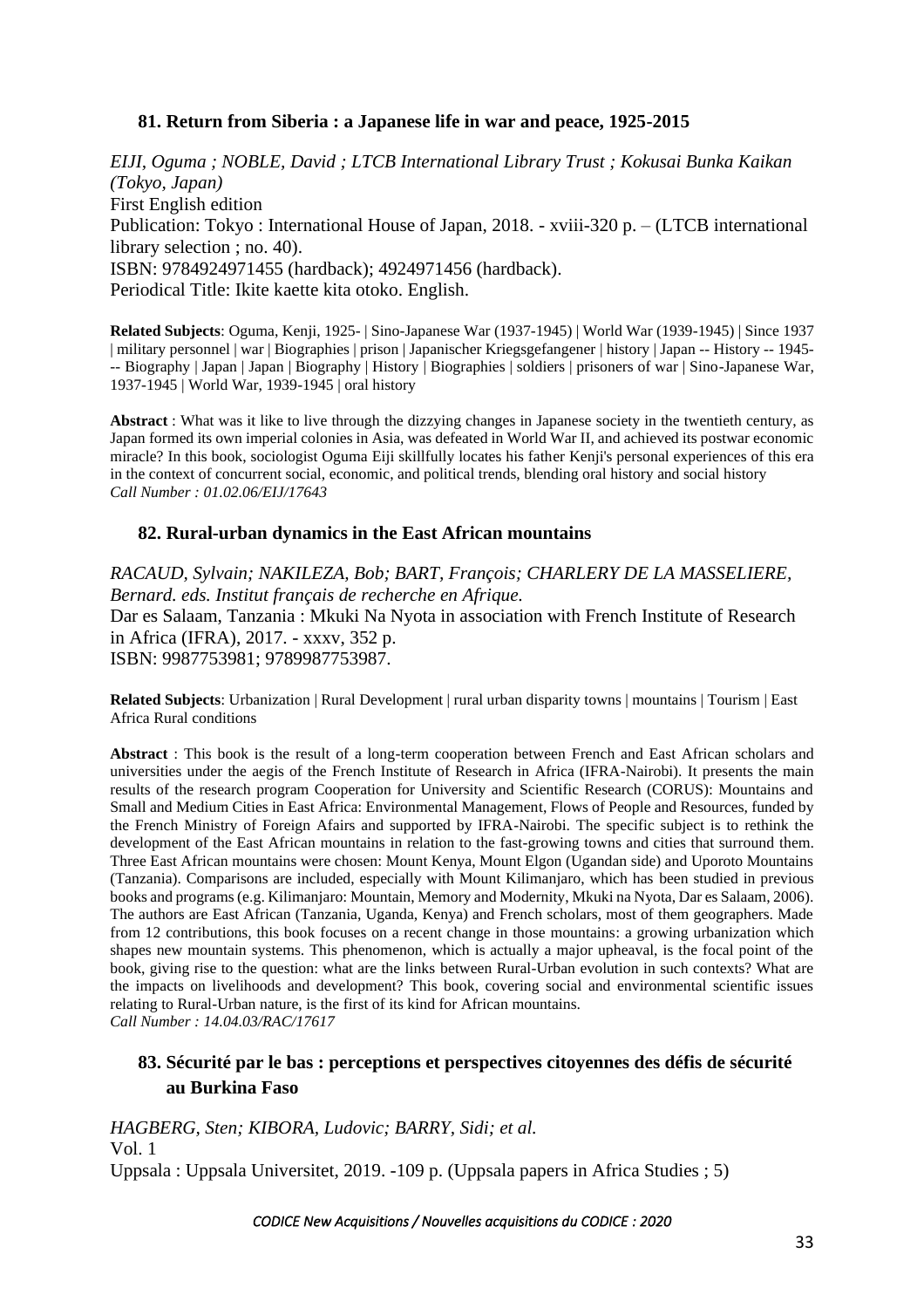### 81. Return from Siberia : a Japanese life in war and peace, 1925-2015

*EIJI, Oguma ; NOBLE, David ; LTCB International Library Trust ; Kokusai Bunka Kaikan (Tokyo, Japan)*
First English edition
Publication: Tokyo : International House of Japan, 2018. - xviii-320 p. – (LTCB international library selection ; no. 40).
ISBN: 9784924971455 (hardback); 4924971456 (hardback).
Periodical Title: Ikite kaette kita otoko. English.

**Related Subjects**: Oguma, Kenji, 1925- | Sino-Japanese War (1937-1945) | World War (1939-1945) | Since 1937 | military personnel | war | Biographies | prison | Japanischer Kriegsgefangener | history | Japan -- History -- 1945- -- Biography | Japan | Japan | Biography | History | Biographies | soldiers | prisoners of war | Sino-Japanese War, 1937-1945 | World War, 1939-1945 | oral history

**Abstract** : What was it like to live through the dizzying changes in Japanese society in the twentieth century, as Japan formed its own imperial colonies in Asia, was defeated in World War II, and achieved its postwar economic miracle? In this book, sociologist Oguma Eiji skillfully locates his father Kenji's personal experiences of this era in the context of concurrent social, economic, and political trends, blending oral history and social history
*Call Number : 01.02.06/EIJ/17643*

### 82. Rural-urban dynamics in the East African mountains

*RACAUD, Sylvain; NAKILEZA, Bob; BART, François; CHARLERY DE LA MASSELIERE, Bernard. eds. Institut français de recherche en Afrique.*
Dar es Salaam, Tanzania : Mkuki Na Nyota in association with French Institute of Research in Africa (IFRA), 2017. - xxxv, 352 p.
ISBN: 9987753981; 9789987753987.

**Related Subjects**: Urbanization | Rural Development | rural urban disparity towns | mountains | Tourism | East Africa Rural conditions

**Abstract** : This book is the result of a long-term cooperation between French and East African scholars and universities under the aegis of the French Institute of Research in Africa (IFRA-Nairobi). It presents the main results of the research program Cooperation for University and Scientific Research (CORUS): Mountains and Small and Medium Cities in East Africa: Environmental Management, Flows of People and Resources, funded by the French Ministry of Foreign Afairs and supported by IFRA-Nairobi. The specific subject is to rethink the development of the East African mountains in relation to the fast-growing towns and cities that surround them. Three East African mountains were chosen: Mount Kenya, Mount Elgon (Ugandan side) and Uporoto Mountains (Tanzania). Comparisons are included, especially with Mount Kilimanjaro, which has been studied in previous books and programs (e.g. Kilimanjaro: Mountain, Memory and Modernity, Mkuki na Nyota, Dar es Salaam, 2006). The authors are East African (Tanzania, Uganda, Kenya) and French scholars, most of them geographers. Made from 12 contributions, this book focuses on a recent change in those mountains: a growing urbanization which shapes new mountain systems. This phenomenon, which is actually a major upheaval, is the focal point of the book, giving rise to the question: what are the links between Rural-Urban evolution in such contexts? What are the impacts on livelihoods and development? This book, covering social and environmental scientific issues relating to Rural-Urban nature, is the first of its kind for African mountains.
*Call Number : 14.04.03/RAC/17617*

### 83. Sécurité par le bas : perceptions et perspectives citoyennes des défis de sécurité au Burkina Faso

*HAGBERG, Sten; KIBORA, Ludovic; BARRY, Sidi; et al.*
Vol. 1
Uppsala : Uppsala Universitet, 2019. -109 p. (Uppsala papers in Africa Studies ; 5)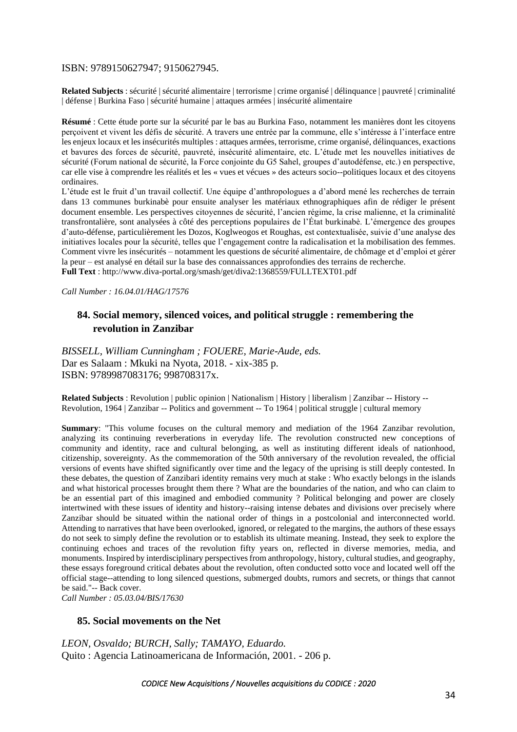ISBN: 9789150627947; 9150627945.

**Related Subjects** : sécurité | sécurité alimentaire | terrorisme | crime organisé | délinquance | pauvreté | criminalité | défense | Burkina Faso | sécurité humaine | attaques armées | insécurité alimentaire

**Résumé** : Cette étude porte sur la sécurité par le bas au Burkina Faso, notamment les manières dont les citoyens perçoivent et vivent les défis de sécurité. A travers une entrée par la commune, elle s'intéresse à l'interface entre les enjeux locaux et les insécurités multiples : attaques armées, terrorisme, crime organisé, délinquances, exactions et bavures des forces de sécurité, pauvreté, insécurité alimentaire, etc. L'étude met les nouvelles initiatives de sécurité (Forum national de sécurité, la Force conjointe du G5 Sahel, groupes d'autodéfense, etc.) en perspective, car elle vise à comprendre les réalités et les « vues et vécues » des acteurs socio--politiques locaux et des citoyens ordinaires.
L'étude est le fruit d'un travail collectif. Une équipe d'anthropologues a d'abord mené les recherches de terrain dans 13 communes burkinabè pour ensuite analyser les matériaux ethnographiques afin de rédiger le présent document ensemble. Les perspectives citoyennes de sécurité, l'ancien régime, la crise malienne, et la criminalité transfrontalière, sont analysées à côté des perceptions populaires de l'État burkinabè. L'émergence des groupes d'auto-défense, particulièrement les Dozos, Koglweogos et Roughas, est contextualisée, suivie d'une analyse des initiatives locales pour la sécurité, telles que l'engagement contre la radicalisation et la mobilisation des femmes. Comment vivre les insécurités – notamment les questions de sécurité alimentaire, de chômage et d'emploi et gérer la peur – est analysé en détail sur la base des connaissances approfondies des terrains de recherche.
**Full Text** : http://www.diva-portal.org/smash/get/diva2:1368559/FULLTEXT01.pdf

*Call Number : 16.04.01/HAG/17576*

### 84. Social memory, silenced voices, and political struggle : remembering the revolution in Zanzibar

*BISSELL, William Cunningham ; FOUERE, Marie-Aude, eds.*
Dar es Salaam : Mkuki na Nyota, 2018. - xix-385 p.
ISBN: 9789987083176; 998708317x.

**Related Subjects** : Revolution | public opinion | Nationalism | History | liberalism | Zanzibar -- History -- Revolution, 1964 | Zanzibar -- Politics and government -- To 1964 | political struggle | cultural memory

**Summary**: "This volume focuses on the cultural memory and mediation of the 1964 Zanzibar revolution, analyzing its continuing reverberations in everyday life. The revolution constructed new conceptions of community and identity, race and cultural belonging, as well as instituting different ideals of nationhood, citizenship, sovereignty. As the commemoration of the 50th anniversary of the revolution revealed, the official versions of events have shifted significantly over time and the legacy of the uprising is still deeply contested. In these debates, the question of Zanzibari identity remains very much at stake : Who exactly belongs in the islands and what historical processes brought them there ? What are the boundaries of the nation, and who can claim to be an essential part of this imagined and embodied community ? Political belonging and power are closely intertwined with these issues of identity and history--raising intense debates and divisions over precisely where Zanzibar should be situated within the national order of things in a postcolonial and interconnected world. Attending to narratives that have been overlooked, ignored, or relegated to the margins, the authors of these essays do not seek to simply define the revolution or to establish its ultimate meaning. Instead, they seek to explore the continuing echoes and traces of the revolution fifty years on, reflected in diverse memories, media, and monuments. Inspired by interdisciplinary perspectives from anthropology, history, cultural studies, and geography, these essays foreground critical debates about the revolution, often conducted sotto voce and located well off the official stage--attending to long silenced questions, submerged doubts, rumors and secrets, or things that cannot be said."-- Back cover.
*Call Number : 05.03.04/BIS/17630*

### 85. Social movements on the Net

*LEON, Osvaldo; BURCH, Sally; TAMAYO, Eduardo.*
Quito : Agencia Latinoamericana de Información, 2001. - 206 p.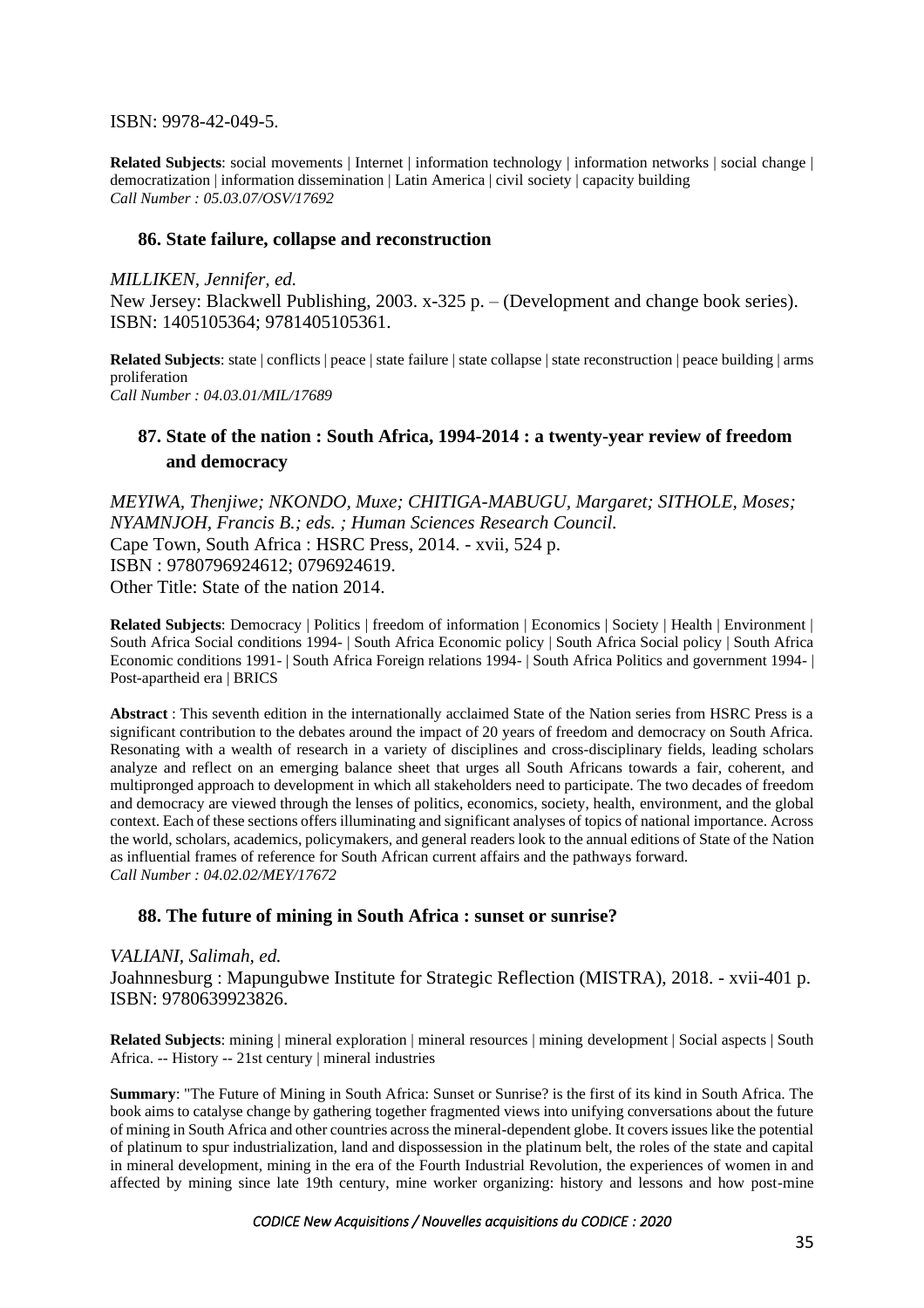ISBN: 9978-42-049-5.

**Related Subjects**: social movements | Internet | information technology | information networks | social change | democratization | information dissemination | Latin America | civil society | capacity building
*Call Number : 05.03.07/OSV/17692*

### 86. State failure, collapse and reconstruction

*MILLIKEN, Jennifer, ed.*
New Jersey: Blackwell Publishing, 2003. x-325 p. – (Development and change book series).
ISBN: 1405105364; 9781405105361.

**Related Subjects**: state | conflicts | peace | state failure | state collapse | state reconstruction | peace building | arms proliferation
*Call Number : 04.03.01/MIL/17689*

### 87. State of the nation : South Africa, 1994-2014 : a twenty-year review of freedom and democracy

*MEYIWA, Thenjiwe; NKONDO, Muxe; CHITIGA-MABUGU, Margaret; SITHOLE, Moses; NYAMNJOH, Francis B.; eds. ; Human Sciences Research Council.*
Cape Town, South Africa : HSRC Press, 2014. - xvii, 524 p.
ISBN : 9780796924612; 0796924619.
Other Title: State of the nation 2014.

**Related Subjects**: Democracy | Politics | freedom of information | Economics | Society | Health | Environment | South Africa Social conditions 1994- | South Africa Economic policy | South Africa Social policy | South Africa Economic conditions 1991- | South Africa Foreign relations 1994- | South Africa Politics and government 1994- | Post-apartheid era | BRICS

**Abstract** : This seventh edition in the internationally acclaimed State of the Nation series from HSRC Press is a significant contribution to the debates around the impact of 20 years of freedom and democracy on South Africa. Resonating with a wealth of research in a variety of disciplines and cross-disciplinary fields, leading scholars analyze and reflect on an emerging balance sheet that urges all South Africans towards a fair, coherent, and multipronged approach to development in which all stakeholders need to participate. The two decades of freedom and democracy are viewed through the lenses of politics, economics, society, health, environment, and the global context. Each of these sections offers illuminating and significant analyses of topics of national importance. Across the world, scholars, academics, policymakers, and general readers look to the annual editions of State of the Nation as influential frames of reference for South African current affairs and the pathways forward.
*Call Number : 04.02.02/MEY/17672*

### 88. The future of mining in South Africa : sunset or sunrise?

*VALIANI, Salimah, ed.*
Joahnnesburg : Mapungubwe Institute for Strategic Reflection (MISTRA), 2018. - xvii-401 p.
ISBN: 9780639923826.

**Related Subjects**: mining | mineral exploration | mineral resources | mining development | Social aspects | South Africa. -- History -- 21st century | mineral industries

**Summary**: "The Future of Mining in South Africa: Sunset or Sunrise? is the first of its kind in South Africa. The book aims to catalyse change by gathering together fragmented views into unifying conversations about the future of mining in South Africa and other countries across the mineral-dependent globe. It covers issues like the potential of platinum to spur industrialization, land and dispossession in the platinum belt, the roles of the state and capital in mineral development, mining in the era of the Fourth Industrial Revolution, the experiences of women in and affected by mining since late 19th century, mine worker organizing: history and lessons and how post-mine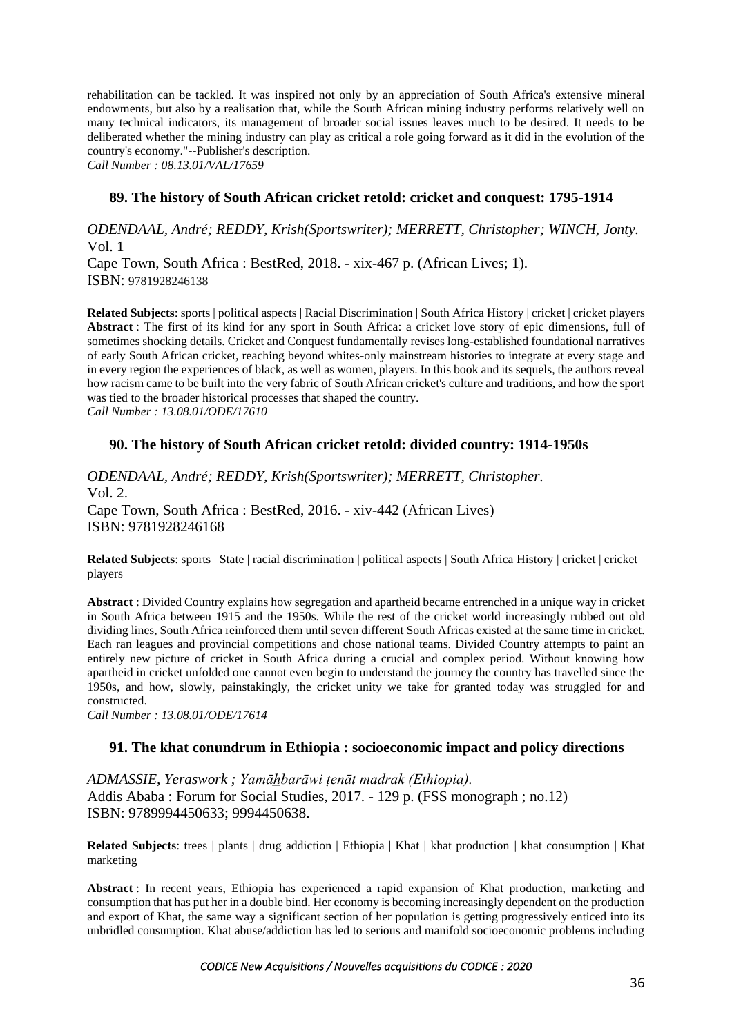rehabilitation can be tackled. It was inspired not only by an appreciation of South Africa's extensive mineral endowments, but also by a realisation that, while the South African mining industry performs relatively well on many technical indicators, its management of broader social issues leaves much to be desired. It needs to be deliberated whether the mining industry can play as critical a role going forward as it did in the evolution of the country's economy."--Publisher's description.

*Call Number : 08.13.01/VAL/17659*

### 89. The history of South African cricket retold: cricket and conquest: 1795-1914

*ODENDAAL, André; REDDY, Krish(Sportswriter); MERRETT, Christopher; WINCH, Jonty.*
Vol. 1
Cape Town, South Africa : BestRed, 2018. - xix-467 p. (African Lives; 1).
ISBN: 9781928246138

**Related Subjects**: sports | political aspects | Racial Discrimination | South Africa History | cricket | cricket players
**Abstract** : The first of its kind for any sport in South Africa: a cricket love story of epic dimensions, full of sometimes shocking details. Cricket and Conquest fundamentally revises long-established foundational narratives of early South African cricket, reaching beyond whites-only mainstream histories to integrate at every stage and in every region the experiences of black, as well as women, players. In this book and its sequels, the authors reveal how racism came to be built into the very fabric of South African cricket's culture and traditions, and how the sport was tied to the broader historical processes that shaped the country.
*Call Number : 13.08.01/ODE/17610*

### 90. The history of South African cricket retold: divided country: 1914-1950s

*ODENDAAL, André; REDDY, Krish(Sportswriter); MERRETT, Christopher.*
Vol. 2.
Cape Town, South Africa : BestRed, 2016. - xiv-442 (African Lives)
ISBN: 9781928246168

**Related Subjects**: sports | State | racial discrimination | political aspects | South Africa History | cricket | cricket players

**Abstract** : Divided Country explains how segregation and apartheid became entrenched in a unique way in cricket in South Africa between 1915 and the 1950s. While the rest of the cricket world increasingly rubbed out old dividing lines, South Africa reinforced them until seven different South Africas existed at the same time in cricket. Each ran leagues and provincial competitions and chose national teams. Divided Country attempts to paint an entirely new picture of cricket in South Africa during a crucial and complex period. Without knowing how apartheid in cricket unfolded one cannot even begin to understand the journey the country has travelled since the 1950s, and how, slowly, painstakingly, the cricket unity we take for granted today was struggled for and constructed.
*Call Number : 13.08.01/ODE/17614*

### 91. The khat conundrum in Ethiopia : socioeconomic impact and policy directions

*ADMASSIE, Yeraswork ; Yamāh̲barāwi ṭenāt madrak (Ethiopia).*
Addis Ababa : Forum for Social Studies, 2017. - 129 p. (FSS monograph ; no.12)
ISBN: 9789994450633; 9994450638.

**Related Subjects**: trees | plants | drug addiction | Ethiopia | Khat | khat production | khat consumption | Khat marketing

**Abstract** : In recent years, Ethiopia has experienced a rapid expansion of Khat production, marketing and consumption that has put her in a double bind. Her economy is becoming increasingly dependent on the production and export of Khat, the same way a significant section of her population is getting progressively enticed into its unbridled consumption. Khat abuse/addiction has led to serious and manifold socioeconomic problems including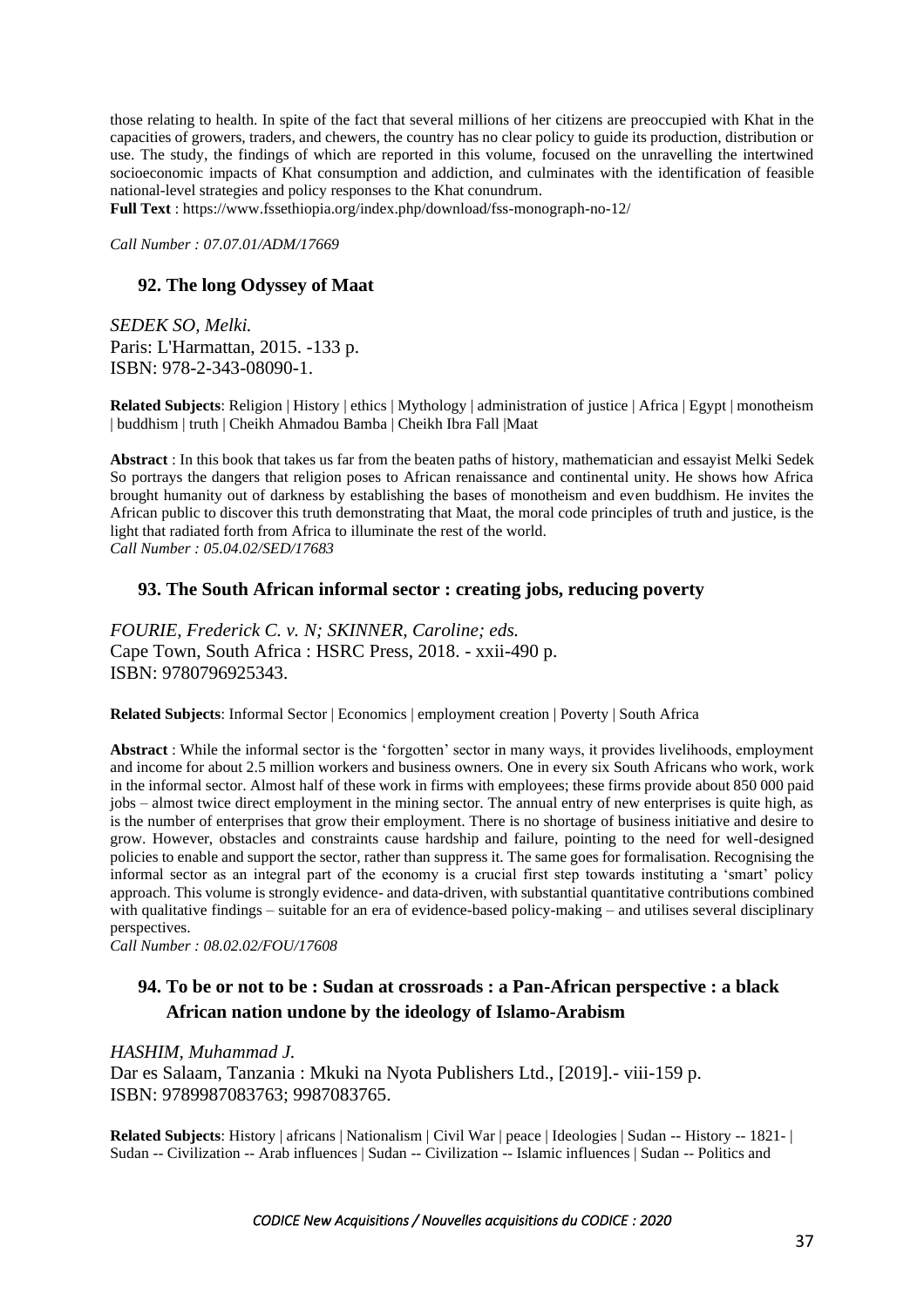those relating to health. In spite of the fact that several millions of her citizens are preoccupied with Khat in the capacities of growers, traders, and chewers, the country has no clear policy to guide its production, distribution or use. The study, the findings of which are reported in this volume, focused on the unravelling the intertwined socioeconomic impacts of Khat consumption and addiction, and culminates with the identification of feasible national-level strategies and policy responses to the Khat conundrum.
**Full Text** : https://www.fssethiopia.org/index.php/download/fss-monograph-no-12/

*Call Number : 07.07.01/ADM/17669*

### 92. The long Odyssey of Maat

*SEDEK SO, Melki.*
Paris: L'Harmattan, 2015. -133 p.
ISBN: 978-2-343-08090-1.

**Related Subjects**: Religion | History | ethics | Mythology | administration of justice | Africa | Egypt | monotheism | buddhism | truth | Cheikh Ahmadou Bamba | Cheikh Ibra Fall |Maat

**Abstract** : In this book that takes us far from the beaten paths of history, mathematician and essayist Melki Sedek So portrays the dangers that religion poses to African renaissance and continental unity. He shows how Africa brought humanity out of darkness by establishing the bases of monotheism and even buddhism. He invites the African public to discover this truth demonstrating that Maat, the moral code principles of truth and justice, is the light that radiated forth from Africa to illuminate the rest of the world.
*Call Number : 05.04.02/SED/17683*

### 93. The South African informal sector : creating jobs, reducing poverty

*FOURIE, Frederick C. v. N; SKINNER, Caroline; eds.*
Cape Town, South Africa : HSRC Press, 2018. - xxii-490 p.
ISBN: 9780796925343.

**Related Subjects**: Informal Sector | Economics | employment creation | Poverty | South Africa

**Abstract** : While the informal sector is the 'forgotten' sector in many ways, it provides livelihoods, employment and income for about 2.5 million workers and business owners. One in every six South Africans who work, work in the informal sector. Almost half of these work in firms with employees; these firms provide about 850 000 paid jobs – almost twice direct employment in the mining sector. The annual entry of new enterprises is quite high, as is the number of enterprises that grow their employment. There is no shortage of business initiative and desire to grow. However, obstacles and constraints cause hardship and failure, pointing to the need for well-designed policies to enable and support the sector, rather than suppress it. The same goes for formalisation. Recognising the informal sector as an integral part of the economy is a crucial first step towards instituting a 'smart' policy approach. This volume is strongly evidence- and data-driven, with substantial quantitative contributions combined with qualitative findings – suitable for an era of evidence-based policy-making – and utilises several disciplinary perspectives.
*Call Number : 08.02.02/FOU/17608*

### 94. To be or not to be : Sudan at crossroads : a Pan-African perspective : a black African nation undone by the ideology of Islamo-Arabism

*HASHIM, Muhammad J.*
Dar es Salaam, Tanzania : Mkuki na Nyota Publishers Ltd., [2019].- viii-159 p.
ISBN: 9789987083763; 9987083765.

**Related Subjects**: History | africans | Nationalism | Civil War | peace | Ideologies | Sudan -- History -- 1821- | Sudan -- Civilization -- Arab influences | Sudan -- Civilization -- Islamic influences | Sudan -- Politics and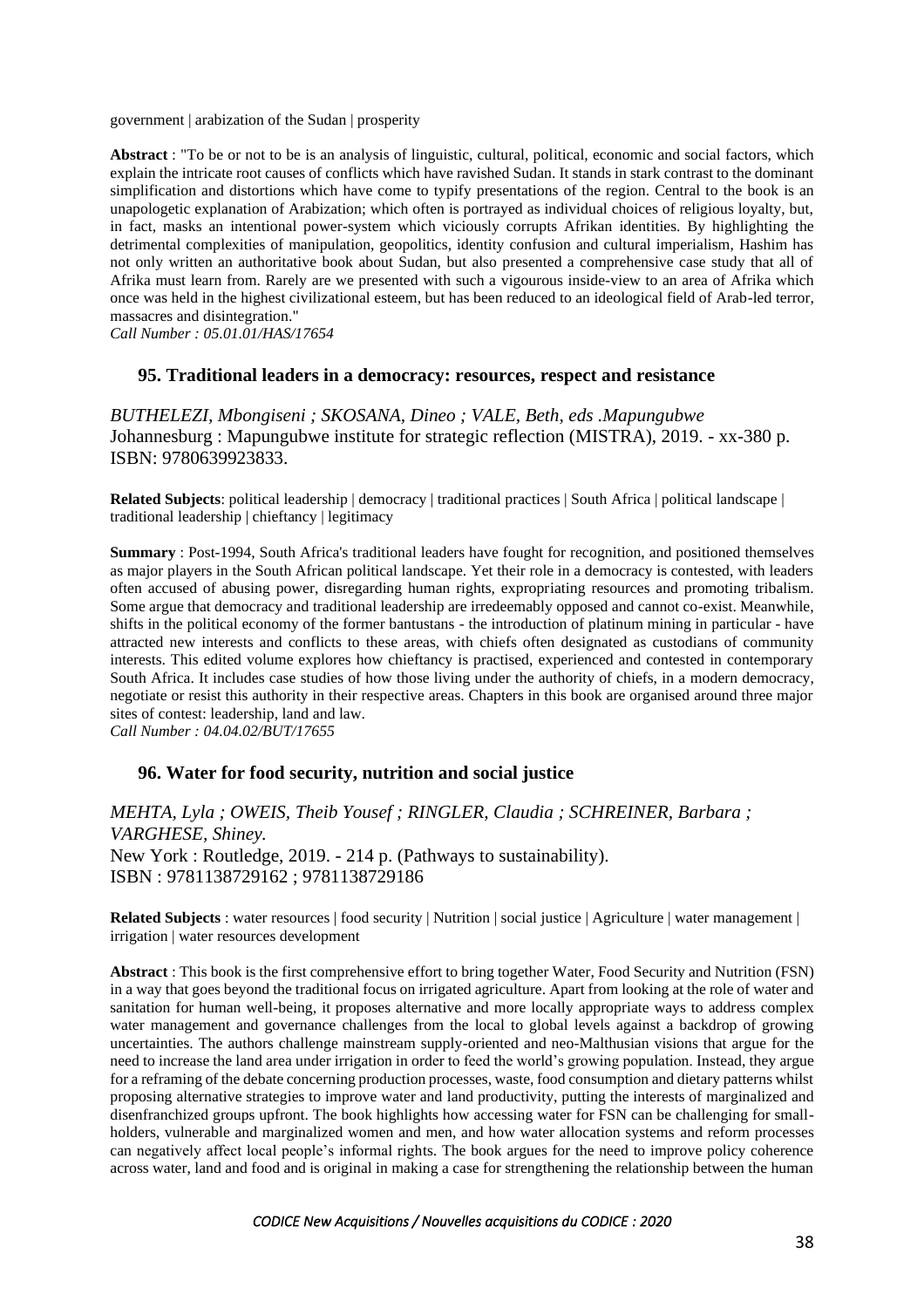government | arabization of the Sudan | prosperity

**Abstract** : "To be or not to be is an analysis of linguistic, cultural, political, economic and social factors, which explain the intricate root causes of conflicts which have ravished Sudan. It stands in stark contrast to the dominant simplification and distortions which have come to typify presentations of the region. Central to the book is an unapologetic explanation of Arabization; which often is portrayed as individual choices of religious loyalty, but, in fact, masks an intentional power-system which viciously corrupts Afrikan identities. By highlighting the detrimental complexities of manipulation, geopolitics, identity confusion and cultural imperialism, Hashim has not only written an authoritative book about Sudan, but also presented a comprehensive case study that all of Afrika must learn from. Rarely are we presented with such a vigourous inside-view to an area of Afrika which once was held in the highest civilizational esteem, but has been reduced to an ideological field of Arab-led terror, massacres and disintegration."

*Call Number : 05.01.01/HAS/17654*

### 95. Traditional leaders in a democracy: resources, respect and resistance

*BUTHELEZI, Mbongiseni ; SKOSANA, Dineo ; VALE, Beth, eds .Mapungubwe*
Johannesburg : Mapungubwe institute for strategic reflection (MISTRA), 2019. - xx-380 p.
ISBN: 9780639923833.

**Related Subjects**: political leadership | democracy | traditional practices | South Africa | political landscape | traditional leadership | chieftancy | legitimacy

**Summary** : Post-1994, South Africa's traditional leaders have fought for recognition, and positioned themselves as major players in the South African political landscape. Yet their role in a democracy is contested, with leaders often accused of abusing power, disregarding human rights, expropriating resources and promoting tribalism. Some argue that democracy and traditional leadership are irredeemably opposed and cannot co-exist. Meanwhile, shifts in the political economy of the former bantustans - the introduction of platinum mining in particular - have attracted new interests and conflicts to these areas, with chiefs often designated as custodians of community interests. This edited volume explores how chieftancy is practised, experienced and contested in contemporary South Africa. It includes case studies of how those living under the authority of chiefs, in a modern democracy, negotiate or resist this authority in their respective areas. Chapters in this book are organised around three major sites of contest: leadership, land and law.

*Call Number : 04.04.02/BUT/17655*

### 96. Water for food security, nutrition and social justice

*MEHTA, Lyla ; OWEIS, Theib Yousef ; RINGLER, Claudia ; SCHREINER, Barbara ; VARGHESE, Shiney.*
New York : Routledge, 2019. - 214 p. (Pathways to sustainability).
ISBN : 9781138729162 ; 9781138729186

**Related Subjects** : water resources | food security | Nutrition | social justice | Agriculture | water management | irrigation | water resources development

**Abstract** : This book is the first comprehensive effort to bring together Water, Food Security and Nutrition (FSN) in a way that goes beyond the traditional focus on irrigated agriculture. Apart from looking at the role of water and sanitation for human well-being, it proposes alternative and more locally appropriate ways to address complex water management and governance challenges from the local to global levels against a backdrop of growing uncertainties. The authors challenge mainstream supply-oriented and neo-Malthusian visions that argue for the need to increase the land area under irrigation in order to feed the world's growing population. Instead, they argue for a reframing of the debate concerning production processes, waste, food consumption and dietary patterns whilst proposing alternative strategies to improve water and land productivity, putting the interests of marginalized and disenfranchized groups upfront. The book highlights how accessing water for FSN can be challenging for small-holders, vulnerable and marginalized women and men, and how water allocation systems and reform processes can negatively affect local people's informal rights. The book argues for the need to improve policy coherence across water, land and food and is original in making a case for strengthening the relationship between the human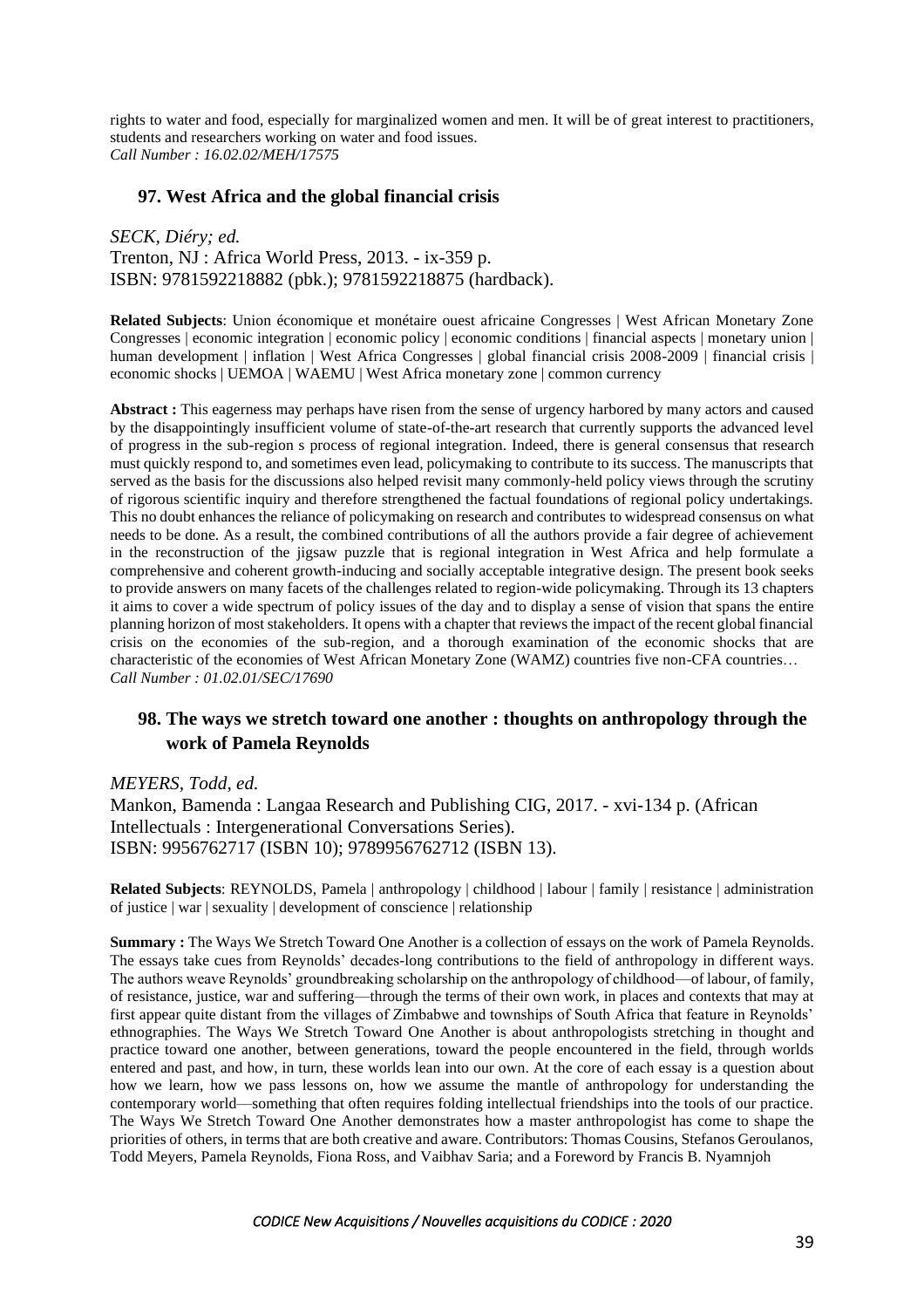rights to water and food, especially for marginalized women and men. It will be of great interest to practitioners, students and researchers working on water and food issues.
*Call Number : 16.02.02/MEH/17575*

### 97. West Africa and the global financial crisis

*SECK, Diéry; ed.*
Trenton, NJ : Africa World Press, 2013. - ix-359 p.
ISBN: 9781592218882 (pbk.); 9781592218875 (hardback).

**Related Subjects**: Union économique et monétaire ouest africaine Congresses | West African Monetary Zone Congresses | economic integration | economic policy | economic conditions | financial aspects | monetary union | human development | inflation | West Africa Congresses | global financial crisis 2008-2009 | financial crisis | economic shocks | UEMOA | WAEMU | West Africa monetary zone | common currency

**Abstract :** This eagerness may perhaps have risen from the sense of urgency harbored by many actors and caused by the disappointingly insufficient volume of state-of-the-art research that currently supports the advanced level of progress in the sub-region s process of regional integration. Indeed, there is general consensus that research must quickly respond to, and sometimes even lead, policymaking to contribute to its success. The manuscripts that served as the basis for the discussions also helped revisit many commonly-held policy views through the scrutiny of rigorous scientific inquiry and therefore strengthened the factual foundations of regional policy undertakings. This no doubt enhances the reliance of policymaking on research and contributes to widespread consensus on what needs to be done. As a result, the combined contributions of all the authors provide a fair degree of achievement in the reconstruction of the jigsaw puzzle that is regional integration in West Africa and help formulate a comprehensive and coherent growth-inducing and socially acceptable integrative design. The present book seeks to provide answers on many facets of the challenges related to region-wide policymaking. Through its 13 chapters it aims to cover a wide spectrum of policy issues of the day and to display a sense of vision that spans the entire planning horizon of most stakeholders. It opens with a chapter that reviews the impact of the recent global financial crisis on the economies of the sub-region, and a thorough examination of the economic shocks that are characteristic of the economies of West African Monetary Zone (WAMZ) countries five non-CFA countries…
*Call Number : 01.02.01/SEC/17690*

### 98. The ways we stretch toward one another : thoughts on anthropology through the work of Pamela Reynolds

*MEYERS, Todd, ed.*
Mankon, Bamenda : Langaa Research and Publishing CIG, 2017. - xvi-134 p. (African Intellectuals : Intergenerational Conversations Series).
ISBN: 9956762717 (ISBN 10); 9789956762712 (ISBN 13).

**Related Subjects**: REYNOLDS, Pamela | anthropology | childhood | labour | family | resistance | administration of justice | war | sexuality | development of conscience | relationship

**Summary :** The Ways We Stretch Toward One Another is a collection of essays on the work of Pamela Reynolds. The essays take cues from Reynolds' decades-long contributions to the field of anthropology in different ways. The authors weave Reynolds' groundbreaking scholarship on the anthropology of childhood—of labour, of family, of resistance, justice, war and suffering—through the terms of their own work, in places and contexts that may at first appear quite distant from the villages of Zimbabwe and townships of South Africa that feature in Reynolds' ethnographies. The Ways We Stretch Toward One Another is about anthropologists stretching in thought and practice toward one another, between generations, toward the people encountered in the field, through worlds entered and past, and how, in turn, these worlds lean into our own. At the core of each essay is a question about how we learn, how we pass lessons on, how we assume the mantle of anthropology for understanding the contemporary world—something that often requires folding intellectual friendships into the tools of our practice. The Ways We Stretch Toward One Another demonstrates how a master anthropologist has come to shape the priorities of others, in terms that are both creative and aware. Contributors: Thomas Cousins, Stefanos Geroulanos, Todd Meyers, Pamela Reynolds, Fiona Ross, and Vaibhav Saria; and a Foreword by Francis B. Nyamnjoh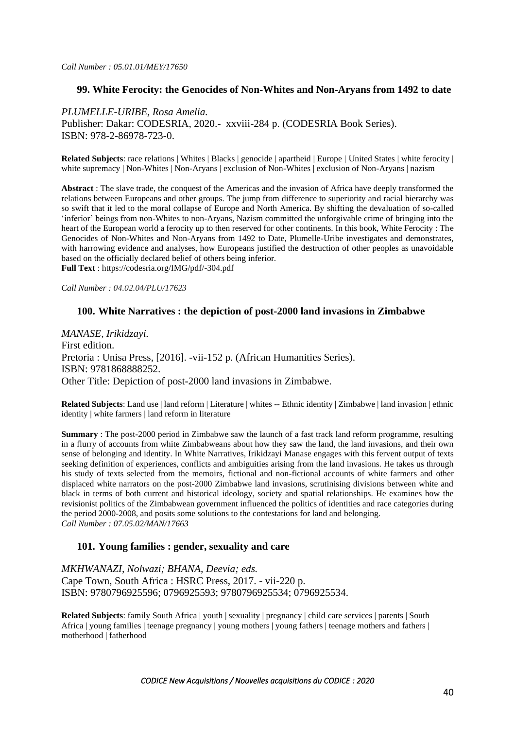*Call Number : 05.01.01/MEY/17650*

### 99. White Ferocity: the Genocides of Non-Whites and Non-Aryans from 1492 to date

*PLUMELLE-URIBE, Rosa Amelia.*
Publisher: Dakar: CODESRIA, 2020.- xxviii-284 p. (CODESRIA Book Series).
ISBN: 978-2-86978-723-0.

**Related Subjects**: race relations | Whites | Blacks | genocide | apartheid | Europe | United States | white ferocity | white supremacy | Non-Whites | Non-Aryans | exclusion of Non-Whites | exclusion of Non-Aryans | nazism

**Abstract** : The slave trade, the conquest of the Americas and the invasion of Africa have deeply transformed the relations between Europeans and other groups. The jump from difference to superiority and racial hierarchy was so swift that it led to the moral collapse of Europe and North America. By shifting the devaluation of so-called 'inferior' beings from non-Whites to non-Aryans, Nazism committed the unforgivable crime of bringing into the heart of the European world a ferocity up to then reserved for other continents. In this book, White Ferocity : The Genocides of Non-Whites and Non-Aryans from 1492 to Date, Plumelle-Uribe investigates and demonstrates, with harrowing evidence and analyses, how Europeans justified the destruction of other peoples as unavoidable based on the officially declared belief of others being inferior.
**Full Text** : https://codesria.org/IMG/pdf/-304.pdf

*Call Number : 04.02.04/PLU/17623*

### 100. White Narratives : the depiction of post-2000 land invasions in Zimbabwe

*MANASE, Irikidzayi.*
First edition.
Pretoria : Unisa Press, [2016]. -vii-152 p. (African Humanities Series).
ISBN: 9781868888252.
Other Title: Depiction of post-2000 land invasions in Zimbabwe.

**Related Subjects**: Land use | land reform | Literature | whites -- Ethnic identity | Zimbabwe | land invasion | ethnic identity | white farmers | land reform in literature

**Summary** : The post-2000 period in Zimbabwe saw the launch of a fast track land reform programme, resulting in a flurry of accounts from white Zimbabweans about how they saw the land, the land invasions, and their own sense of belonging and identity. In White Narratives, Irikidzayi Manase engages with this fervent output of texts seeking definition of experiences, conflicts and ambiguities arising from the land invasions. He takes us through his study of texts selected from the memoirs, fictional and non-fictional accounts of white farmers and other displaced white narrators on the post-2000 Zimbabwe land invasions, scrutinising divisions between white and black in terms of both current and historical ideology, society and spatial relationships. He examines how the revisionist politics of the Zimbabwean government influenced the politics of identities and race categories during the period 2000-2008, and posits some solutions to the contestations for land and belonging.
*Call Number : 07.05.02/MAN/17663*

### 101. Young families : gender, sexuality and care

*MKHWANAZI, Nolwazi; BHANA, Deevia; eds.*
Cape Town, South Africa : HSRC Press, 2017. - vii-220 p.
ISBN: 9780796925596; 0796925593; 9780796925534; 0796925534.

**Related Subjects**: family South Africa | youth | sexuality | pregnancy | child care services | parents | South Africa | young families | teenage pregnancy | young mothers | young fathers | teenage mothers and fathers | motherhood | fatherhood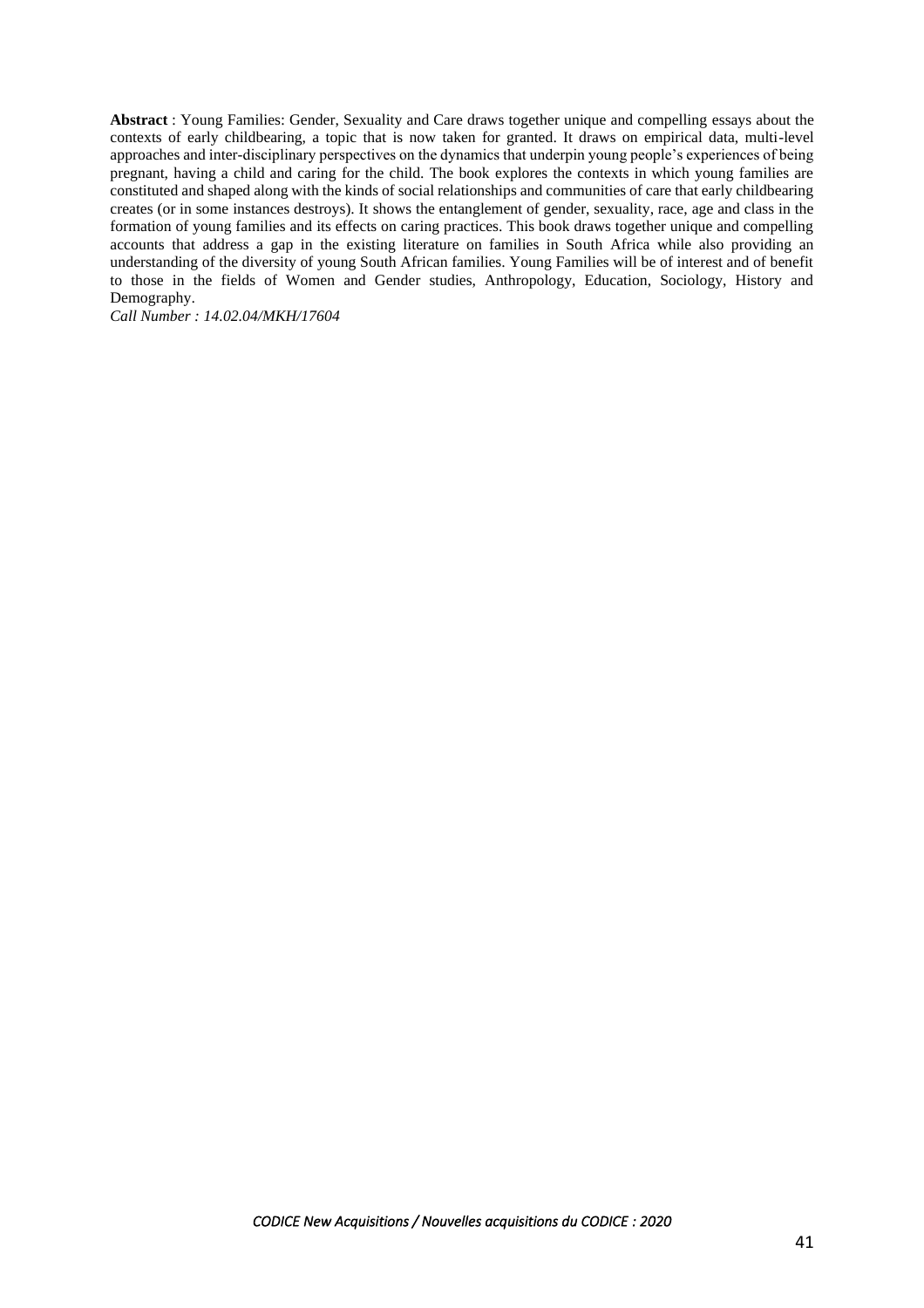**Abstract** : Young Families: Gender, Sexuality and Care draws together unique and compelling essays about the contexts of early childbearing, a topic that is now taken for granted. It draws on empirical data, multi-level approaches and inter-disciplinary perspectives on the dynamics that underpin young people's experiences of being pregnant, having a child and caring for the child. The book explores the contexts in which young families are constituted and shaped along with the kinds of social relationships and communities of care that early childbearing creates (or in some instances destroys). It shows the entanglement of gender, sexuality, race, age and class in the formation of young families and its effects on caring practices. This book draws together unique and compelling accounts that address a gap in the existing literature on families in South Africa while also providing an understanding of the diversity of young South African families. Young Families will be of interest and of benefit to those in the fields of Women and Gender studies, Anthropology, Education, Sociology, History and Demography.

*Call Number : 14.02.04/MKH/17604*